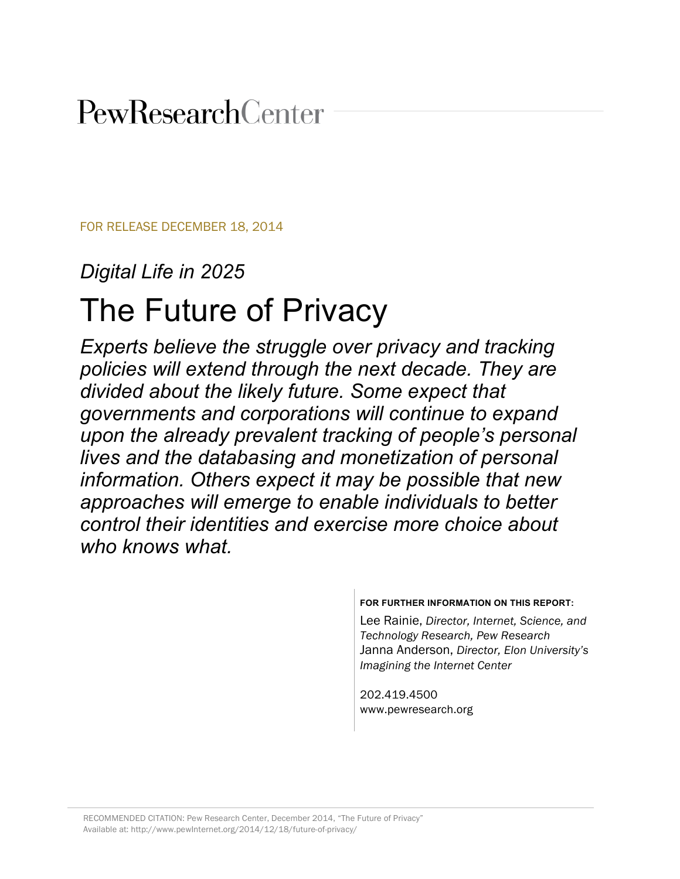PewResearchCenter

FOR RELEASE DECEMBER 18, 2014

*Digital Life in 2025*

# The Future of Privacy

***Experts believe the struggle over privacy and tracking policies will extend through the next decade. They are divided about the likely future. Some expect that governments and corporations will continue to expand upon the already prevalent tracking of people's personal lives and the databasing and monetization of personal information. Others expect it may be possible that new approaches will emerge to enable individuals to better control their identities and exercise more choice about who knows what.***

**FOR FURTHER INFORMATION ON THIS REPORT:**

Lee Rainie, *Director, Internet, Science, and Technology Research, Pew Research*
Janna Anderson, *Director, Elon University's Imagining the Internet Center*

202.419.4500
www.pewresearch.org

RECOMMENDED CITATION: Pew Research Center, December 2014, "The Future of Privacy"
Available at: http://www.pewInternet.org/2014/12/18/future-of-privacy/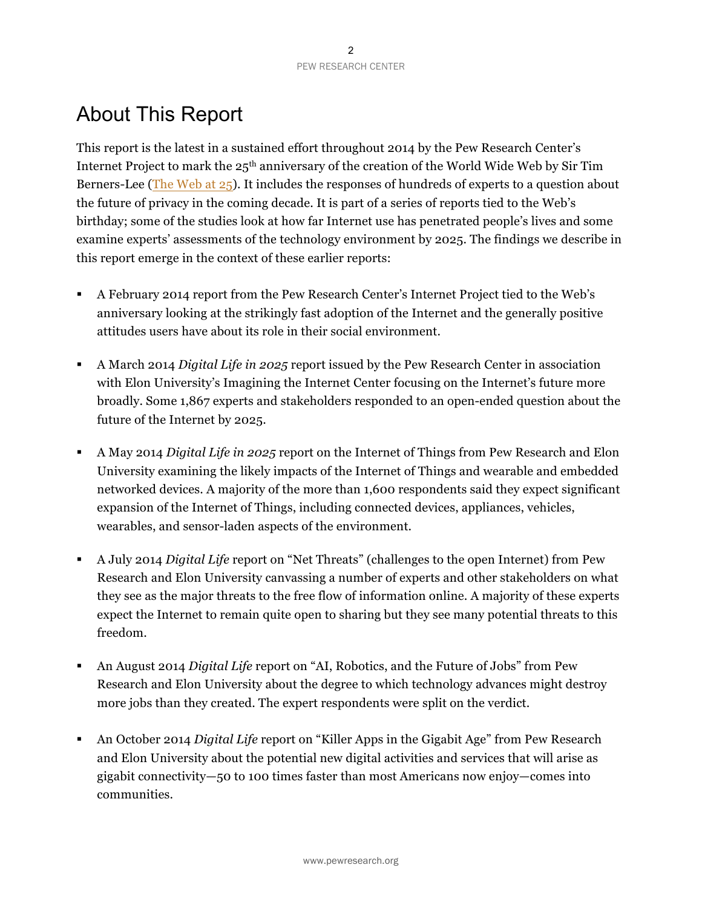# About This Report

This report is the latest in a sustained effort throughout 2014 by the Pew Research Center's Internet Project to mark the 25th anniversary of the creation of the World Wide Web by Sir Tim Berners-Lee (The Web at 25). It includes the responses of hundreds of experts to a question about the future of privacy in the coming decade. It is part of a series of reports tied to the Web's birthday; some of the studies look at how far Internet use has penetrated people's lives and some examine experts' assessments of the technology environment by 2025. The findings we describe in this report emerge in the context of these earlier reports:

- A February 2014 report from the Pew Research Center's Internet Project tied to the Web's anniversary looking at the strikingly fast adoption of the Internet and the generally positive attitudes users have about its role in their social environment.

- A March 2014 *Digital Life in 2025* report issued by the Pew Research Center in association with Elon University's Imagining the Internet Center focusing on the Internet's future more broadly. Some 1,867 experts and stakeholders responded to an open-ended question about the future of the Internet by 2025.

- A May 2014 *Digital Life in 2025* report on the Internet of Things from Pew Research and Elon University examining the likely impacts of the Internet of Things and wearable and embedded networked devices. A majority of the more than 1,600 respondents said they expect significant expansion of the Internet of Things, including connected devices, appliances, vehicles, wearables, and sensor-laden aspects of the environment.

- A July 2014 *Digital Life* report on "Net Threats" (challenges to the open Internet) from Pew Research and Elon University canvassing a number of experts and other stakeholders on what they see as the major threats to the free flow of information online. A majority of these experts expect the Internet to remain quite open to sharing but they see many potential threats to this freedom.

- An August 2014 *Digital Life* report on "AI, Robotics, and the Future of Jobs" from Pew Research and Elon University about the degree to which technology advances might destroy more jobs than they created. The expert respondents were split on the verdict.

- An October 2014 *Digital Life* report on "Killer Apps in the Gigabit Age" from Pew Research and Elon University about the potential new digital activities and services that will arise as gigabit connectivity—50 to 100 times faster than most Americans now enjoy—comes into communities.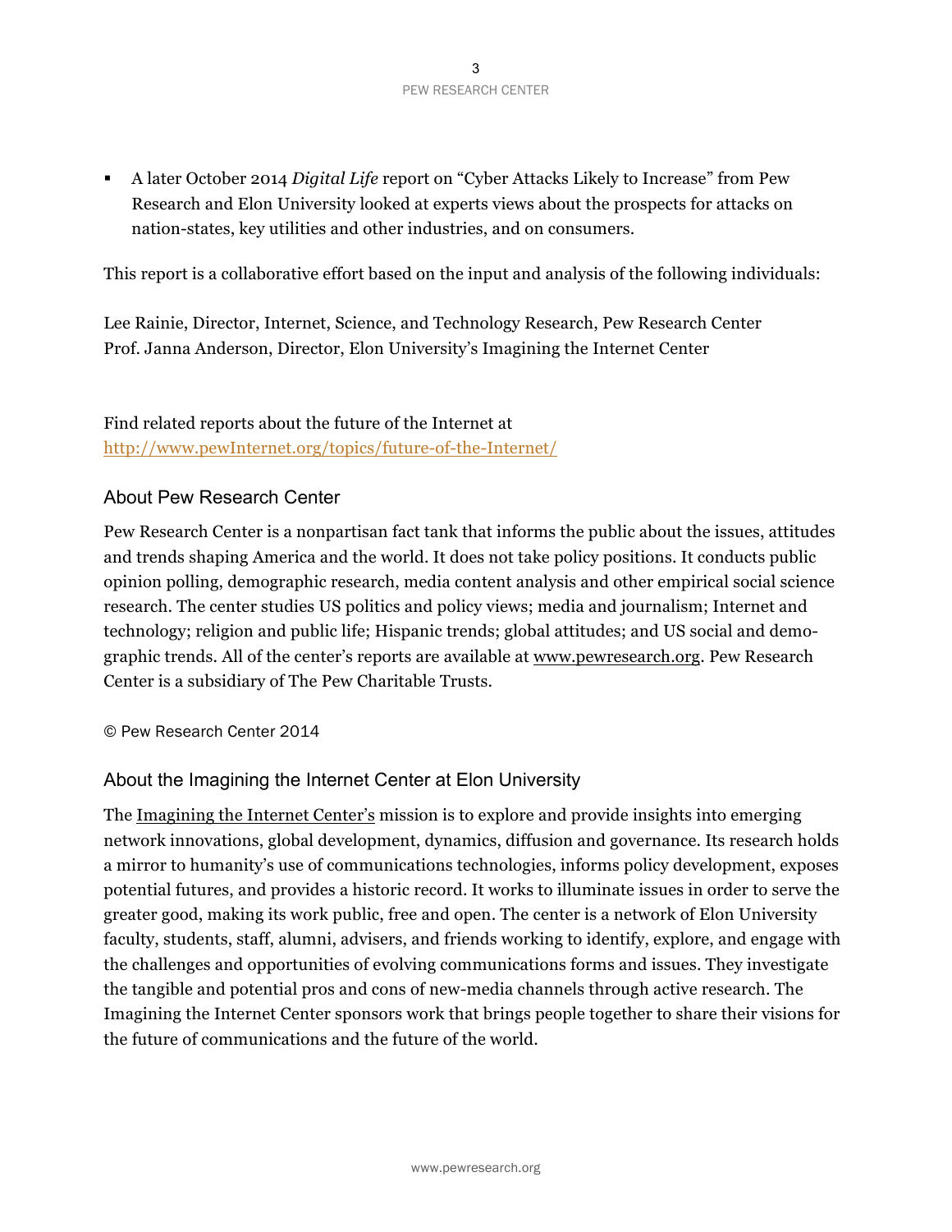- A later October 2014 *Digital Life* report on "Cyber Attacks Likely to Increase" from Pew Research and Elon University looked at experts views about the prospects for attacks on nation-states, key utilities and other industries, and on consumers.

This report is a collaborative effort based on the input and analysis of the following individuals:

Lee Rainie, Director, Internet, Science, and Technology Research, Pew Research Center
Prof. Janna Anderson, Director, Elon University's Imagining the Internet Center

Find related reports about the future of the Internet at
http://www.pewInternet.org/topics/future-of-the-Internet/

## About Pew Research Center

Pew Research Center is a nonpartisan fact tank that informs the public about the issues, attitudes and trends shaping America and the world. It does not take policy positions. It conducts public opinion polling, demographic research, media content analysis and other empirical social science research. The center studies US politics and policy views; media and journalism; Internet and technology; religion and public life; Hispanic trends; global attitudes; and US social and demographic trends. All of the center's reports are available at www.pewresearch.org. Pew Research Center is a subsidiary of The Pew Charitable Trusts.

© Pew Research Center 2014

## About the Imagining the Internet Center at Elon University

The Imagining the Internet Center's mission is to explore and provide insights into emerging network innovations, global development, dynamics, diffusion and governance. Its research holds a mirror to humanity's use of communications technologies, informs policy development, exposes potential futures, and provides a historic record. It works to illuminate issues in order to serve the greater good, making its work public, free and open. The center is a network of Elon University faculty, students, staff, alumni, advisers, and friends working to identify, explore, and engage with the challenges and opportunities of evolving communications forms and issues. They investigate the tangible and potential pros and cons of new-media channels through active research. The Imagining the Internet Center sponsors work that brings people together to share their visions for the future of communications and the future of the world.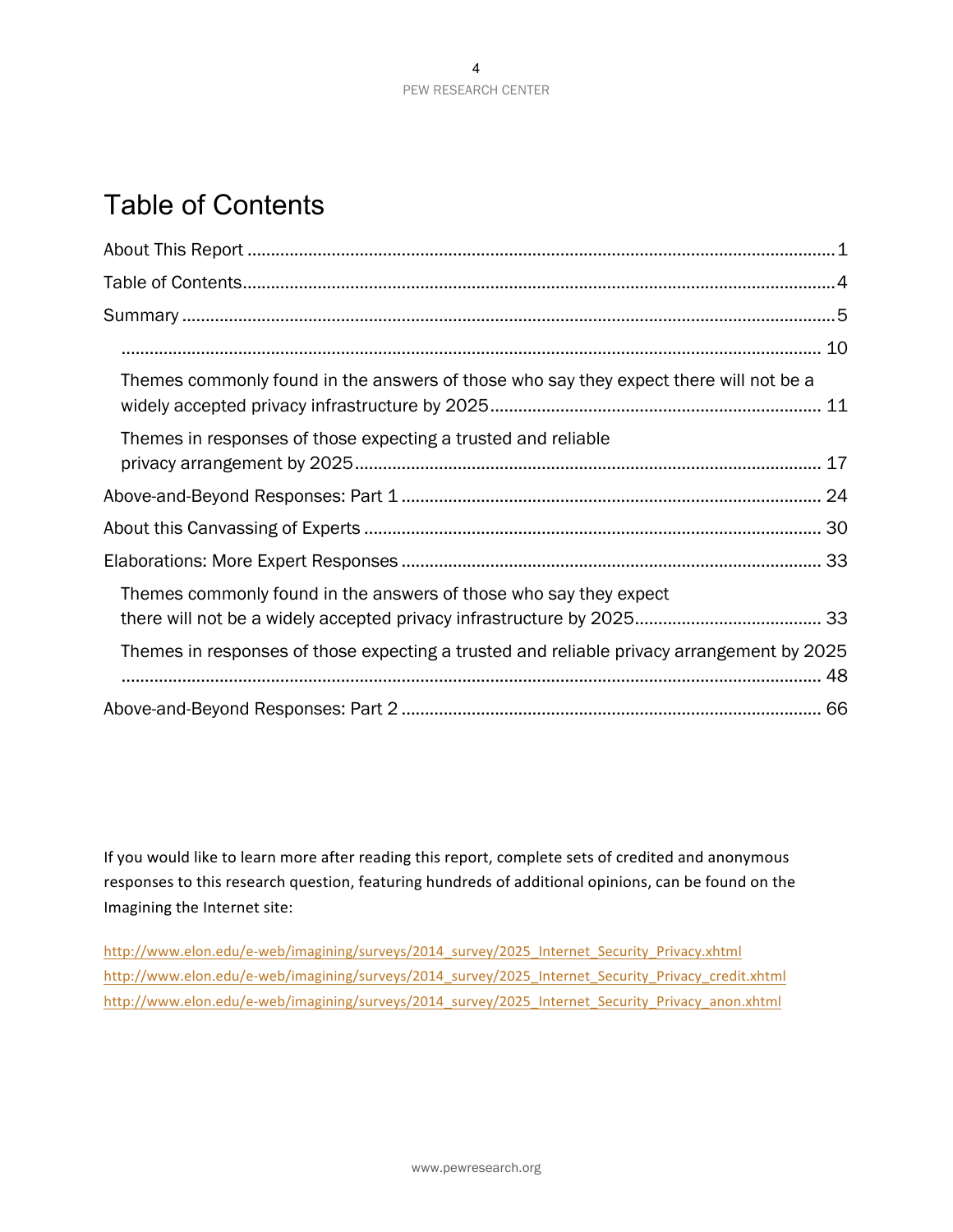# Table of Contents

About This Report .......................................................................................................................1

Table of Contents...........................................................................................................................4

Summary .......................................................................................................................................5

- ........................................................................................................................................ 10
- Themes commonly found in the answers of those who say they expect there will not be a widely accepted privacy infrastructure by 2025....................................................................... 11
- Themes in responses of those expecting a trusted and reliable privacy arrangement by 2025.................................................................................................. 17

Above-and-Beyond Responses: Part 1 ......................................................................................... 24

About this Canvassing of Experts ................................................................................................ 30

Elaborations: More Expert Responses ........................................................................................ 33

- Themes commonly found in the answers of those who say they expect there will not be a widely accepted privacy infrastructure by 2025....................................... 33
- Themes in responses of those expecting a trusted and reliable privacy arrangement by 2025 ........................................................................................................................................ 48

Above-and-Beyond Responses: Part 2 ......................................................................................... 66

If you would like to learn more after reading this report, complete sets of credited and anonymous responses to this research question, featuring hundreds of additional opinions, can be found on the Imagining the Internet site:

http://www.elon.edu/e-web/imagining/surveys/2014_survey/2025_Internet_Security_Privacy.xhtml
http://www.elon.edu/e-web/imagining/surveys/2014_survey/2025_Internet_Security_Privacy_credit.xhtml
http://www.elon.edu/e-web/imagining/surveys/2014_survey/2025_Internet_Security_Privacy_anon.xhtml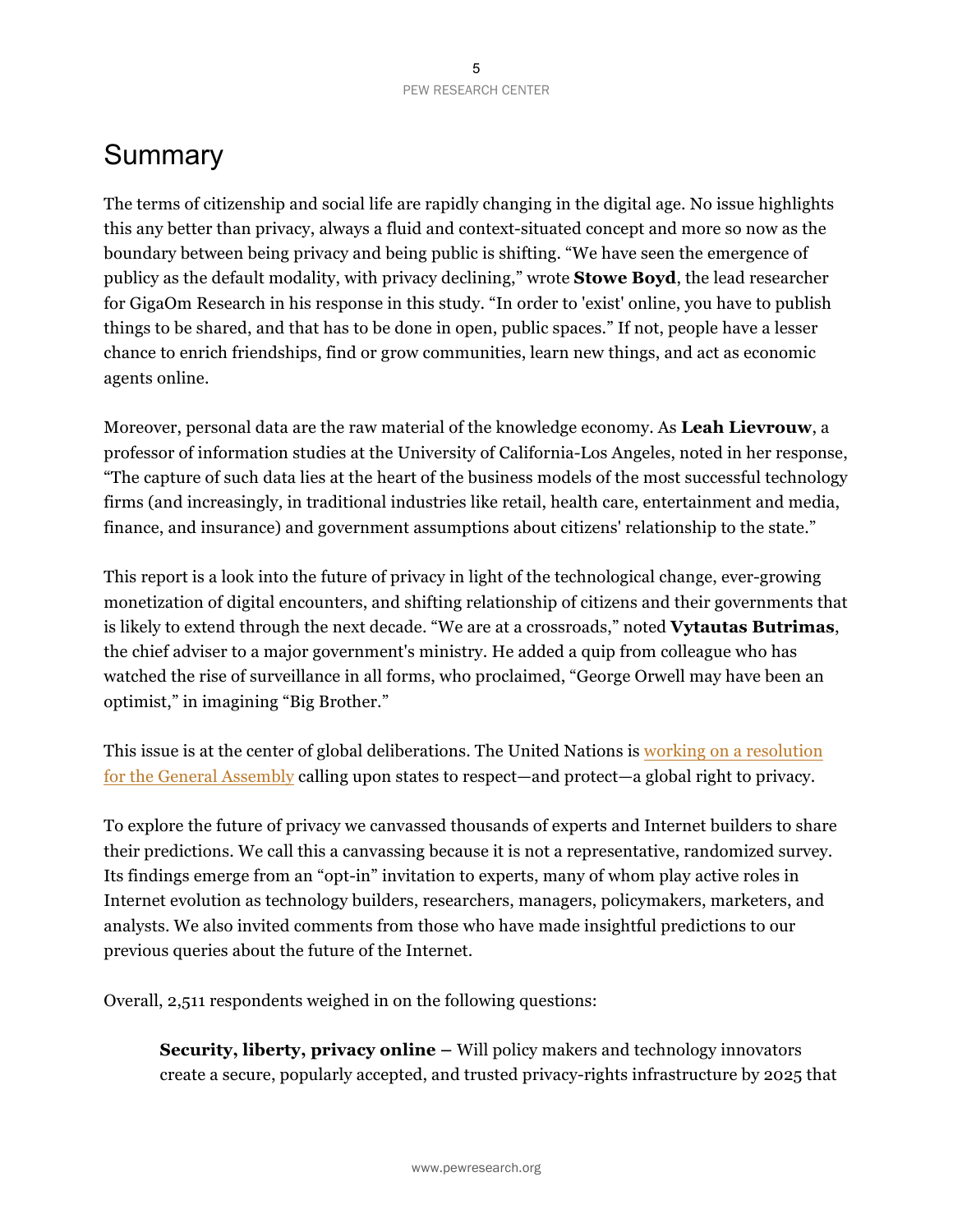# Summary

The terms of citizenship and social life are rapidly changing in the digital age. No issue highlights this any better than privacy, always a fluid and context-situated concept and more so now as the boundary between being privacy and being public is shifting. "We have seen the emergence of publicy as the default modality, with privacy declining," wrote **Stowe Boyd**, the lead researcher for GigaOm Research in his response in this study. "In order to 'exist' online, you have to publish things to be shared, and that has to be done in open, public spaces." If not, people have a lesser chance to enrich friendships, find or grow communities, learn new things, and act as economic agents online.

Moreover, personal data are the raw material of the knowledge economy. As **Leah Lievrouw**, a professor of information studies at the University of California-Los Angeles, noted in her response, "The capture of such data lies at the heart of the business models of the most successful technology firms (and increasingly, in traditional industries like retail, health care, entertainment and media, finance, and insurance) and government assumptions about citizens' relationship to the state."

This report is a look into the future of privacy in light of the technological change, ever-growing monetization of digital encounters, and shifting relationship of citizens and their governments that is likely to extend through the next decade. "We are at a crossroads," noted **Vytautas Butrimas**, the chief adviser to a major government's ministry. He added a quip from colleague who has watched the rise of surveillance in all forms, who proclaimed, "George Orwell may have been an optimist," in imagining "Big Brother."

This issue is at the center of global deliberations. The United Nations is working on a resolution for the General Assembly calling upon states to respect—and protect—a global right to privacy.

To explore the future of privacy we canvassed thousands of experts and Internet builders to share their predictions. We call this a canvassing because it is not a representative, randomized survey. Its findings emerge from an "opt-in" invitation to experts, many of whom play active roles in Internet evolution as technology builders, researchers, managers, policymakers, marketers, and analysts. We also invited comments from those who have made insightful predictions to our previous queries about the future of the Internet.

Overall, 2,511 respondents weighed in on the following questions:

> **Security, liberty, privacy online –** Will policy makers and technology innovators create a secure, popularly accepted, and trusted privacy-rights infrastructure by 2025 that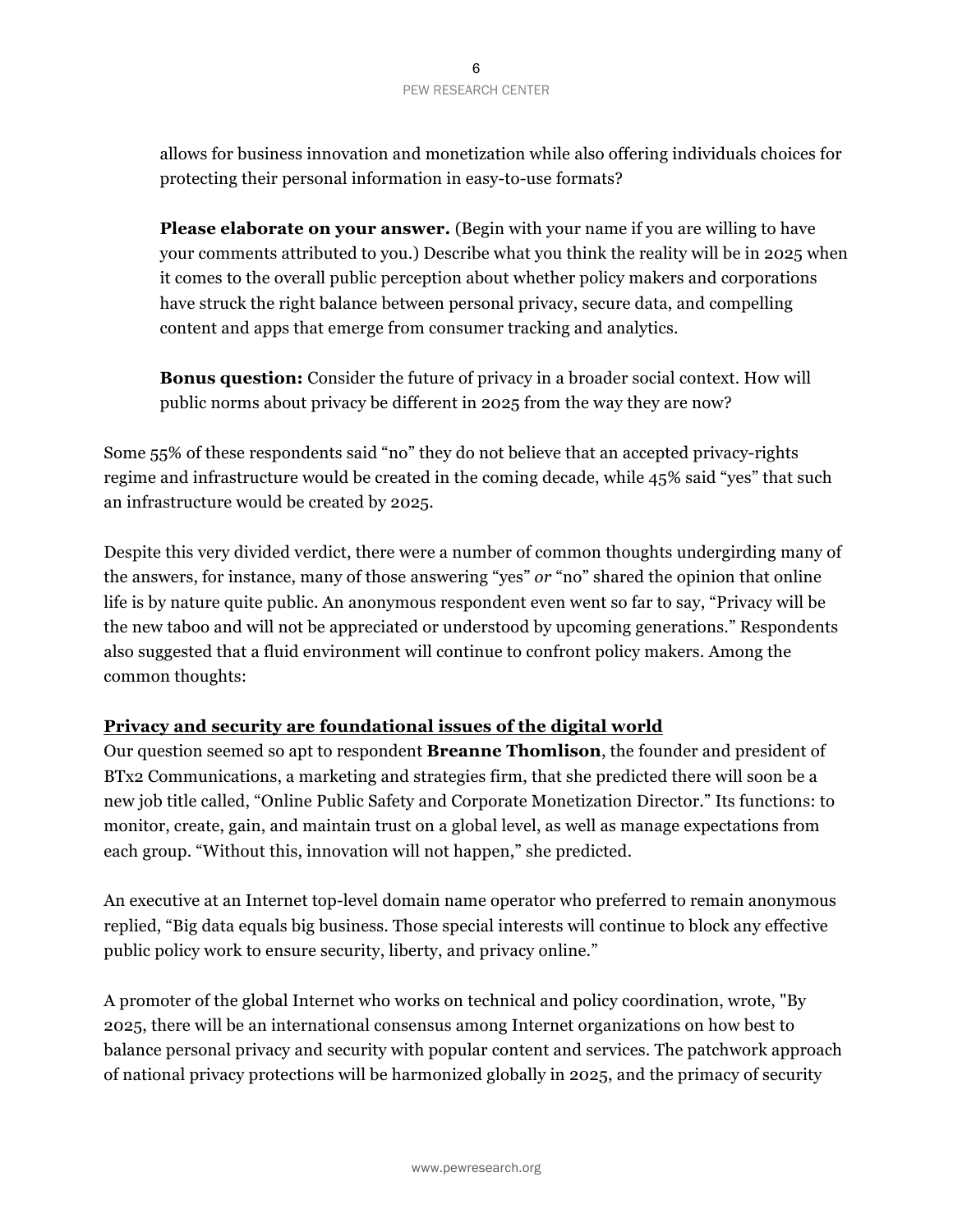allows for business innovation and monetization while also offering individuals choices for protecting their personal information in easy-to-use formats?

**Please elaborate on your answer.** (Begin with your name if you are willing to have your comments attributed to you.) Describe what you think the reality will be in 2025 when it comes to the overall public perception about whether policy makers and corporations have struck the right balance between personal privacy, secure data, and compelling content and apps that emerge from consumer tracking and analytics.

**Bonus question:** Consider the future of privacy in a broader social context. How will public norms about privacy be different in 2025 from the way they are now?

Some 55% of these respondents said "no" they do not believe that an accepted privacy-rights regime and infrastructure would be created in the coming decade, while 45% said "yes" that such an infrastructure would be created by 2025.

Despite this very divided verdict, there were a number of common thoughts undergirding many of the answers, for instance, many of those answering "yes" *or* "no" shared the opinion that online life is by nature quite public. An anonymous respondent even went so far to say, "Privacy will be the new taboo and will not be appreciated or understood by upcoming generations." Respondents also suggested that a fluid environment will continue to confront policy makers. Among the common thoughts:

**Privacy and security are foundational issues of the digital world**

Our question seemed so apt to respondent **Breanne Thomlison**, the founder and president of BTx2 Communications, a marketing and strategies firm, that she predicted there will soon be a new job title called, "Online Public Safety and Corporate Monetization Director." Its functions: to monitor, create, gain, and maintain trust on a global level, as well as manage expectations from each group. "Without this, innovation will not happen," she predicted.

An executive at an Internet top-level domain name operator who preferred to remain anonymous replied, "Big data equals big business. Those special interests will continue to block any effective public policy work to ensure security, liberty, and privacy online."

A promoter of the global Internet who works on technical and policy coordination, wrote, "By 2025, there will be an international consensus among Internet organizations on how best to balance personal privacy and security with popular content and services. The patchwork approach of national privacy protections will be harmonized globally in 2025, and the primacy of security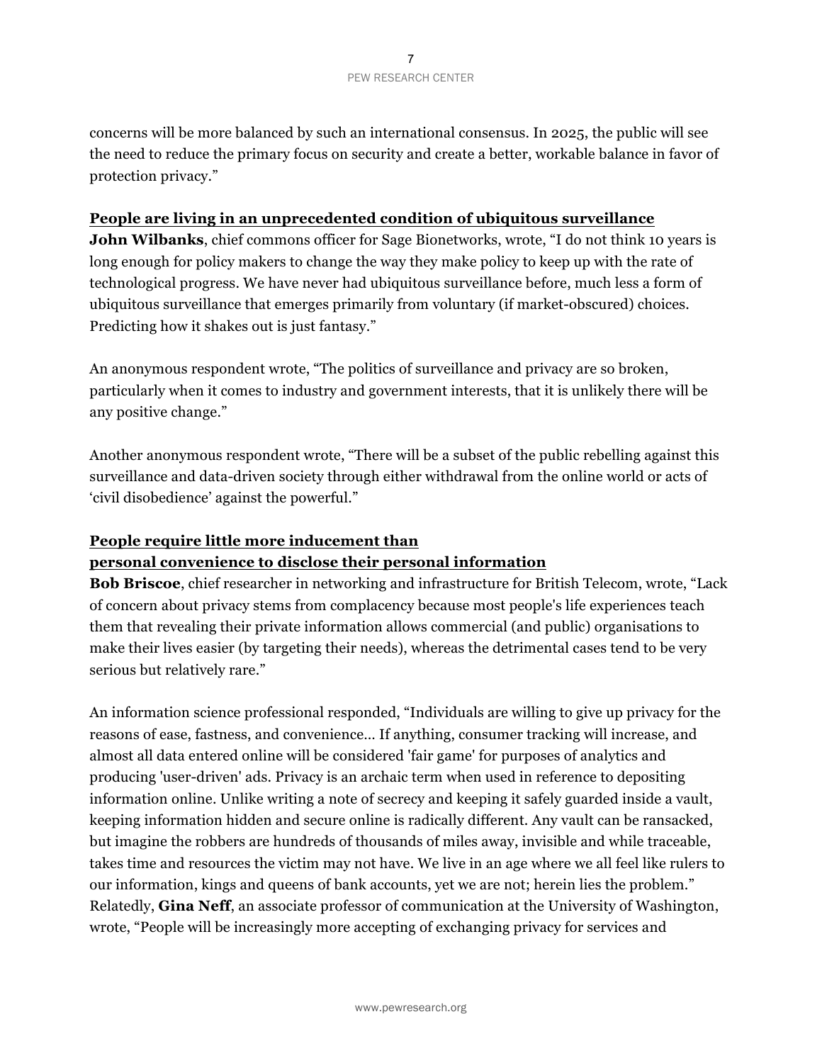concerns will be more balanced by such an international consensus. In 2025, the public will see the need to reduce the primary focus on security and create a better, workable balance in favor of protection privacy."

### People are living in an unprecedented condition of ubiquitous surveillance

**John Wilbanks**, chief commons officer for Sage Bionetworks, wrote, "I do not think 10 years is long enough for policy makers to change the way they make policy to keep up with the rate of technological progress. We have never had ubiquitous surveillance before, much less a form of ubiquitous surveillance that emerges primarily from voluntary (if market-obscured) choices. Predicting how it shakes out is just fantasy."

An anonymous respondent wrote, "The politics of surveillance and privacy are so broken, particularly when it comes to industry and government interests, that it is unlikely there will be any positive change."

Another anonymous respondent wrote, "There will be a subset of the public rebelling against this surveillance and data-driven society through either withdrawal from the online world or acts of 'civil disobedience' against the powerful."

### People require little more inducement than personal convenience to disclose their personal information

**Bob Briscoe**, chief researcher in networking and infrastructure for British Telecom, wrote, "Lack of concern about privacy stems from complacency because most people's life experiences teach them that revealing their private information allows commercial (and public) organisations to make their lives easier (by targeting their needs), whereas the detrimental cases tend to be very serious but relatively rare."

An information science professional responded, "Individuals are willing to give up privacy for the reasons of ease, fastness, and convenience… If anything, consumer tracking will increase, and almost all data entered online will be considered 'fair game' for purposes of analytics and producing 'user-driven' ads. Privacy is an archaic term when used in reference to depositing information online. Unlike writing a note of secrecy and keeping it safely guarded inside a vault, keeping information hidden and secure online is radically different. Any vault can be ransacked, but imagine the robbers are hundreds of thousands of miles away, invisible and while traceable, takes time and resources the victim may not have. We live in an age where we all feel like rulers to our information, kings and queens of bank accounts, yet we are not; herein lies the problem." Relatedly, **Gina Neff**, an associate professor of communication at the University of Washington, wrote, "People will be increasingly more accepting of exchanging privacy for services and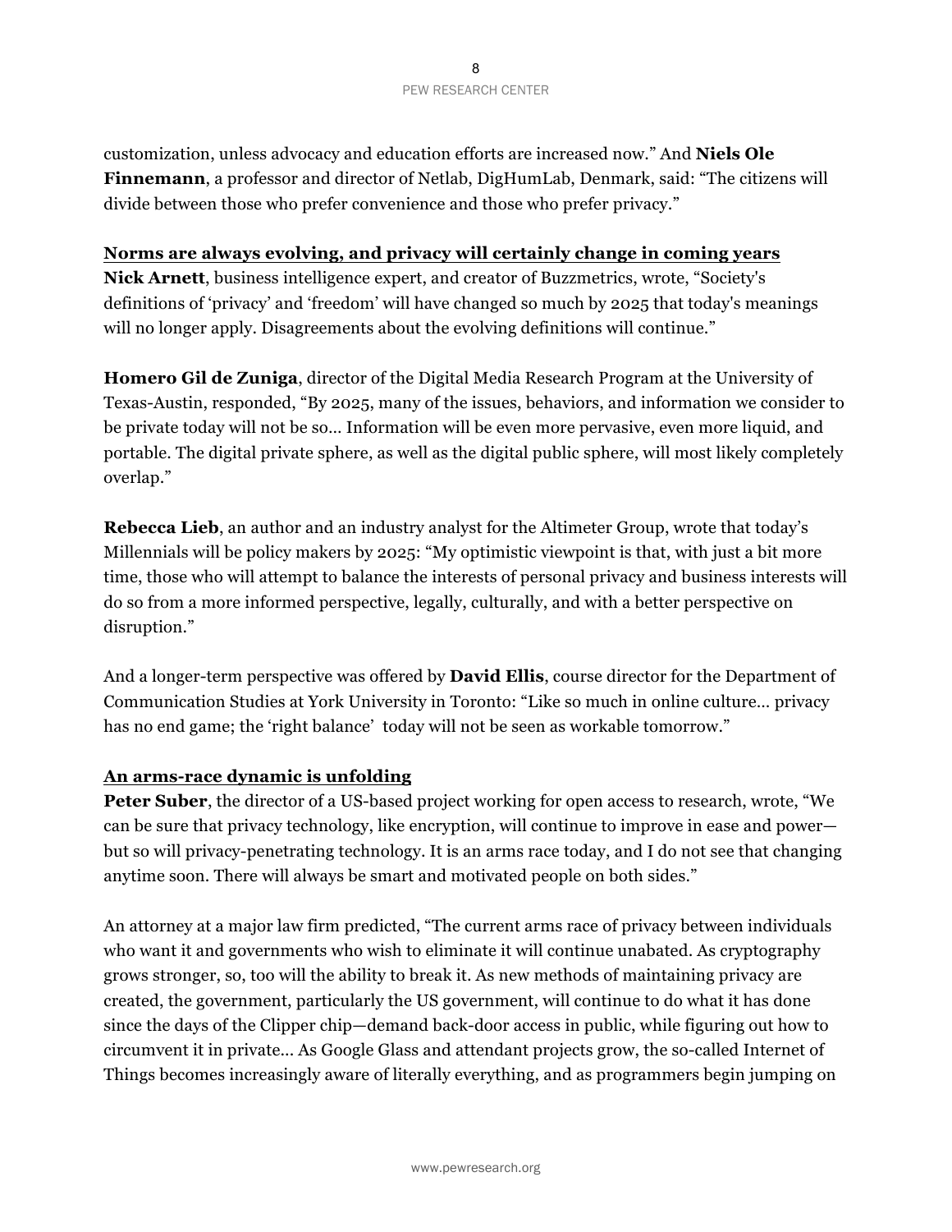customization, unless advocacy and education efforts are increased now." And **Niels Ole Finnemann**, a professor and director of Netlab, DigHumLab, Denmark, said: "The citizens will divide between those who prefer convenience and those who prefer privacy."

## Norms are always evolving, and privacy will certainly change in coming years

**Nick Arnett**, business intelligence expert, and creator of Buzzmetrics, wrote, "Society's definitions of 'privacy' and 'freedom' will have changed so much by 2025 that today's meanings will no longer apply. Disagreements about the evolving definitions will continue."

**Homero Gil de Zuniga**, director of the Digital Media Research Program at the University of Texas-Austin, responded, "By 2025, many of the issues, behaviors, and information we consider to be private today will not be so… Information will be even more pervasive, even more liquid, and portable. The digital private sphere, as well as the digital public sphere, will most likely completely overlap."

**Rebecca Lieb**, an author and an industry analyst for the Altimeter Group, wrote that today's Millennials will be policy makers by 2025: "My optimistic viewpoint is that, with just a bit more time, those who will attempt to balance the interests of personal privacy and business interests will do so from a more informed perspective, legally, culturally, and with a better perspective on disruption."

And a longer-term perspective was offered by **David Ellis**, course director for the Department of Communication Studies at York University in Toronto: "Like so much in online culture… privacy has no end game; the 'right balance' today will not be seen as workable tomorrow."

## An arms-race dynamic is unfolding

**Peter Suber**, the director of a US-based project working for open access to research, wrote, "We can be sure that privacy technology, like encryption, will continue to improve in ease and power—but so will privacy-penetrating technology. It is an arms race today, and I do not see that changing anytime soon. There will always be smart and motivated people on both sides."

An attorney at a major law firm predicted, "The current arms race of privacy between individuals who want it and governments who wish to eliminate it will continue unabated. As cryptography grows stronger, so, too will the ability to break it. As new methods of maintaining privacy are created, the government, particularly the US government, will continue to do what it has done since the days of the Clipper chip—demand back-door access in public, while figuring out how to circumvent it in private… As Google Glass and attendant projects grow, the so-called Internet of Things becomes increasingly aware of literally everything, and as programmers begin jumping on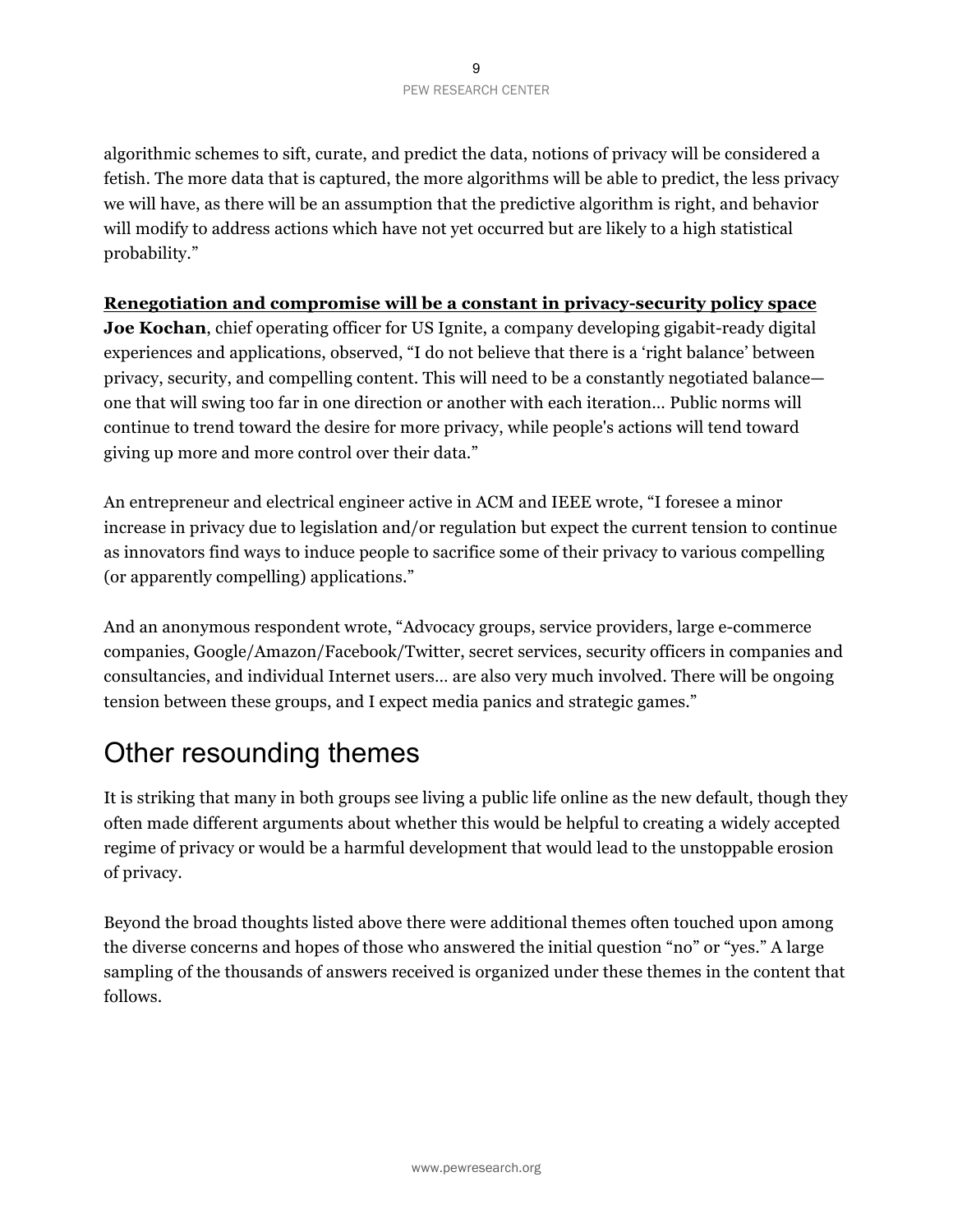algorithmic schemes to sift, curate, and predict the data, notions of privacy will be considered a fetish. The more data that is captured, the more algorithms will be able to predict, the less privacy we will have, as there will be an assumption that the predictive algorithm is right, and behavior will modify to address actions which have not yet occurred but are likely to a high statistical probability."

**Renegotiation and compromise will be a constant in privacy-security policy space**

**Joe Kochan**, chief operating officer for US Ignite, a company developing gigabit-ready digital experiences and applications, observed, "I do not believe that there is a 'right balance' between privacy, security, and compelling content. This will need to be a constantly negotiated balance—one that will swing too far in one direction or another with each iteration… Public norms will continue to trend toward the desire for more privacy, while people's actions will tend toward giving up more and more control over their data."

An entrepreneur and electrical engineer active in ACM and IEEE wrote, "I foresee a minor increase in privacy due to legislation and/or regulation but expect the current tension to continue as innovators find ways to induce people to sacrifice some of their privacy to various compelling (or apparently compelling) applications."

And an anonymous respondent wrote, "Advocacy groups, service providers, large e-commerce companies, Google/Amazon/Facebook/Twitter, secret services, security officers in companies and consultancies, and individual Internet users… are also very much involved. There will be ongoing tension between these groups, and I expect media panics and strategic games."

# Other resounding themes

It is striking that many in both groups see living a public life online as the new default, though they often made different arguments about whether this would be helpful to creating a widely accepted regime of privacy or would be a harmful development that would lead to the unstoppable erosion of privacy.

Beyond the broad thoughts listed above there were additional themes often touched upon among the diverse concerns and hopes of those who answered the initial question "no" or "yes." A large sampling of the thousands of answers received is organized under these themes in the content that follows.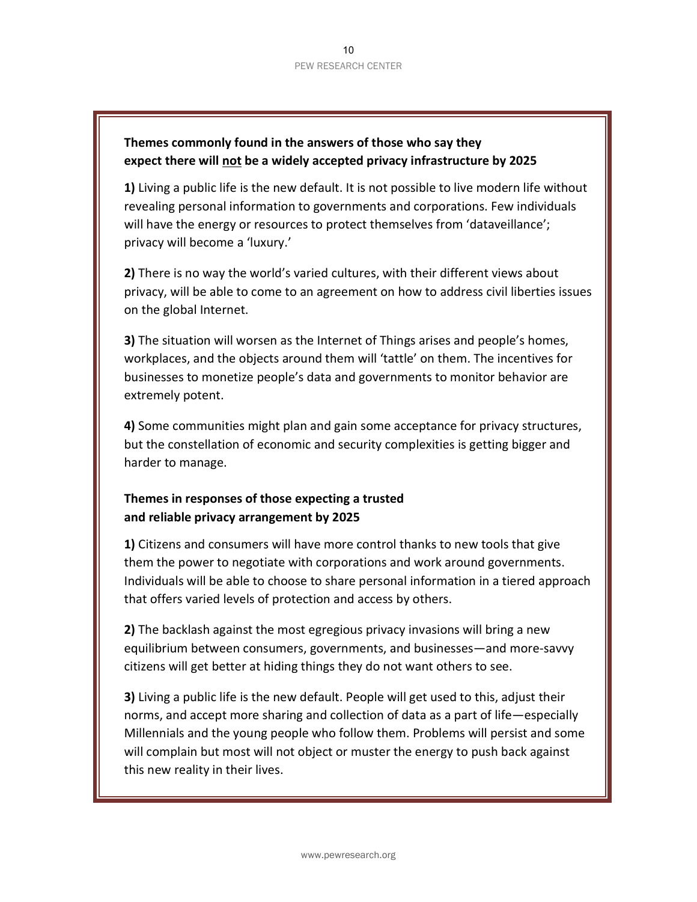**Themes commonly found in the answers of those who say they expect there will <u>not</u> be a widely accepted privacy infrastructure by 2025**

**1)** Living a public life is the new default. It is not possible to live modern life without revealing personal information to governments and corporations. Few individuals will have the energy or resources to protect themselves from 'dataveillance'; privacy will become a 'luxury.'

**2)** There is no way the world's varied cultures, with their different views about privacy, will be able to come to an agreement on how to address civil liberties issues on the global Internet.

**3)** The situation will worsen as the Internet of Things arises and people's homes, workplaces, and the objects around them will 'tattle' on them. The incentives for businesses to monetize people's data and governments to monitor behavior are extremely potent.

**4)** Some communities might plan and gain some acceptance for privacy structures, but the constellation of economic and security complexities is getting bigger and harder to manage.

**Themes in responses of those expecting a trusted and reliable privacy arrangement by 2025**

**1)** Citizens and consumers will have more control thanks to new tools that give them the power to negotiate with corporations and work around governments. Individuals will be able to choose to share personal information in a tiered approach that offers varied levels of protection and access by others.

**2)** The backlash against the most egregious privacy invasions will bring a new equilibrium between consumers, governments, and businesses—and more-savvy citizens will get better at hiding things they do not want others to see.

**3)** Living a public life is the new default. People will get used to this, adjust their norms, and accept more sharing and collection of data as a part of life—especially Millennials and the young people who follow them. Problems will persist and some will complain but most will not object or muster the energy to push back against this new reality in their lives.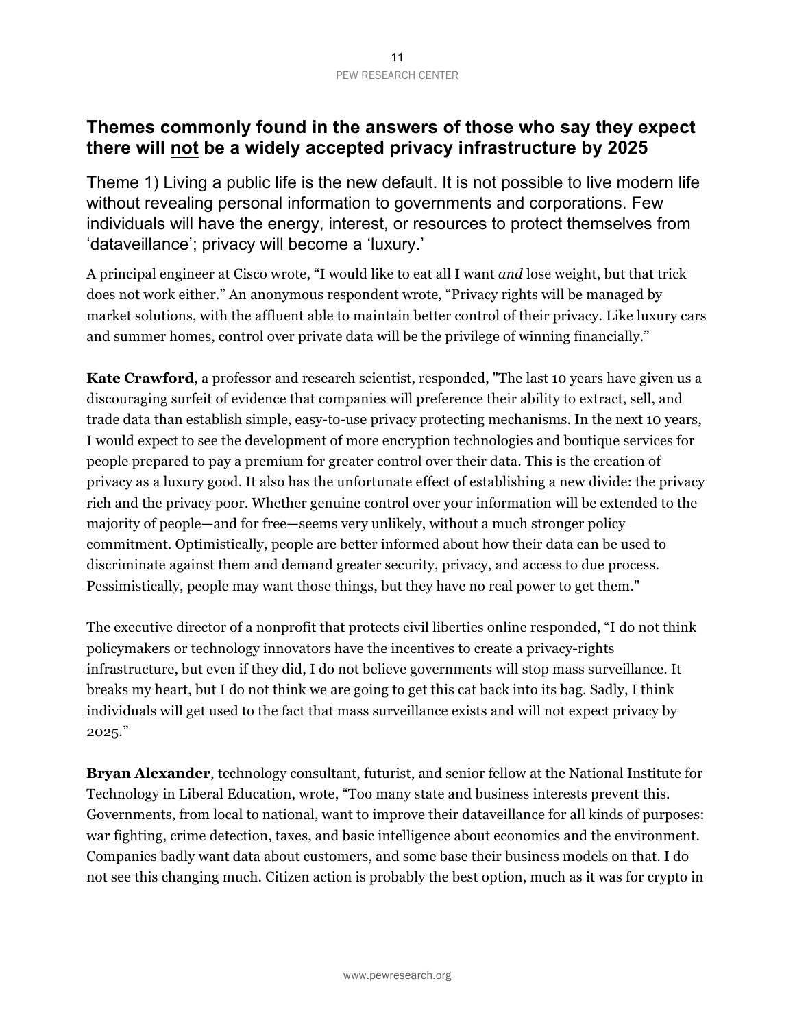## Themes commonly found in the answers of those who say they expect there will not be a widely accepted privacy infrastructure by 2025

### Theme 1) Living a public life is the new default. It is not possible to live modern life without revealing personal information to governments and corporations. Few individuals will have the energy, interest, or resources to protect themselves from 'dataveillance'; privacy will become a 'luxury.'

A principal engineer at Cisco wrote, "I would like to eat all I want *and* lose weight, but that trick does not work either." An anonymous respondent wrote, "Privacy rights will be managed by market solutions, with the affluent able to maintain better control of their privacy. Like luxury cars and summer homes, control over private data will be the privilege of winning financially."

**Kate Crawford**, a professor and research scientist, responded, "The last 10 years have given us a discouraging surfeit of evidence that companies will preference their ability to extract, sell, and trade data than establish simple, easy-to-use privacy protecting mechanisms. In the next 10 years, I would expect to see the development of more encryption technologies and boutique services for people prepared to pay a premium for greater control over their data. This is the creation of privacy as a luxury good. It also has the unfortunate effect of establishing a new divide: the privacy rich and the privacy poor. Whether genuine control over your information will be extended to the majority of people—and for free—seems very unlikely, without a much stronger policy commitment. Optimistically, people are better informed about how their data can be used to discriminate against them and demand greater security, privacy, and access to due process. Pessimistically, people may want those things, but they have no real power to get them."

The executive director of a nonprofit that protects civil liberties online responded, "I do not think policymakers or technology innovators have the incentives to create a privacy-rights infrastructure, but even if they did, I do not believe governments will stop mass surveillance. It breaks my heart, but I do not think we are going to get this cat back into its bag. Sadly, I think individuals will get used to the fact that mass surveillance exists and will not expect privacy by 2025."

**Bryan Alexander**, technology consultant, futurist, and senior fellow at the National Institute for Technology in Liberal Education, wrote, "Too many state and business interests prevent this. Governments, from local to national, want to improve their dataveillance for all kinds of purposes: war fighting, crime detection, taxes, and basic intelligence about economics and the environment. Companies badly want data about customers, and some base their business models on that. I do not see this changing much. Citizen action is probably the best option, much as it was for crypto in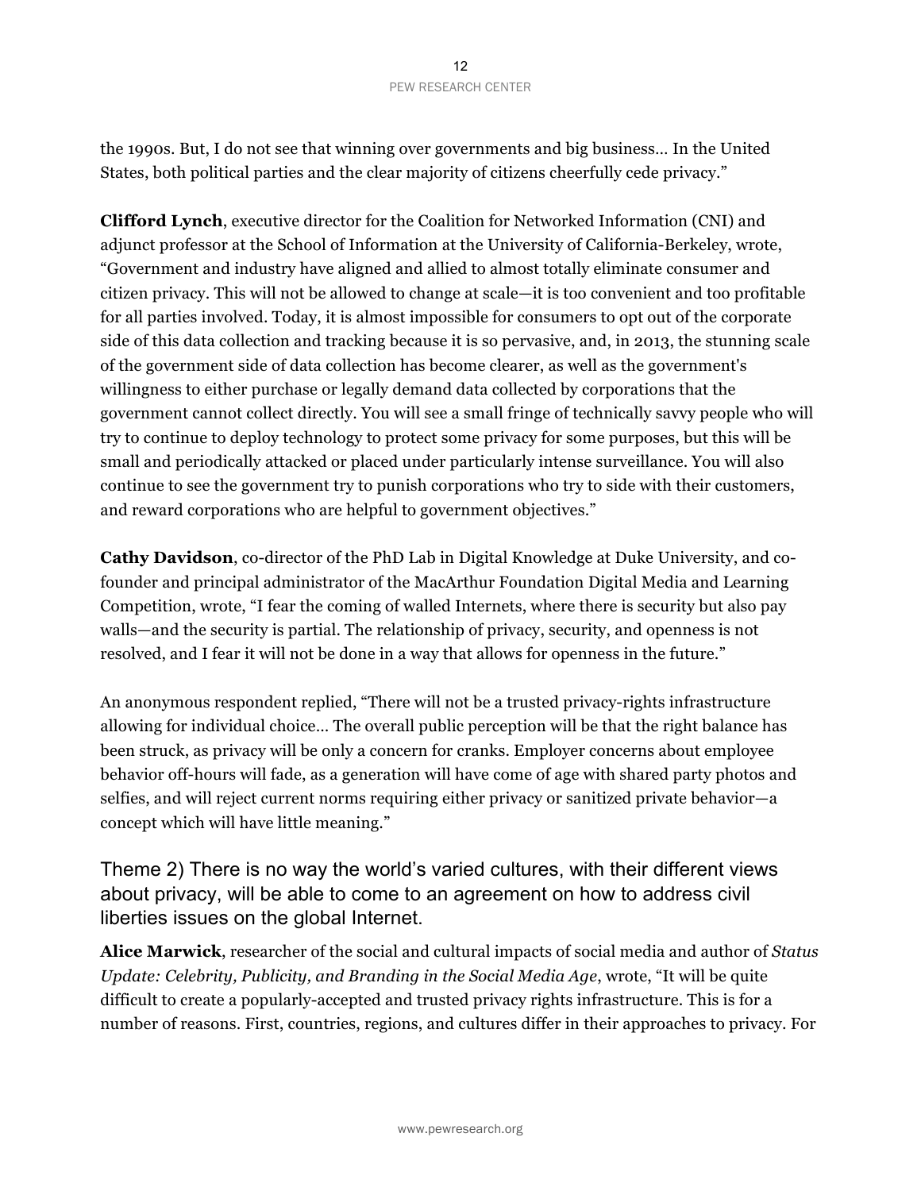the 1990s. But, I do not see that winning over governments and big business… In the United States, both political parties and the clear majority of citizens cheerfully cede privacy."

**Clifford Lynch**, executive director for the Coalition for Networked Information (CNI) and adjunct professor at the School of Information at the University of California-Berkeley, wrote, "Government and industry have aligned and allied to almost totally eliminate consumer and citizen privacy. This will not be allowed to change at scale—it is too convenient and too profitable for all parties involved. Today, it is almost impossible for consumers to opt out of the corporate side of this data collection and tracking because it is so pervasive, and, in 2013, the stunning scale of the government side of data collection has become clearer, as well as the government's willingness to either purchase or legally demand data collected by corporations that the government cannot collect directly. You will see a small fringe of technically savvy people who will try to continue to deploy technology to protect some privacy for some purposes, but this will be small and periodically attacked or placed under particularly intense surveillance. You will also continue to see the government try to punish corporations who try to side with their customers, and reward corporations who are helpful to government objectives."

**Cathy Davidson**, co-director of the PhD Lab in Digital Knowledge at Duke University, and co-founder and principal administrator of the MacArthur Foundation Digital Media and Learning Competition, wrote, "I fear the coming of walled Internets, where there is security but also pay walls—and the security is partial. The relationship of privacy, security, and openness is not resolved, and I fear it will not be done in a way that allows for openness in the future."

An anonymous respondent replied, "There will not be a trusted privacy-rights infrastructure allowing for individual choice… The overall public perception will be that the right balance has been struck, as privacy will be only a concern for cranks. Employer concerns about employee behavior off-hours will fade, as a generation will have come of age with shared party photos and selfies, and will reject current norms requiring either privacy or sanitized private behavior—a concept which will have little meaning."

## Theme 2) There is no way the world's varied cultures, with their different views about privacy, will be able to come to an agreement on how to address civil liberties issues on the global Internet.

**Alice Marwick**, researcher of the social and cultural impacts of social media and author of *Status Update: Celebrity, Publicity, and Branding in the Social Media Age*, wrote, "It will be quite difficult to create a popularly-accepted and trusted privacy rights infrastructure. This is for a number of reasons. First, countries, regions, and cultures differ in their approaches to privacy. For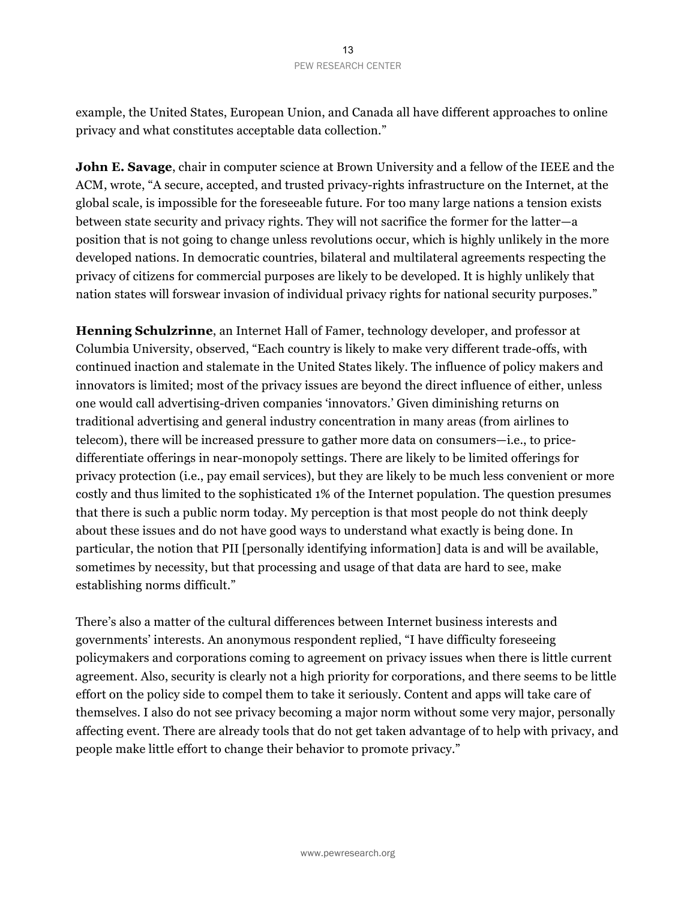example, the United States, European Union, and Canada all have different approaches to online privacy and what constitutes acceptable data collection."

**John E. Savage**, chair in computer science at Brown University and a fellow of the IEEE and the ACM, wrote, "A secure, accepted, and trusted privacy-rights infrastructure on the Internet, at the global scale, is impossible for the foreseeable future. For too many large nations a tension exists between state security and privacy rights. They will not sacrifice the former for the latter—a position that is not going to change unless revolutions occur, which is highly unlikely in the more developed nations. In democratic countries, bilateral and multilateral agreements respecting the privacy of citizens for commercial purposes are likely to be developed. It is highly unlikely that nation states will forswear invasion of individual privacy rights for national security purposes."

**Henning Schulzrinne**, an Internet Hall of Famer, technology developer, and professor at Columbia University, observed, "Each country is likely to make very different trade-offs, with continued inaction and stalemate in the United States likely. The influence of policy makers and innovators is limited; most of the privacy issues are beyond the direct influence of either, unless one would call advertising-driven companies 'innovators.' Given diminishing returns on traditional advertising and general industry concentration in many areas (from airlines to telecom), there will be increased pressure to gather more data on consumers—i.e., to price-differentiate offerings in near-monopoly settings. There are likely to be limited offerings for privacy protection (i.e., pay email services), but they are likely to be much less convenient or more costly and thus limited to the sophisticated 1% of the Internet population. The question presumes that there is such a public norm today. My perception is that most people do not think deeply about these issues and do not have good ways to understand what exactly is being done. In particular, the notion that PII [personally identifying information] data is and will be available, sometimes by necessity, but that processing and usage of that data are hard to see, make establishing norms difficult."

There's also a matter of the cultural differences between Internet business interests and governments' interests. An anonymous respondent replied, "I have difficulty foreseeing policymakers and corporations coming to agreement on privacy issues when there is little current agreement. Also, security is clearly not a high priority for corporations, and there seems to be little effort on the policy side to compel them to take it seriously. Content and apps will take care of themselves. I also do not see privacy becoming a major norm without some very major, personally affecting event. There are already tools that do not get taken advantage of to help with privacy, and people make little effort to change their behavior to promote privacy."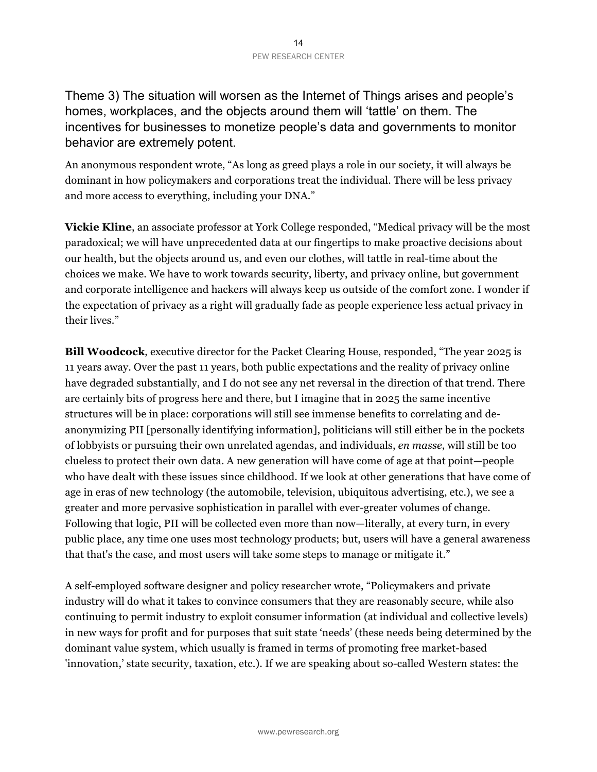## Theme 3) The situation will worsen as the Internet of Things arises and people's homes, workplaces, and the objects around them will 'tattle' on them. The incentives for businesses to monetize people's data and governments to monitor behavior are extremely potent.

An anonymous respondent wrote, "As long as greed plays a role in our society, it will always be dominant in how policymakers and corporations treat the individual. There will be less privacy and more access to everything, including your DNA."

**Vickie Kline**, an associate professor at York College responded, "Medical privacy will be the most paradoxical; we will have unprecedented data at our fingertips to make proactive decisions about our health, but the objects around us, and even our clothes, will tattle in real-time about the choices we make. We have to work towards security, liberty, and privacy online, but government and corporate intelligence and hackers will always keep us outside of the comfort zone. I wonder if the expectation of privacy as a right will gradually fade as people experience less actual privacy in their lives."

**Bill Woodcock**, executive director for the Packet Clearing House, responded, "The year 2025 is 11 years away. Over the past 11 years, both public expectations and the reality of privacy online have degraded substantially, and I do not see any net reversal in the direction of that trend. There are certainly bits of progress here and there, but I imagine that in 2025 the same incentive structures will be in place: corporations will still see immense benefits to correlating and de-anonymizing PII [personally identifying information], politicians will still either be in the pockets of lobbyists or pursuing their own unrelated agendas, and individuals, *en masse*, will still be too clueless to protect their own data. A new generation will have come of age at that point—people who have dealt with these issues since childhood. If we look at other generations that have come of age in eras of new technology (the automobile, television, ubiquitous advertising, etc.), we see a greater and more pervasive sophistication in parallel with ever-greater volumes of change. Following that logic, PII will be collected even more than now—literally, at every turn, in every public place, any time one uses most technology products; but, users will have a general awareness that that's the case, and most users will take some steps to manage or mitigate it."

A self-employed software designer and policy researcher wrote, "Policymakers and private industry will do what it takes to convince consumers that they are reasonably secure, while also continuing to permit industry to exploit consumer information (at individual and collective levels) in new ways for profit and for purposes that suit state 'needs' (these needs being determined by the dominant value system, which usually is framed in terms of promoting free market-based 'innovation,' state security, taxation, etc.). If we are speaking about so-called Western states: the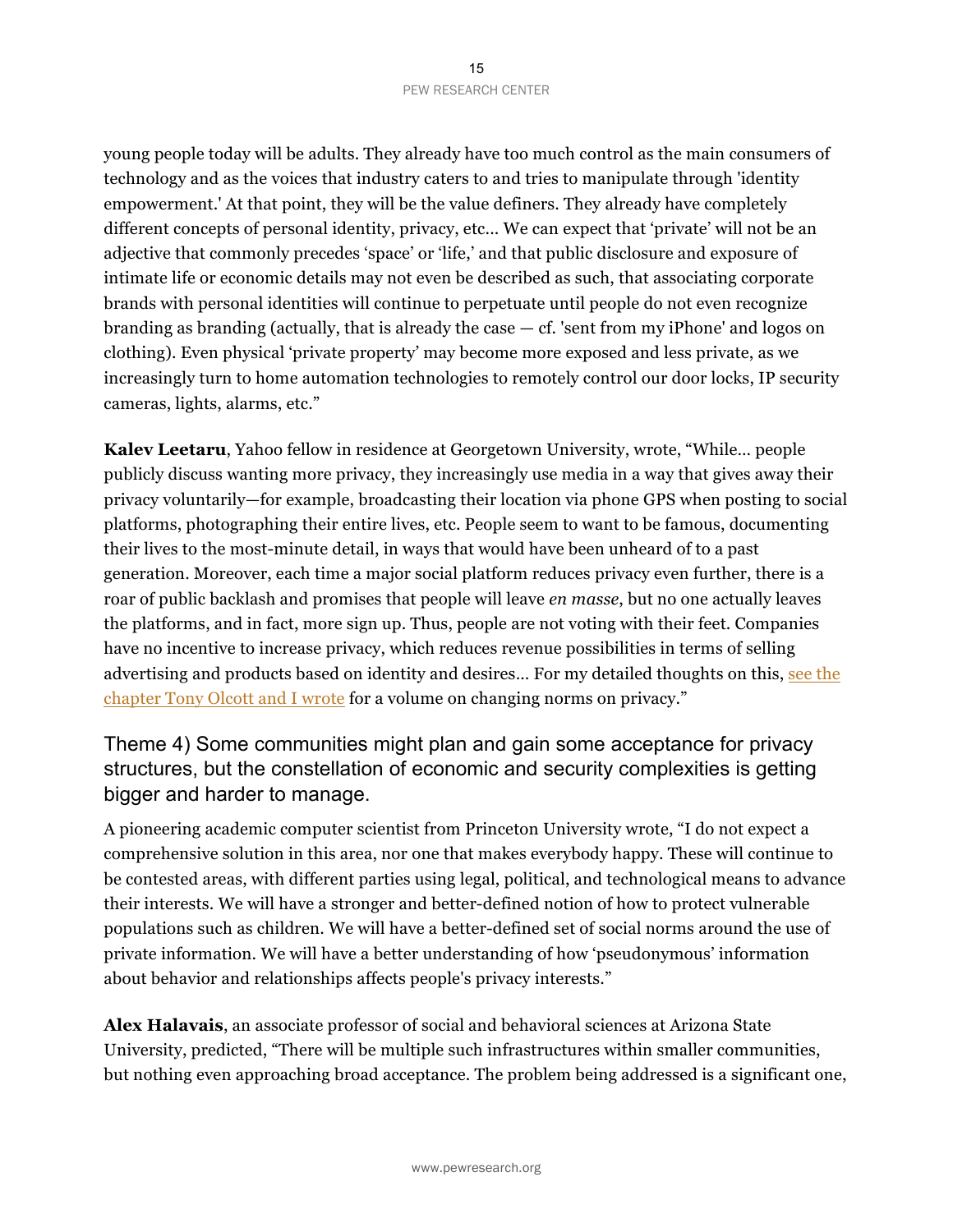young people today will be adults. They already have too much control as the main consumers of technology and as the voices that industry caters to and tries to manipulate through 'identity empowerment.' At that point, they will be the value definers. They already have completely different concepts of personal identity, privacy, etc... We can expect that 'private' will not be an adjective that commonly precedes 'space' or 'life,' and that public disclosure and exposure of intimate life or economic details may not even be described as such, that associating corporate brands with personal identities will continue to perpetuate until people do not even recognize branding as branding (actually, that is already the case — cf. 'sent from my iPhone' and logos on clothing). Even physical 'private property' may become more exposed and less private, as we increasingly turn to home automation technologies to remotely control our door locks, IP security cameras, lights, alarms, etc."

**Kalev Leetaru**, Yahoo fellow in residence at Georgetown University, wrote, "While... people publicly discuss wanting more privacy, they increasingly use media in a way that gives away their privacy voluntarily—for example, broadcasting their location via phone GPS when posting to social platforms, photographing their entire lives, etc. People seem to want to be famous, documenting their lives to the most-minute detail, in ways that would have been unheard of to a past generation. Moreover, each time a major social platform reduces privacy even further, there is a roar of public backlash and promises that people will leave *en masse*, but no one actually leaves the platforms, and in fact, more sign up. Thus, people are not voting with their feet. Companies have no incentive to increase privacy, which reduces revenue possibilities in terms of selling advertising and products based on identity and desires... For my detailed thoughts on this, see the chapter Tony Olcott and I wrote for a volume on changing norms on privacy."

## Theme 4) Some communities might plan and gain some acceptance for privacy structures, but the constellation of economic and security complexities is getting bigger and harder to manage.

A pioneering academic computer scientist from Princeton University wrote, "I do not expect a comprehensive solution in this area, nor one that makes everybody happy. These will continue to be contested areas, with different parties using legal, political, and technological means to advance their interests. We will have a stronger and better-defined notion of how to protect vulnerable populations such as children. We will have a better-defined set of social norms around the use of private information. We will have a better understanding of how 'pseudonymous' information about behavior and relationships affects people's privacy interests."

**Alex Halavais**, an associate professor of social and behavioral sciences at Arizona State University, predicted, "There will be multiple such infrastructures within smaller communities, but nothing even approaching broad acceptance. The problem being addressed is a significant one,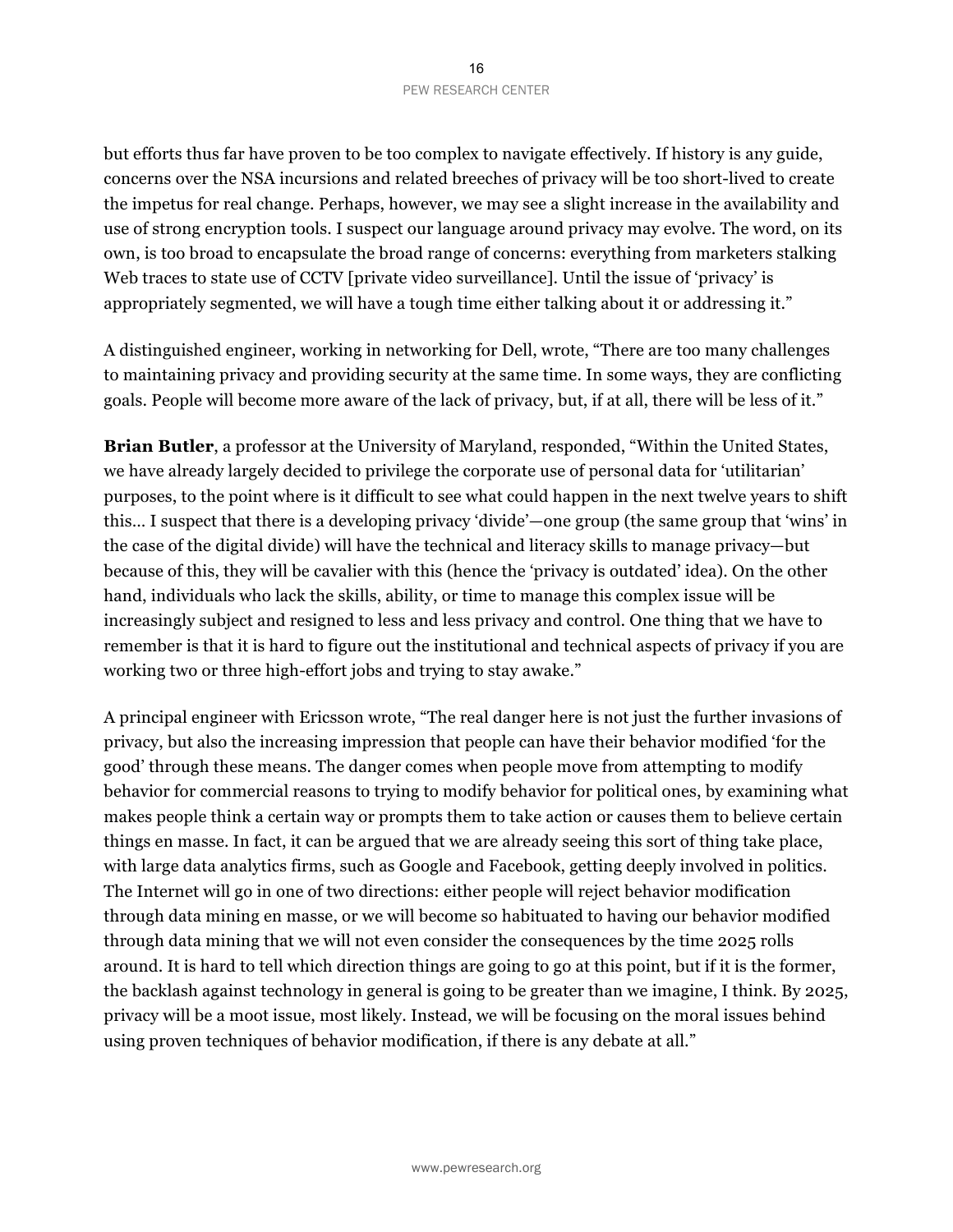but efforts thus far have proven to be too complex to navigate effectively. If history is any guide, concerns over the NSA incursions and related breeches of privacy will be too short-lived to create the impetus for real change. Perhaps, however, we may see a slight increase in the availability and use of strong encryption tools. I suspect our language around privacy may evolve. The word, on its own, is too broad to encapsulate the broad range of concerns: everything from marketers stalking Web traces to state use of CCTV [private video surveillance]. Until the issue of 'privacy' is appropriately segmented, we will have a tough time either talking about it or addressing it."

A distinguished engineer, working in networking for Dell, wrote, "There are too many challenges to maintaining privacy and providing security at the same time. In some ways, they are conflicting goals. People will become more aware of the lack of privacy, but, if at all, there will be less of it."

**Brian Butler**, a professor at the University of Maryland, responded, "Within the United States, we have already largely decided to privilege the corporate use of personal data for 'utilitarian' purposes, to the point where is it difficult to see what could happen in the next twelve years to shift this… I suspect that there is a developing privacy 'divide'—one group (the same group that 'wins' in the case of the digital divide) will have the technical and literacy skills to manage privacy—but because of this, they will be cavalier with this (hence the 'privacy is outdated' idea). On the other hand, individuals who lack the skills, ability, or time to manage this complex issue will be increasingly subject and resigned to less and less privacy and control. One thing that we have to remember is that it is hard to figure out the institutional and technical aspects of privacy if you are working two or three high-effort jobs and trying to stay awake."

A principal engineer with Ericsson wrote, "The real danger here is not just the further invasions of privacy, but also the increasing impression that people can have their behavior modified 'for the good' through these means. The danger comes when people move from attempting to modify behavior for commercial reasons to trying to modify behavior for political ones, by examining what makes people think a certain way or prompts them to take action or causes them to believe certain things en masse. In fact, it can be argued that we are already seeing this sort of thing take place, with large data analytics firms, such as Google and Facebook, getting deeply involved in politics. The Internet will go in one of two directions: either people will reject behavior modification through data mining en masse, or we will become so habituated to having our behavior modified through data mining that we will not even consider the consequences by the time 2025 rolls around. It is hard to tell which direction things are going to go at this point, but if it is the former, the backlash against technology in general is going to be greater than we imagine, I think. By 2025, privacy will be a moot issue, most likely. Instead, we will be focusing on the moral issues behind using proven techniques of behavior modification, if there is any debate at all."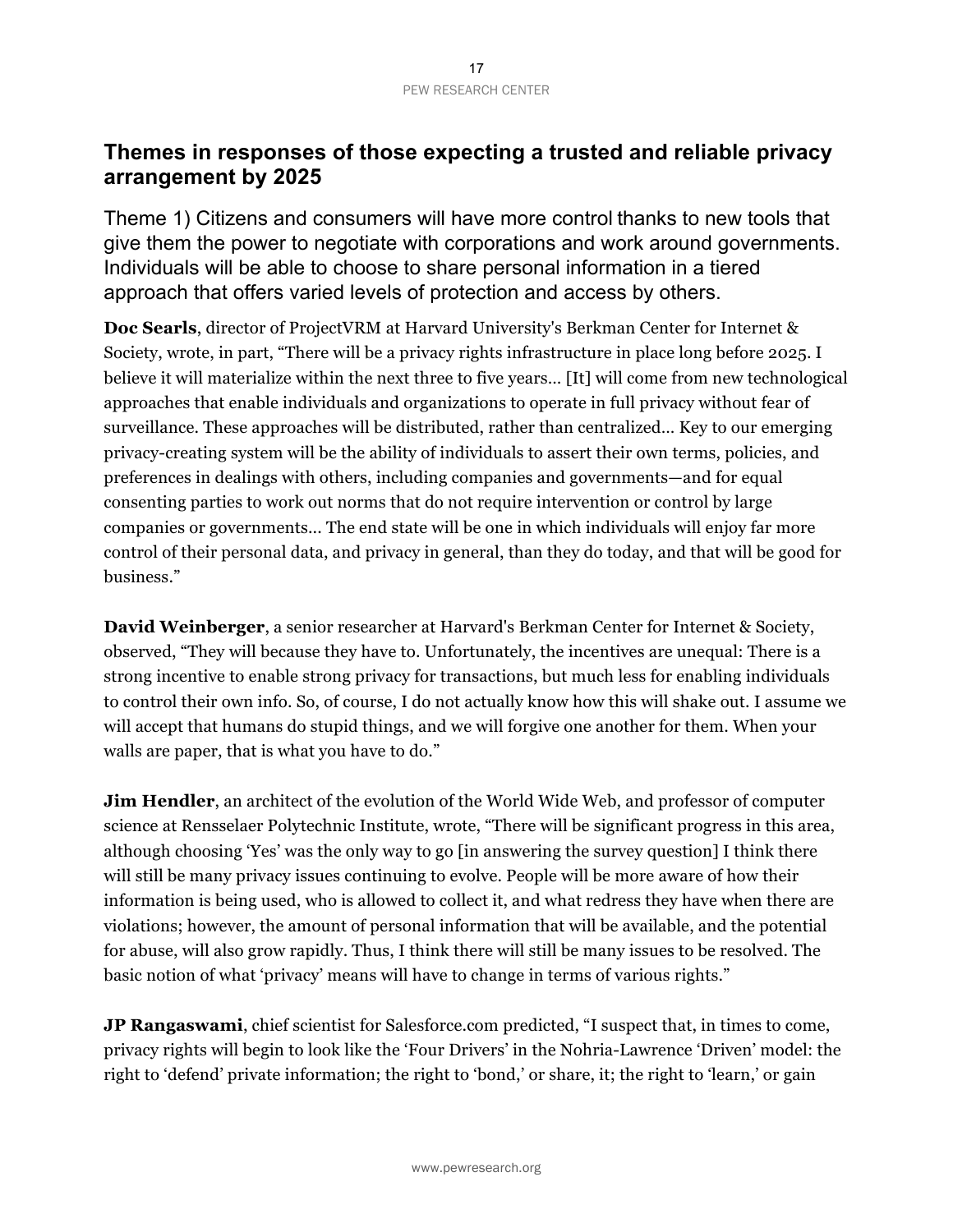## Themes in responses of those expecting a trusted and reliable privacy arrangement by 2025

### Theme 1) Citizens and consumers will have more control thanks to new tools that give them the power to negotiate with corporations and work around governments. Individuals will be able to choose to share personal information in a tiered approach that offers varied levels of protection and access by others.

**Doc Searls**, director of ProjectVRM at Harvard University's Berkman Center for Internet & Society, wrote, in part, "There will be a privacy rights infrastructure in place long before 2025. I believe it will materialize within the next three to five years… [It] will come from new technological approaches that enable individuals and organizations to operate in full privacy without fear of surveillance. These approaches will be distributed, rather than centralized… Key to our emerging privacy-creating system will be the ability of individuals to assert their own terms, policies, and preferences in dealings with others, including companies and governments—and for equal consenting parties to work out norms that do not require intervention or control by large companies or governments… The end state will be one in which individuals will enjoy far more control of their personal data, and privacy in general, than they do today, and that will be good for business."

**David Weinberger**, a senior researcher at Harvard's Berkman Center for Internet & Society, observed, "They will because they have to. Unfortunately, the incentives are unequal: There is a strong incentive to enable strong privacy for transactions, but much less for enabling individuals to control their own info. So, of course, I do not actually know how this will shake out. I assume we will accept that humans do stupid things, and we will forgive one another for them. When your walls are paper, that is what you have to do."

**Jim Hendler**, an architect of the evolution of the World Wide Web, and professor of computer science at Rensselaer Polytechnic Institute, wrote, "There will be significant progress in this area, although choosing 'Yes' was the only way to go [in answering the survey question] I think there will still be many privacy issues continuing to evolve. People will be more aware of how their information is being used, who is allowed to collect it, and what redress they have when there are violations; however, the amount of personal information that will be available, and the potential for abuse, will also grow rapidly. Thus, I think there will still be many issues to be resolved. The basic notion of what 'privacy' means will have to change in terms of various rights."

**JP Rangaswami**, chief scientist for Salesforce.com predicted, "I suspect that, in times to come, privacy rights will begin to look like the 'Four Drivers' in the Nohria-Lawrence 'Driven' model: the right to 'defend' private information; the right to 'bond,' or share, it; the right to 'learn,' or gain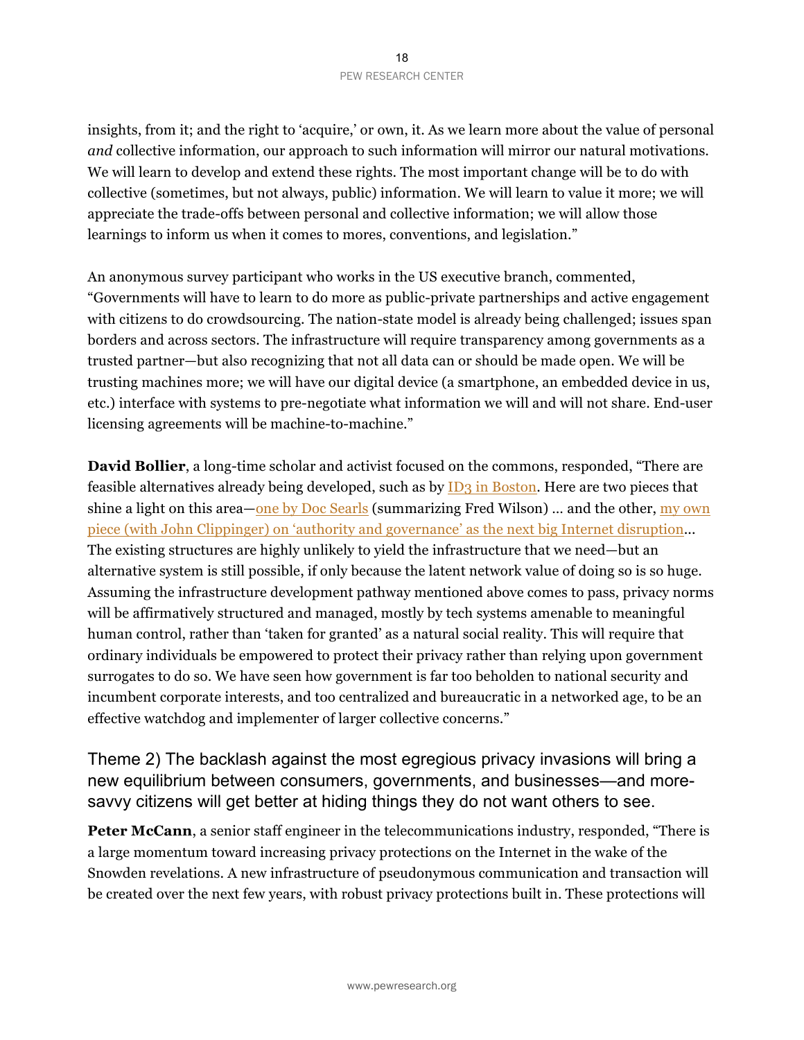insights, from it; and the right to 'acquire,' or own, it. As we learn more about the value of personal *and* collective information, our approach to such information will mirror our natural motivations. We will learn to develop and extend these rights. The most important change will be to do with collective (sometimes, but not always, public) information. We will learn to value it more; we will appreciate the trade-offs between personal and collective information; we will allow those learnings to inform us when it comes to mores, conventions, and legislation."

An anonymous survey participant who works in the US executive branch, commented, "Governments will have to learn to do more as public-private partnerships and active engagement with citizens to do crowdsourcing. The nation-state model is already being challenged; issues span borders and across sectors. The infrastructure will require transparency among governments as a trusted partner—but also recognizing that not all data can or should be made open. We will be trusting machines more; we will have our digital device (a smartphone, an embedded device in us, etc.) interface with systems to pre-negotiate what information we will and will not share. End-user licensing agreements will be machine-to-machine."

**David Bollier**, a long-time scholar and activist focused on the commons, responded, "There are feasible alternatives already being developed, such as by ID3 in Boston. Here are two pieces that shine a light on this area—one by Doc Searls (summarizing Fred Wilson) … and the other, my own piece (with John Clippinger) on 'authority and governance' as the next big Internet disruption… The existing structures are highly unlikely to yield the infrastructure that we need—but an alternative system is still possible, if only because the latent network value of doing so is so huge. Assuming the infrastructure development pathway mentioned above comes to pass, privacy norms will be affirmatively structured and managed, mostly by tech systems amenable to meaningful human control, rather than 'taken for granted' as a natural social reality. This will require that ordinary individuals be empowered to protect their privacy rather than relying upon government surrogates to do so. We have seen how government is far too beholden to national security and incumbent corporate interests, and too centralized and bureaucratic in a networked age, to be an effective watchdog and implementer of larger collective concerns."

## Theme 2) The backlash against the most egregious privacy invasions will bring a new equilibrium between consumers, governments, and businesses—and more-savvy citizens will get better at hiding things they do not want others to see.

**Peter McCann**, a senior staff engineer in the telecommunications industry, responded, "There is a large momentum toward increasing privacy protections on the Internet in the wake of the Snowden revelations. A new infrastructure of pseudonymous communication and transaction will be created over the next few years, with robust privacy protections built in. These protections will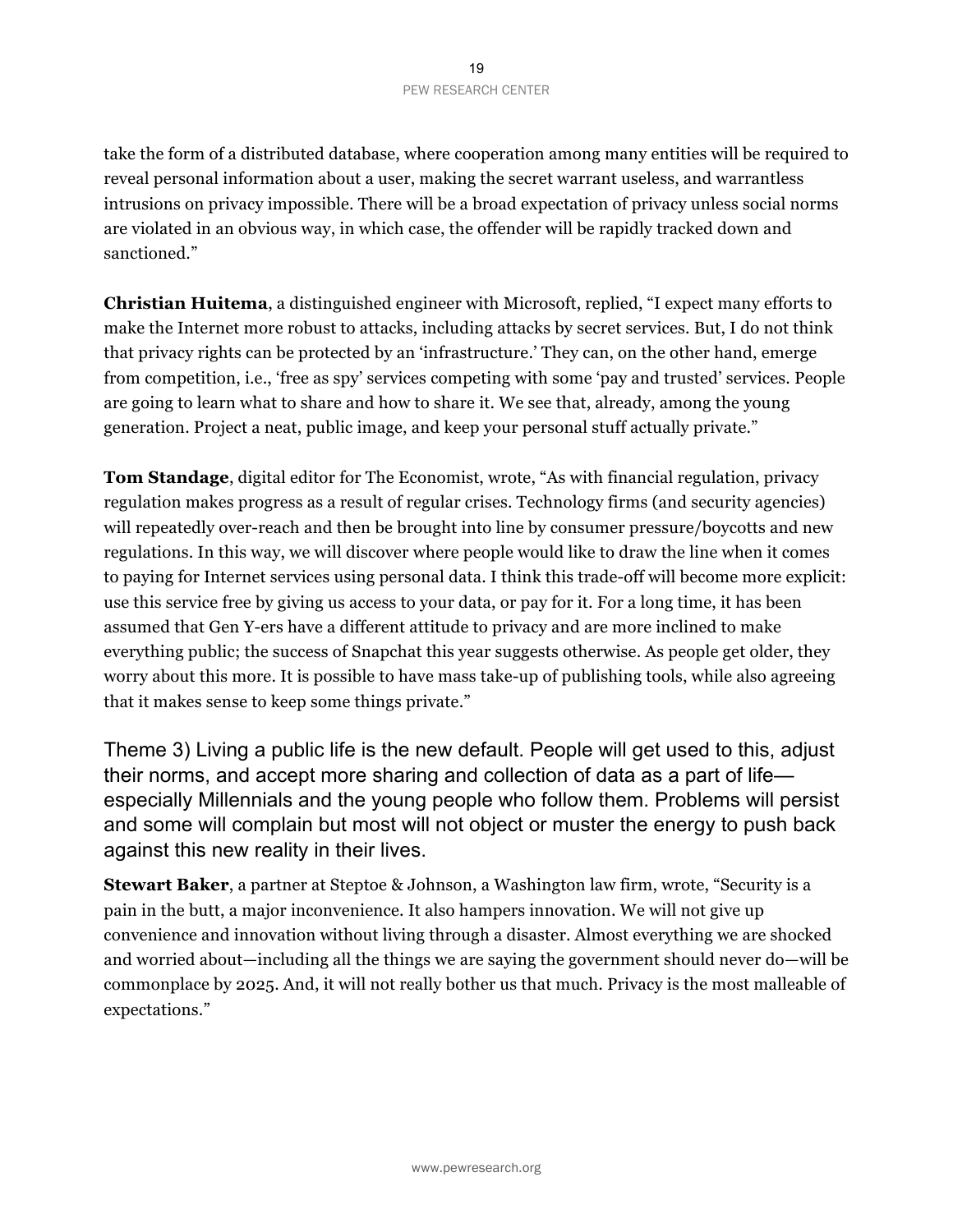take the form of a distributed database, where cooperation among many entities will be required to reveal personal information about a user, making the secret warrant useless, and warrantless intrusions on privacy impossible. There will be a broad expectation of privacy unless social norms are violated in an obvious way, in which case, the offender will be rapidly tracked down and sanctioned."

**Christian Huitema**, a distinguished engineer with Microsoft, replied, "I expect many efforts to make the Internet more robust to attacks, including attacks by secret services. But, I do not think that privacy rights can be protected by an 'infrastructure.' They can, on the other hand, emerge from competition, i.e., 'free as spy' services competing with some 'pay and trusted' services. People are going to learn what to share and how to share it. We see that, already, among the young generation. Project a neat, public image, and keep your personal stuff actually private."

**Tom Standage**, digital editor for The Economist, wrote, "As with financial regulation, privacy regulation makes progress as a result of regular crises. Technology firms (and security agencies) will repeatedly over-reach and then be brought into line by consumer pressure/boycotts and new regulations. In this way, we will discover where people would like to draw the line when it comes to paying for Internet services using personal data. I think this trade-off will become more explicit: use this service free by giving us access to your data, or pay for it. For a long time, it has been assumed that Gen Y-ers have a different attitude to privacy and are more inclined to make everything public; the success of Snapchat this year suggests otherwise. As people get older, they worry about this more. It is possible to have mass take-up of publishing tools, while also agreeing that it makes sense to keep some things private."

## Theme 3) Living a public life is the new default. People will get used to this, adjust their norms, and accept more sharing and collection of data as a part of life—especially Millennials and the young people who follow them. Problems will persist and some will complain but most will not object or muster the energy to push back against this new reality in their lives.

**Stewart Baker**, a partner at Steptoe & Johnson, a Washington law firm, wrote, "Security is a pain in the butt, a major inconvenience. It also hampers innovation. We will not give up convenience and innovation without living through a disaster. Almost everything we are shocked and worried about—including all the things we are saying the government should never do—will be commonplace by 2025. And, it will not really bother us that much. Privacy is the most malleable of expectations."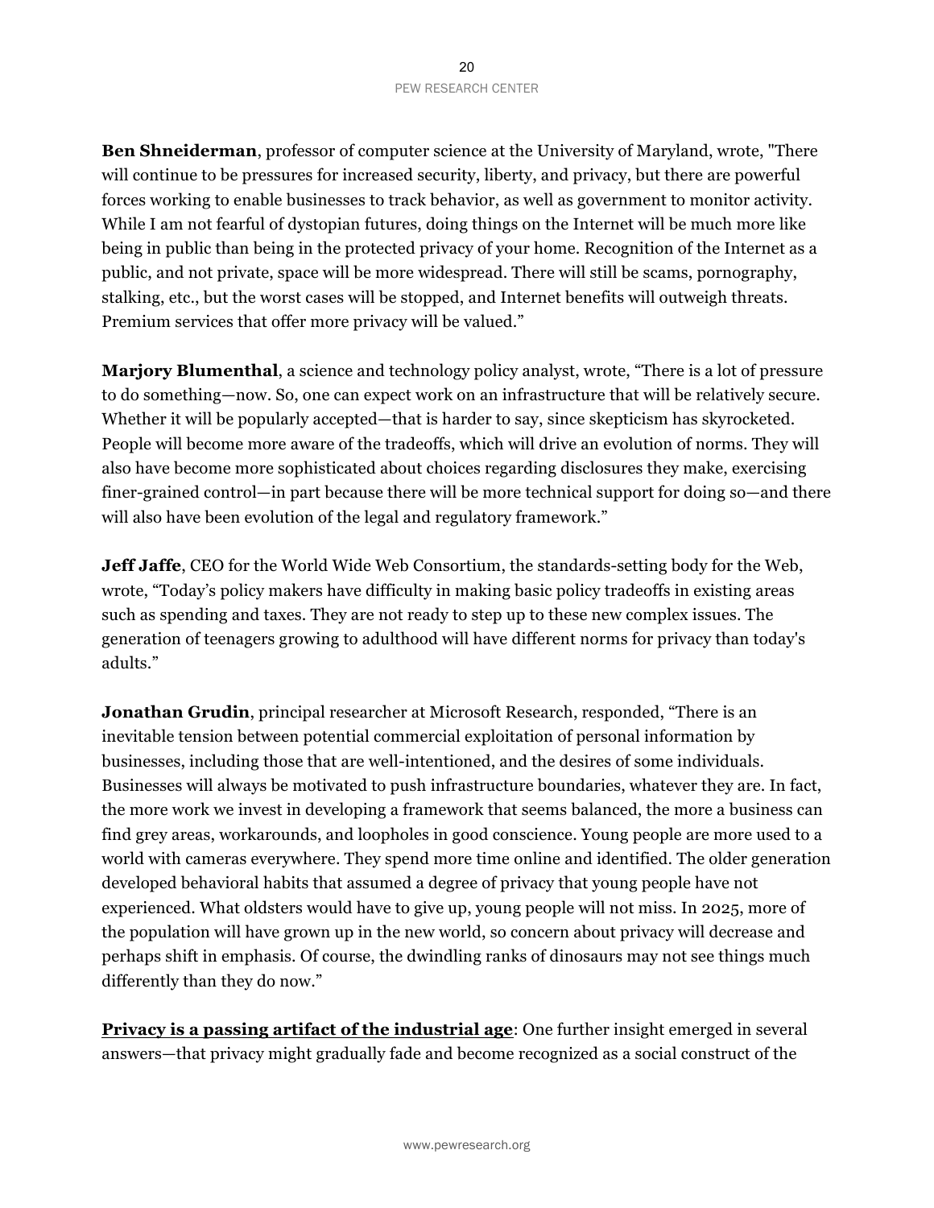**Ben Shneiderman**, professor of computer science at the University of Maryland, wrote, "There will continue to be pressures for increased security, liberty, and privacy, but there are powerful forces working to enable businesses to track behavior, as well as government to monitor activity. While I am not fearful of dystopian futures, doing things on the Internet will be much more like being in public than being in the protected privacy of your home. Recognition of the Internet as a public, and not private, space will be more widespread. There will still be scams, pornography, stalking, etc., but the worst cases will be stopped, and Internet benefits will outweigh threats. Premium services that offer more privacy will be valued."

**Marjory Blumenthal**, a science and technology policy analyst, wrote, "There is a lot of pressure to do something—now. So, one can expect work on an infrastructure that will be relatively secure. Whether it will be popularly accepted—that is harder to say, since skepticism has skyrocketed. People will become more aware of the tradeoffs, which will drive an evolution of norms. They will also have become more sophisticated about choices regarding disclosures they make, exercising finer-grained control—in part because there will be more technical support for doing so—and there will also have been evolution of the legal and regulatory framework."

**Jeff Jaffe**, CEO for the World Wide Web Consortium, the standards-setting body for the Web, wrote, "Today's policy makers have difficulty in making basic policy tradeoffs in existing areas such as spending and taxes. They are not ready to step up to these new complex issues. The generation of teenagers growing to adulthood will have different norms for privacy than today's adults."

**Jonathan Grudin**, principal researcher at Microsoft Research, responded, "There is an inevitable tension between potential commercial exploitation of personal information by businesses, including those that are well-intentioned, and the desires of some individuals. Businesses will always be motivated to push infrastructure boundaries, whatever they are. In fact, the more work we invest in developing a framework that seems balanced, the more a business can find grey areas, workarounds, and loopholes in good conscience. Young people are more used to a world with cameras everywhere. They spend more time online and identified. The older generation developed behavioral habits that assumed a degree of privacy that young people have not experienced. What oldsters would have to give up, young people will not miss. In 2025, more of the population will have grown up in the new world, so concern about privacy will decrease and perhaps shift in emphasis. Of course, the dwindling ranks of dinosaurs may not see things much differently than they do now."

**Privacy is a passing artifact of the industrial age**: One further insight emerged in several answers—that privacy might gradually fade and become recognized as a social construct of the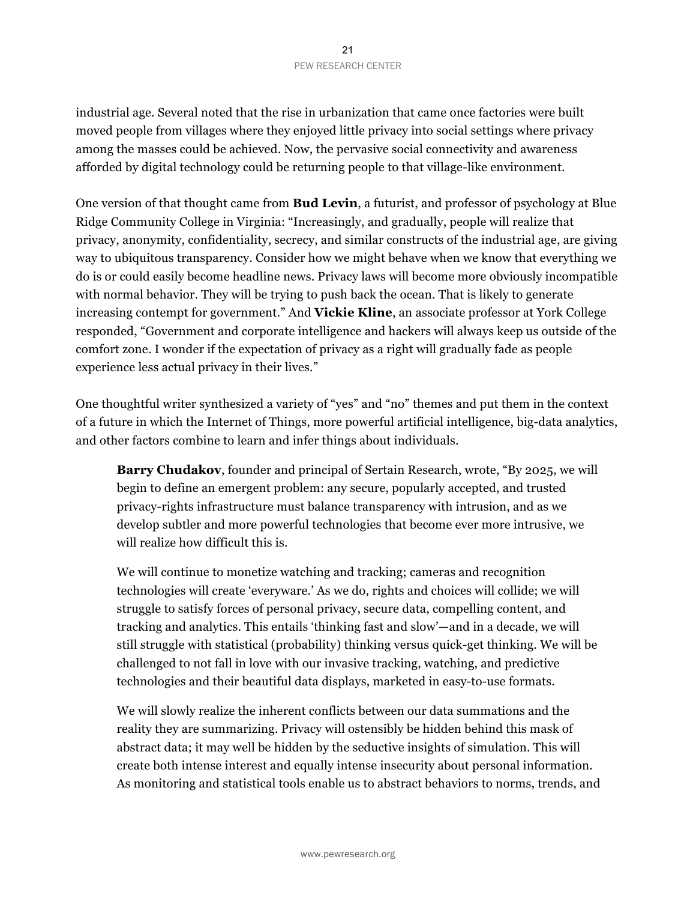industrial age. Several noted that the rise in urbanization that came once factories were built moved people from villages where they enjoyed little privacy into social settings where privacy among the masses could be achieved. Now, the pervasive social connectivity and awareness afforded by digital technology could be returning people to that village-like environment.

One version of that thought came from **Bud Levin**, a futurist, and professor of psychology at Blue Ridge Community College in Virginia: "Increasingly, and gradually, people will realize that privacy, anonymity, confidentiality, secrecy, and similar constructs of the industrial age, are giving way to ubiquitous transparency. Consider how we might behave when we know that everything we do is or could easily become headline news. Privacy laws will become more obviously incompatible with normal behavior. They will be trying to push back the ocean. That is likely to generate increasing contempt for government." And **Vickie Kline**, an associate professor at York College responded, "Government and corporate intelligence and hackers will always keep us outside of the comfort zone. I wonder if the expectation of privacy as a right will gradually fade as people experience less actual privacy in their lives."

One thoughtful writer synthesized a variety of "yes" and "no" themes and put them in the context of a future in which the Internet of Things, more powerful artificial intelligence, big-data analytics, and other factors combine to learn and infer things about individuals.

> **Barry Chudakov**, founder and principal of Sertain Research, wrote, "By 2025, we will begin to define an emergent problem: any secure, popularly accepted, and trusted privacy-rights infrastructure must balance transparency with intrusion, and as we develop subtler and more powerful technologies that become ever more intrusive, we will realize how difficult this is.
>
> We will continue to monetize watching and tracking; cameras and recognition technologies will create 'everyware.' As we do, rights and choices will collide; we will struggle to satisfy forces of personal privacy, secure data, compelling content, and tracking and analytics. This entails 'thinking fast and slow'—and in a decade, we will still struggle with statistical (probability) thinking versus quick-get thinking. We will be challenged to not fall in love with our invasive tracking, watching, and predictive technologies and their beautiful data displays, marketed in easy-to-use formats.
>
> We will slowly realize the inherent conflicts between our data summations and the reality they are summarizing. Privacy will ostensibly be hidden behind this mask of abstract data; it may well be hidden by the seductive insights of simulation. This will create both intense interest and equally intense insecurity about personal information. As monitoring and statistical tools enable us to abstract behaviors to norms, trends, and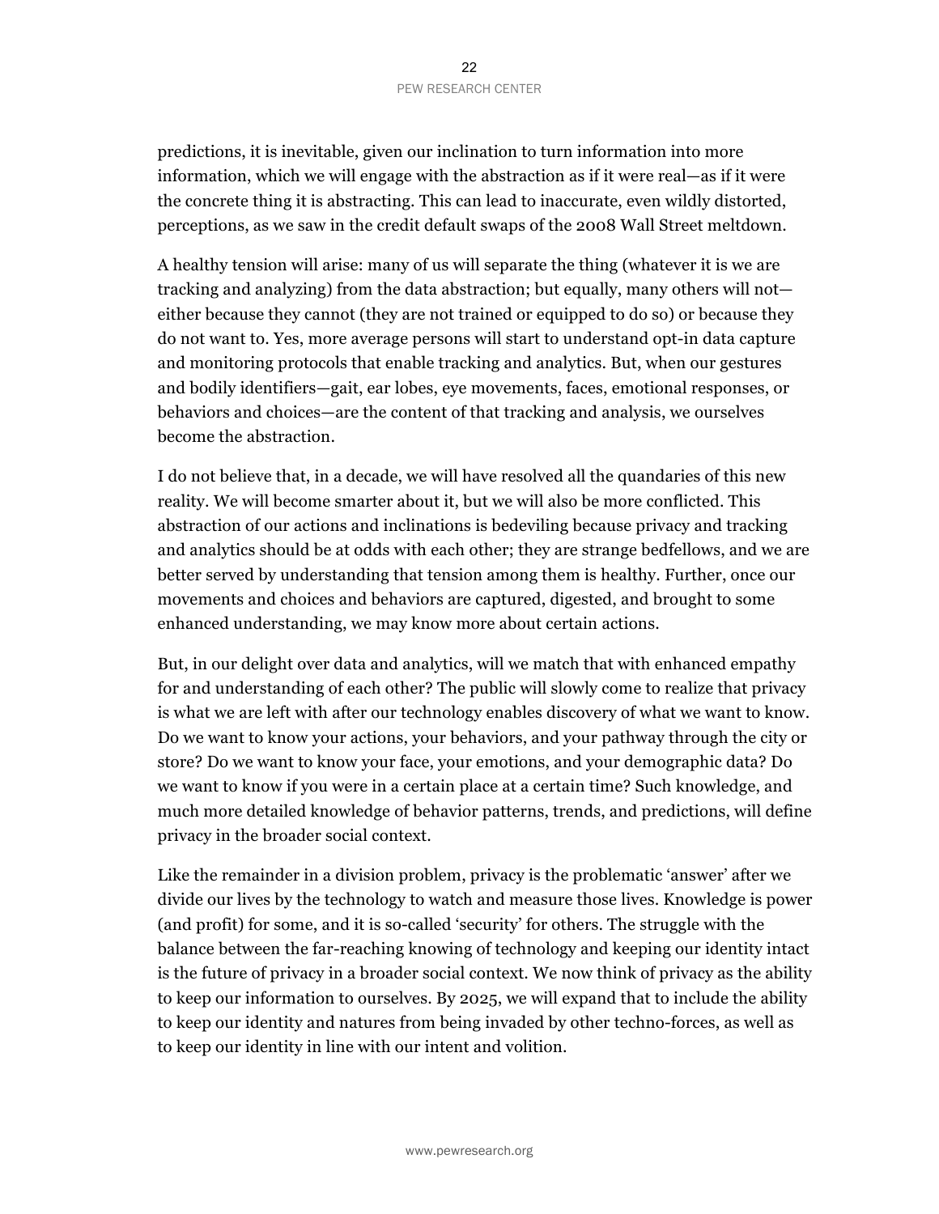predictions, it is inevitable, given our inclination to turn information into more information, which we will engage with the abstraction as if it were real—as if it were the concrete thing it is abstracting. This can lead to inaccurate, even wildly distorted, perceptions, as we saw in the credit default swaps of the 2008 Wall Street meltdown.

A healthy tension will arise: many of us will separate the thing (whatever it is we are tracking and analyzing) from the data abstraction; but equally, many others will not—either because they cannot (they are not trained or equipped to do so) or because they do not want to. Yes, more average persons will start to understand opt-in data capture and monitoring protocols that enable tracking and analytics. But, when our gestures and bodily identifiers—gait, ear lobes, eye movements, faces, emotional responses, or behaviors and choices—are the content of that tracking and analysis, we ourselves become the abstraction.

I do not believe that, in a decade, we will have resolved all the quandaries of this new reality. We will become smarter about it, but we will also be more conflicted. This abstraction of our actions and inclinations is bedeviling because privacy and tracking and analytics should be at odds with each other; they are strange bedfellows, and we are better served by understanding that tension among them is healthy. Further, once our movements and choices and behaviors are captured, digested, and brought to some enhanced understanding, we may know more about certain actions.

But, in our delight over data and analytics, will we match that with enhanced empathy for and understanding of each other? The public will slowly come to realize that privacy is what we are left with after our technology enables discovery of what we want to know. Do we want to know your actions, your behaviors, and your pathway through the city or store? Do we want to know your face, your emotions, and your demographic data? Do we want to know if you were in a certain place at a certain time? Such knowledge, and much more detailed knowledge of behavior patterns, trends, and predictions, will define privacy in the broader social context.

Like the remainder in a division problem, privacy is the problematic 'answer' after we divide our lives by the technology to watch and measure those lives. Knowledge is power (and profit) for some, and it is so-called 'security' for others. The struggle with the balance between the far-reaching knowing of technology and keeping our identity intact is the future of privacy in a broader social context. We now think of privacy as the ability to keep our information to ourselves. By 2025, we will expand that to include the ability to keep our identity and natures from being invaded by other techno-forces, as well as to keep our identity in line with our intent and volition.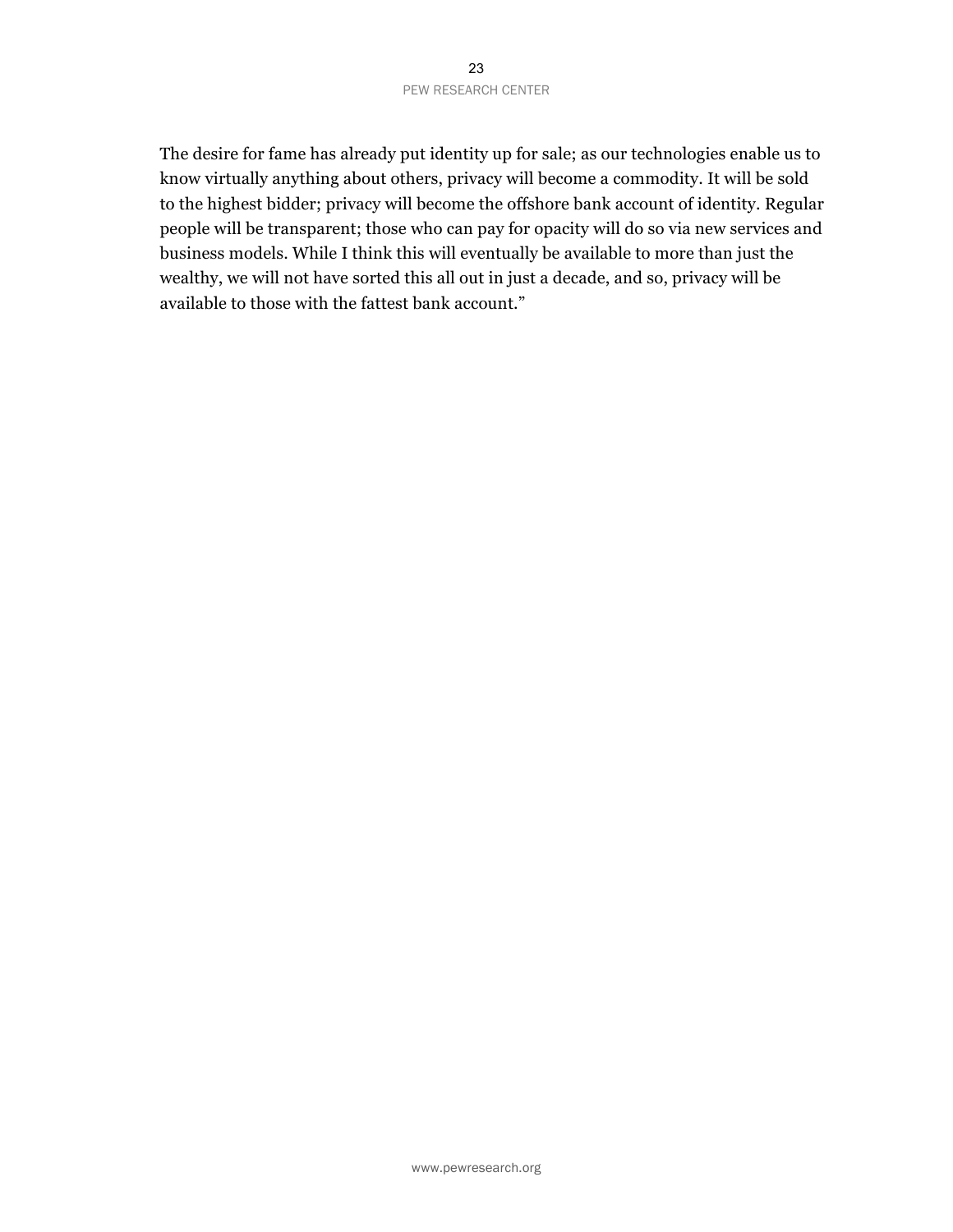The desire for fame has already put identity up for sale; as our technologies enable us to know virtually anything about others, privacy will become a commodity. It will be sold to the highest bidder; privacy will become the offshore bank account of identity. Regular people will be transparent; those who can pay for opacity will do so via new services and business models. While I think this will eventually be available to more than just the wealthy, we will not have sorted this all out in just a decade, and so, privacy will be available to those with the fattest bank account."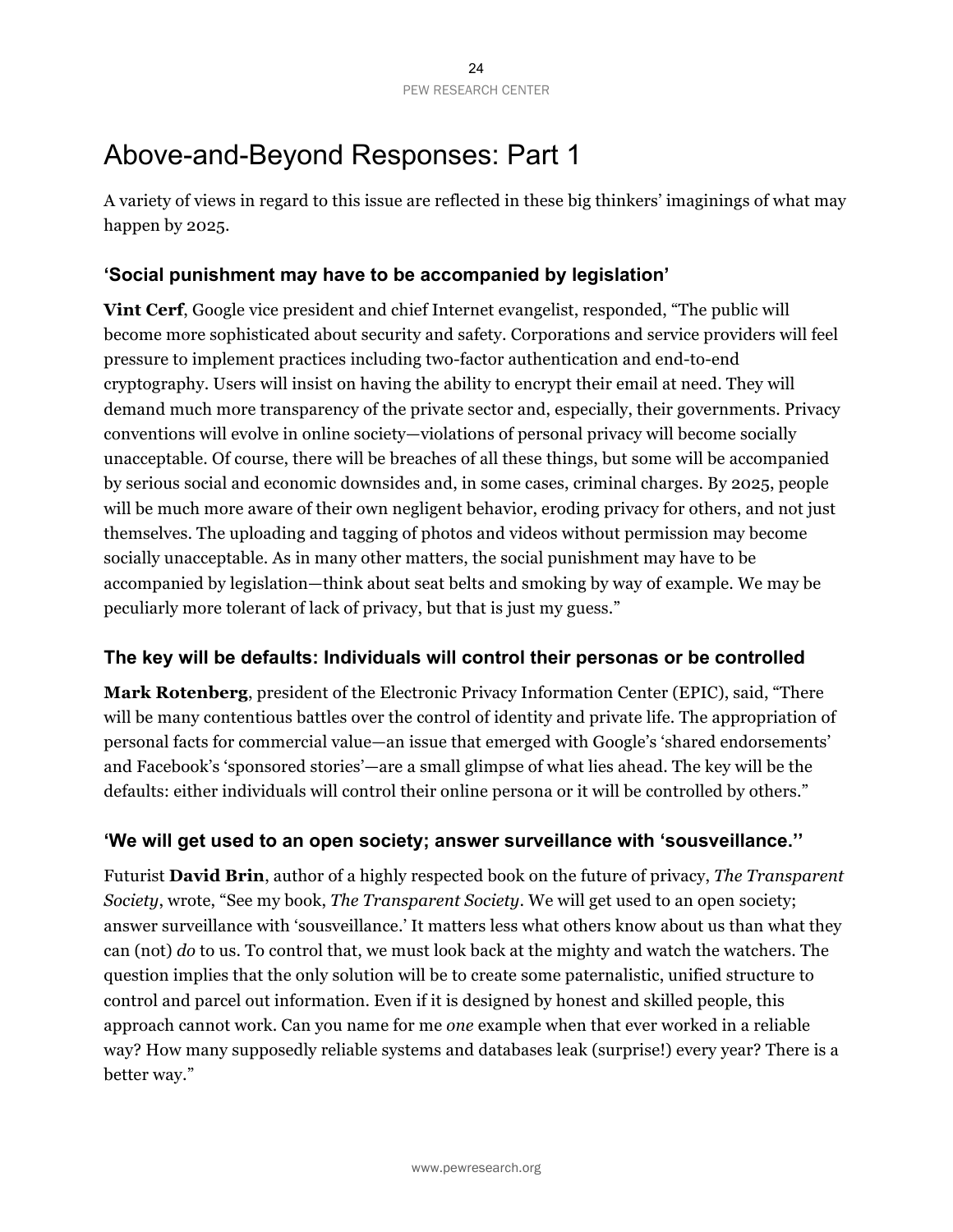# Above-and-Beyond Responses: Part 1

A variety of views in regard to this issue are reflected in these big thinkers' imaginings of what may happen by 2025.

### 'Social punishment may have to be accompanied by legislation'

**Vint Cerf**, Google vice president and chief Internet evangelist, responded, "The public will become more sophisticated about security and safety. Corporations and service providers will feel pressure to implement practices including two-factor authentication and end-to-end cryptography. Users will insist on having the ability to encrypt their email at need. They will demand much more transparency of the private sector and, especially, their governments. Privacy conventions will evolve in online society—violations of personal privacy will become socially unacceptable. Of course, there will be breaches of all these things, but some will be accompanied by serious social and economic downsides and, in some cases, criminal charges. By 2025, people will be much more aware of their own negligent behavior, eroding privacy for others, and not just themselves. The uploading and tagging of photos and videos without permission may become socially unacceptable. As in many other matters, the social punishment may have to be accompanied by legislation—think about seat belts and smoking by way of example. We may be peculiarly more tolerant of lack of privacy, but that is just my guess."

### The key will be defaults: Individuals will control their personas or be controlled

**Mark Rotenberg**, president of the Electronic Privacy Information Center (EPIC), said, "There will be many contentious battles over the control of identity and private life. The appropriation of personal facts for commercial value—an issue that emerged with Google's 'shared endorsements' and Facebook's 'sponsored stories'—are a small glimpse of what lies ahead. The key will be the defaults: either individuals will control their online persona or it will be controlled by others."

### 'We will get used to an open society; answer surveillance with 'sousveillance.''

Futurist **David Brin**, author of a highly respected book on the future of privacy, *The Transparent Society*, wrote, "See my book, *The Transparent Society*. We will get used to an open society; answer surveillance with 'sousveillance.' It matters less what others know about us than what they can (not) *do* to us. To control that, we must look back at the mighty and watch the watchers. The question implies that the only solution will be to create some paternalistic, unified structure to control and parcel out information. Even if it is designed by honest and skilled people, this approach cannot work. Can you name for me *one* example when that ever worked in a reliable way? How many supposedly reliable systems and databases leak (surprise!) every year? There is a better way."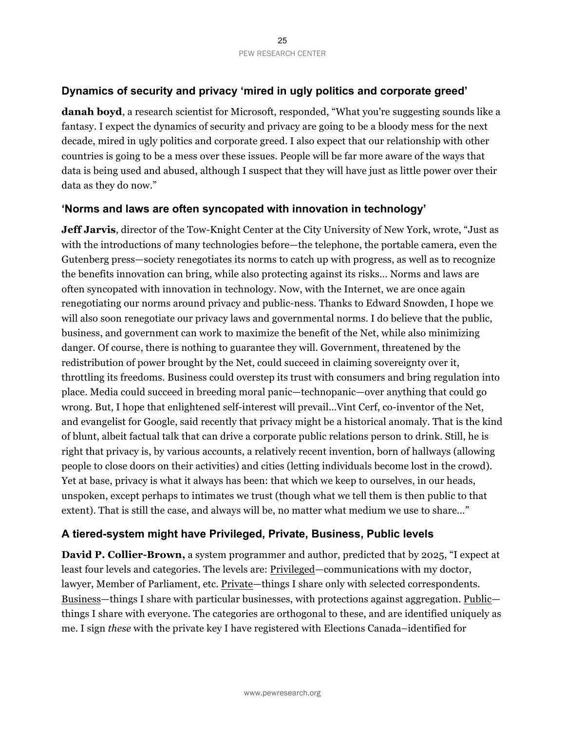## Dynamics of security and privacy 'mired in ugly politics and corporate greed'

**danah boyd**, a research scientist for Microsoft, responded, "What you're suggesting sounds like a fantasy. I expect the dynamics of security and privacy are going to be a bloody mess for the next decade, mired in ugly politics and corporate greed. I also expect that our relationship with other countries is going to be a mess over these issues. People will be far more aware of the ways that data is being used and abused, although I suspect that they will have just as little power over their data as they do now."

## 'Norms and laws are often syncopated with innovation in technology'

**Jeff Jarvis**, director of the Tow-Knight Center at the City University of New York, wrote, "Just as with the introductions of many technologies before—the telephone, the portable camera, even the Gutenberg press—society renegotiates its norms to catch up with progress, as well as to recognize the benefits innovation can bring, while also protecting against its risks… Norms and laws are often syncopated with innovation in technology. Now, with the Internet, we are once again renegotiating our norms around privacy and public-ness. Thanks to Edward Snowden, I hope we will also soon renegotiate our privacy laws and governmental norms. I do believe that the public, business, and government can work to maximize the benefit of the Net, while also minimizing danger. Of course, there is nothing to guarantee they will. Government, threatened by the redistribution of power brought by the Net, could succeed in claiming sovereignty over it, throttling its freedoms. Business could overstep its trust with consumers and bring regulation into place. Media could succeed in breeding moral panic—technopanic—over anything that could go wrong. But, I hope that enlightened self-interest will prevail…Vint Cerf, co-inventor of the Net, and evangelist for Google, said recently that privacy might be a historical anomaly. That is the kind of blunt, albeit factual talk that can drive a corporate public relations person to drink. Still, he is right that privacy is, by various accounts, a relatively recent invention, born of hallways (allowing people to close doors on their activities) and cities (letting individuals become lost in the crowd). Yet at base, privacy is what it always has been: that which we keep to ourselves, in our heads, unspoken, except perhaps to intimates we trust (though what we tell them is then public to that extent). That is still the case, and always will be, no matter what medium we use to share…"

## A tiered-system might have Privileged, Private, Business, Public levels

**David P. Collier-Brown,** a system programmer and author, predicted that by 2025, "I expect at least four levels and categories. The levels are: Privileged—communications with my doctor, lawyer, Member of Parliament, etc. Private—things I share only with selected correspondents. Business—things I share with particular businesses, with protections against aggregation. Public—things I share with everyone. The categories are orthogonal to these, and are identified uniquely as me. I sign *these* with the private key I have registered with Elections Canada–identified for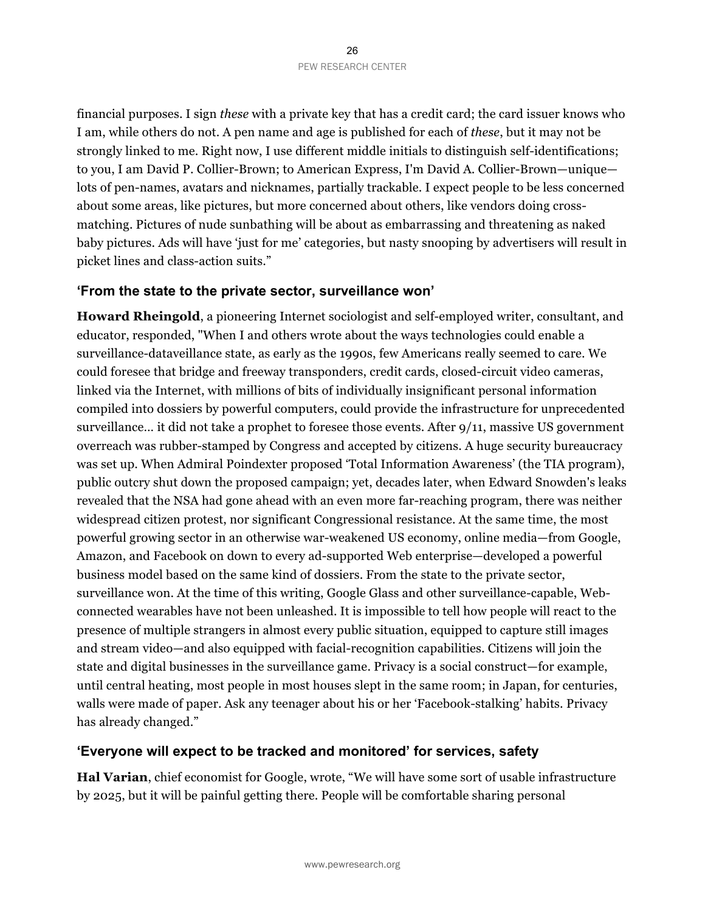financial purposes. I sign *these* with a private key that has a credit card; the card issuer knows who I am, while others do not. A pen name and age is published for each of *these*, but it may not be strongly linked to me. Right now, I use different middle initials to distinguish self-identifications; to you, I am David P. Collier-Brown; to American Express, I'm David A. Collier-Brown—unique—lots of pen-names, avatars and nicknames, partially trackable. I expect people to be less concerned about some areas, like pictures, but more concerned about others, like vendors doing cross-matching. Pictures of nude sunbathing will be about as embarrassing and threatening as naked baby pictures. Ads will have 'just for me' categories, but nasty snooping by advertisers will result in picket lines and class-action suits."

### 'From the state to the private sector, surveillance won'

**Howard Rheingold**, a pioneering Internet sociologist and self-employed writer, consultant, and educator, responded, "When I and others wrote about the ways technologies could enable a surveillance-dataveillance state, as early as the 1990s, few Americans really seemed to care. We could foresee that bridge and freeway transponders, credit cards, closed-circuit video cameras, linked via the Internet, with millions of bits of individually insignificant personal information compiled into dossiers by powerful computers, could provide the infrastructure for unprecedented surveillance… it did not take a prophet to foresee those events. After 9/11, massive US government overreach was rubber-stamped by Congress and accepted by citizens. A huge security bureaucracy was set up. When Admiral Poindexter proposed 'Total Information Awareness' (the TIA program), public outcry shut down the proposed campaign; yet, decades later, when Edward Snowden's leaks revealed that the NSA had gone ahead with an even more far-reaching program, there was neither widespread citizen protest, nor significant Congressional resistance. At the same time, the most powerful growing sector in an otherwise war-weakened US economy, online media—from Google, Amazon, and Facebook on down to every ad-supported Web enterprise—developed a powerful business model based on the same kind of dossiers. From the state to the private sector, surveillance won. At the time of this writing, Google Glass and other surveillance-capable, Web-connected wearables have not been unleashed. It is impossible to tell how people will react to the presence of multiple strangers in almost every public situation, equipped to capture still images and stream video—and also equipped with facial-recognition capabilities. Citizens will join the state and digital businesses in the surveillance game. Privacy is a social construct—for example, until central heating, most people in most houses slept in the same room; in Japan, for centuries, walls were made of paper. Ask any teenager about his or her 'Facebook-stalking' habits. Privacy has already changed."

### 'Everyone will expect to be tracked and monitored' for services, safety

**Hal Varian**, chief economist for Google, wrote, "We will have some sort of usable infrastructure by 2025, but it will be painful getting there. People will be comfortable sharing personal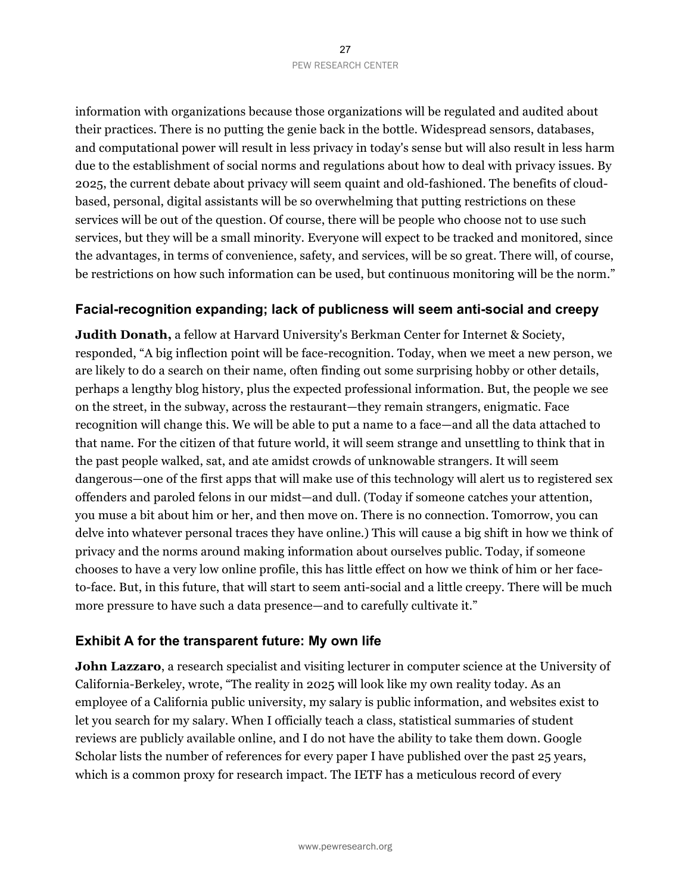information with organizations because those organizations will be regulated and audited about their practices. There is no putting the genie back in the bottle. Widespread sensors, databases, and computational power will result in less privacy in today's sense but will also result in less harm due to the establishment of social norms and regulations about how to deal with privacy issues. By 2025, the current debate about privacy will seem quaint and old-fashioned. The benefits of cloud-based, personal, digital assistants will be so overwhelming that putting restrictions on these services will be out of the question. Of course, there will be people who choose not to use such services, but they will be a small minority. Everyone will expect to be tracked and monitored, since the advantages, in terms of convenience, safety, and services, will be so great. There will, of course, be restrictions on how such information can be used, but continuous monitoring will be the norm."

### Facial-recognition expanding; lack of publicness will seem anti-social and creepy

**Judith Donath,** a fellow at Harvard University's Berkman Center for Internet & Society, responded, "A big inflection point will be face-recognition. Today, when we meet a new person, we are likely to do a search on their name, often finding out some surprising hobby or other details, perhaps a lengthy blog history, plus the expected professional information. But, the people we see on the street, in the subway, across the restaurant—they remain strangers, enigmatic. Face recognition will change this. We will be able to put a name to a face—and all the data attached to that name. For the citizen of that future world, it will seem strange and unsettling to think that in the past people walked, sat, and ate amidst crowds of unknowable strangers. It will seem dangerous—one of the first apps that will make use of this technology will alert us to registered sex offenders and paroled felons in our midst—and dull. (Today if someone catches your attention, you muse a bit about him or her, and then move on. There is no connection. Tomorrow, you can delve into whatever personal traces they have online.) This will cause a big shift in how we think of privacy and the norms around making information about ourselves public. Today, if someone chooses to have a very low online profile, this has little effect on how we think of him or her face-to-face. But, in this future, that will start to seem anti-social and a little creepy. There will be much more pressure to have such a data presence—and to carefully cultivate it."

### Exhibit A for the transparent future: My own life

**John Lazzaro**, a research specialist and visiting lecturer in computer science at the University of California-Berkeley, wrote, "The reality in 2025 will look like my own reality today. As an employee of a California public university, my salary is public information, and websites exist to let you search for my salary. When I officially teach a class, statistical summaries of student reviews are publicly available online, and I do not have the ability to take them down. Google Scholar lists the number of references for every paper I have published over the past 25 years, which is a common proxy for research impact. The IETF has a meticulous record of every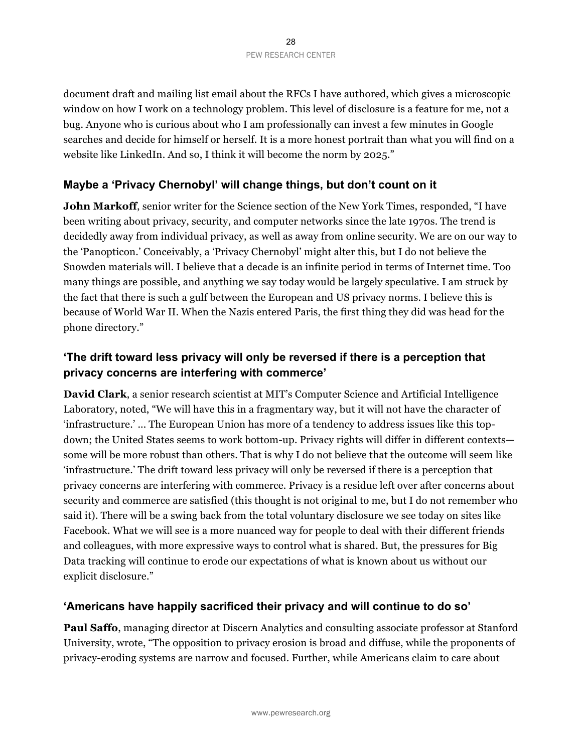document draft and mailing list email about the RFCs I have authored, which gives a microscopic window on how I work on a technology problem. This level of disclosure is a feature for me, not a bug. Anyone who is curious about who I am professionally can invest a few minutes in Google searches and decide for himself or herself. It is a more honest portrait than what you will find on a website like LinkedIn. And so, I think it will become the norm by 2025."

### Maybe a 'Privacy Chernobyl' will change things, but don't count on it

**John Markoff**, senior writer for the Science section of the New York Times, responded, "I have been writing about privacy, security, and computer networks since the late 1970s. The trend is decidedly away from individual privacy, as well as away from online security. We are on our way to the 'Panopticon.' Conceivably, a 'Privacy Chernobyl' might alter this, but I do not believe the Snowden materials will. I believe that a decade is an infinite period in terms of Internet time. Too many things are possible, and anything we say today would be largely speculative. I am struck by the fact that there is such a gulf between the European and US privacy norms. I believe this is because of World War II. When the Nazis entered Paris, the first thing they did was head for the phone directory."

### 'The drift toward less privacy will only be reversed if there is a perception that privacy concerns are interfering with commerce'

**David Clark**, a senior research scientist at MIT's Computer Science and Artificial Intelligence Laboratory, noted, "We will have this in a fragmentary way, but it will not have the character of 'infrastructure.' … The European Union has more of a tendency to address issues like this top-down; the United States seems to work bottom-up. Privacy rights will differ in different contexts—some will be more robust than others. That is why I do not believe that the outcome will seem like 'infrastructure.' The drift toward less privacy will only be reversed if there is a perception that privacy concerns are interfering with commerce. Privacy is a residue left over after concerns about security and commerce are satisfied (this thought is not original to me, but I do not remember who said it). There will be a swing back from the total voluntary disclosure we see today on sites like Facebook. What we will see is a more nuanced way for people to deal with their different friends and colleagues, with more expressive ways to control what is shared. But, the pressures for Big Data tracking will continue to erode our expectations of what is known about us without our explicit disclosure."

### 'Americans have happily sacrificed their privacy and will continue to do so'

**Paul Saffo**, managing director at Discern Analytics and consulting associate professor at Stanford University, wrote, "The opposition to privacy erosion is broad and diffuse, while the proponents of privacy-eroding systems are narrow and focused. Further, while Americans claim to care about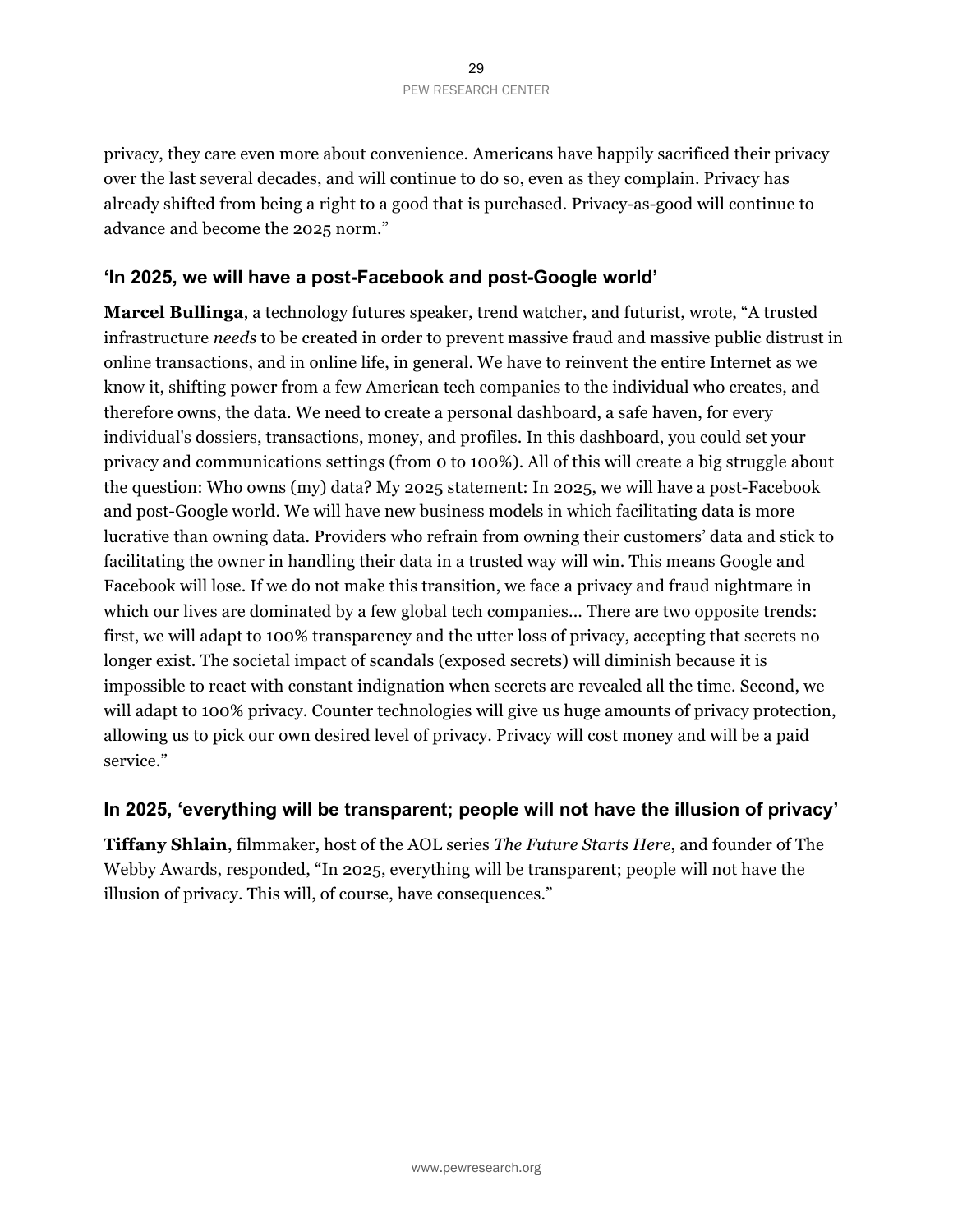privacy, they care even more about convenience. Americans have happily sacrificed their privacy over the last several decades, and will continue to do so, even as they complain. Privacy has already shifted from being a right to a good that is purchased. Privacy-as-good will continue to advance and become the 2025 norm."

## 'In 2025, we will have a post-Facebook and post-Google world'

**Marcel Bullinga**, a technology futures speaker, trend watcher, and futurist, wrote, "A trusted infrastructure *needs* to be created in order to prevent massive fraud and massive public distrust in online transactions, and in online life, in general. We have to reinvent the entire Internet as we know it, shifting power from a few American tech companies to the individual who creates, and therefore owns, the data. We need to create a personal dashboard, a safe haven, for every individual's dossiers, transactions, money, and profiles. In this dashboard, you could set your privacy and communications settings (from 0 to 100%). All of this will create a big struggle about the question: Who owns (my) data? My 2025 statement: In 2025, we will have a post-Facebook and post-Google world. We will have new business models in which facilitating data is more lucrative than owning data. Providers who refrain from owning their customers' data and stick to facilitating the owner in handling their data in a trusted way will win. This means Google and Facebook will lose. If we do not make this transition, we face a privacy and fraud nightmare in which our lives are dominated by a few global tech companies... There are two opposite trends: first, we will adapt to 100% transparency and the utter loss of privacy, accepting that secrets no longer exist. The societal impact of scandals (exposed secrets) will diminish because it is impossible to react with constant indignation when secrets are revealed all the time. Second, we will adapt to 100% privacy. Counter technologies will give us huge amounts of privacy protection, allowing us to pick our own desired level of privacy. Privacy will cost money and will be a paid service."

## In 2025, 'everything will be transparent; people will not have the illusion of privacy'

**Tiffany Shlain**, filmmaker, host of the AOL series *The Future Starts Here*, and founder of The Webby Awards, responded, "In 2025, everything will be transparent; people will not have the illusion of privacy. This will, of course, have consequences."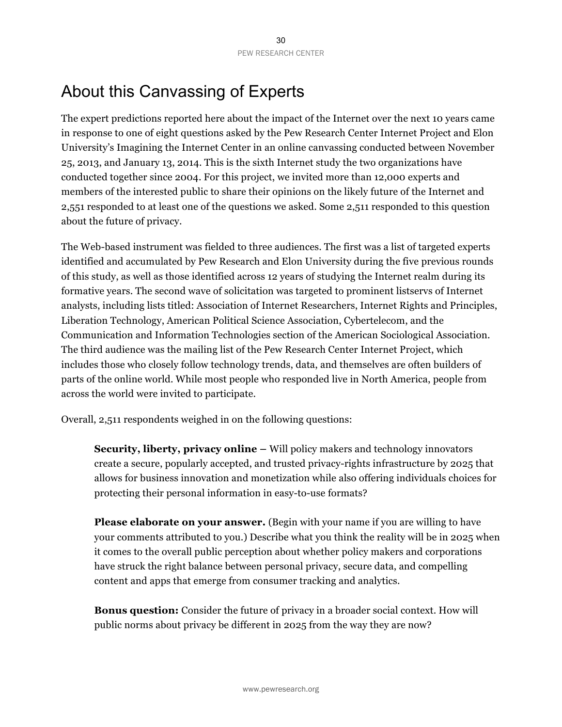# About this Canvassing of Experts

The expert predictions reported here about the impact of the Internet over the next 10 years came in response to one of eight questions asked by the Pew Research Center Internet Project and Elon University's Imagining the Internet Center in an online canvassing conducted between November 25, 2013, and January 13, 2014. This is the sixth Internet study the two organizations have conducted together since 2004. For this project, we invited more than 12,000 experts and members of the interested public to share their opinions on the likely future of the Internet and 2,551 responded to at least one of the questions we asked. Some 2,511 responded to this question about the future of privacy.

The Web-based instrument was fielded to three audiences. The first was a list of targeted experts identified and accumulated by Pew Research and Elon University during the five previous rounds of this study, as well as those identified across 12 years of studying the Internet realm during its formative years. The second wave of solicitation was targeted to prominent listservs of Internet analysts, including lists titled: Association of Internet Researchers, Internet Rights and Principles, Liberation Technology, American Political Science Association, Cybertelecom, and the Communication and Information Technologies section of the American Sociological Association. The third audience was the mailing list of the Pew Research Center Internet Project, which includes those who closely follow technology trends, data, and themselves are often builders of parts of the online world. While most people who responded live in North America, people from across the world were invited to participate.

Overall, 2,511 respondents weighed in on the following questions:

> **Security, liberty, privacy online –** Will policy makers and technology innovators create a secure, popularly accepted, and trusted privacy-rights infrastructure by 2025 that allows for business innovation and monetization while also offering individuals choices for protecting their personal information in easy-to-use formats?
>
> **Please elaborate on your answer.** (Begin with your name if you are willing to have your comments attributed to you.) Describe what you think the reality will be in 2025 when it comes to the overall public perception about whether policy makers and corporations have struck the right balance between personal privacy, secure data, and compelling content and apps that emerge from consumer tracking and analytics.
>
> **Bonus question:** Consider the future of privacy in a broader social context. How will public norms about privacy be different in 2025 from the way they are now?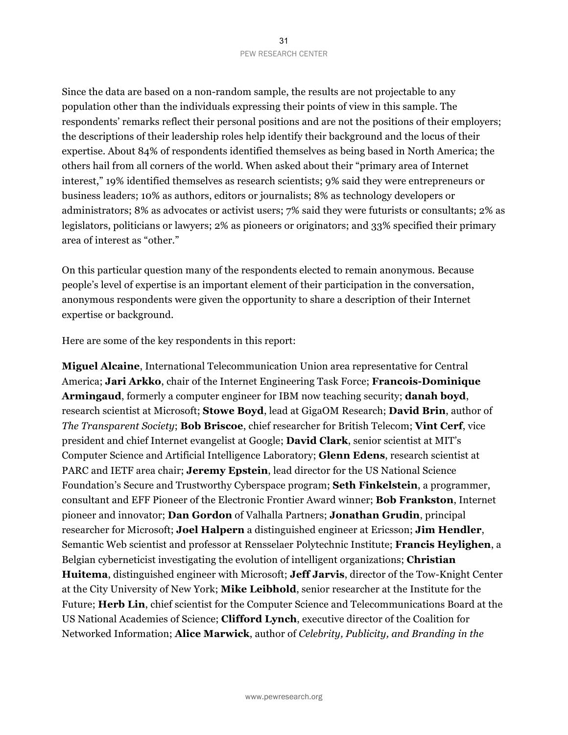Since the data are based on a non-random sample, the results are not projectable to any population other than the individuals expressing their points of view in this sample. The respondents' remarks reflect their personal positions and are not the positions of their employers; the descriptions of their leadership roles help identify their background and the locus of their expertise. About 84% of respondents identified themselves as being based in North America; the others hail from all corners of the world. When asked about their "primary area of Internet interest," 19% identified themselves as research scientists; 9% said they were entrepreneurs or business leaders; 10% as authors, editors or journalists; 8% as technology developers or administrators; 8% as advocates or activist users; 7% said they were futurists or consultants; 2% as legislators, politicians or lawyers; 2% as pioneers or originators; and 33% specified their primary area of interest as "other."

On this particular question many of the respondents elected to remain anonymous. Because people's level of expertise is an important element of their participation in the conversation, anonymous respondents were given the opportunity to share a description of their Internet expertise or background.

Here are some of the key respondents in this report:

**Miguel Alcaine**, International Telecommunication Union area representative for Central America; **Jari Arkko**, chair of the Internet Engineering Task Force; **Francois-Dominique Armingaud**, formerly a computer engineer for IBM now teaching security; **danah boyd**, research scientist at Microsoft; **Stowe Boyd**, lead at GigaOM Research; **David Brin**, author of *The Transparent Society*; **Bob Briscoe**, chief researcher for British Telecom; **Vint Cerf**, vice president and chief Internet evangelist at Google; **David Clark**, senior scientist at MIT's Computer Science and Artificial Intelligence Laboratory; **Glenn Edens**, research scientist at PARC and IETF area chair; **Jeremy Epstein**, lead director for the US National Science Foundation's Secure and Trustworthy Cyberspace program; **Seth Finkelstein**, a programmer, consultant and EFF Pioneer of the Electronic Frontier Award winner; **Bob Frankston**, Internet pioneer and innovator; **Dan Gordon** of Valhalla Partners; **Jonathan Grudin**, principal researcher for Microsoft; **Joel Halpern** a distinguished engineer at Ericsson; **Jim Hendler**, Semantic Web scientist and professor at Rensselaer Polytechnic Institute; **Francis Heylighen**, a Belgian cyberneticist investigating the evolution of intelligent organizations; **Christian Huitema**, distinguished engineer with Microsoft; **Jeff Jarvis**, director of the Tow-Knight Center at the City University of New York; **Mike Leibhold**, senior researcher at the Institute for the Future; **Herb Lin**, chief scientist for the Computer Science and Telecommunications Board at the US National Academies of Science; **Clifford Lynch**, executive director of the Coalition for Networked Information; **Alice Marwick**, author of *Celebrity, Publicity, and Branding in the*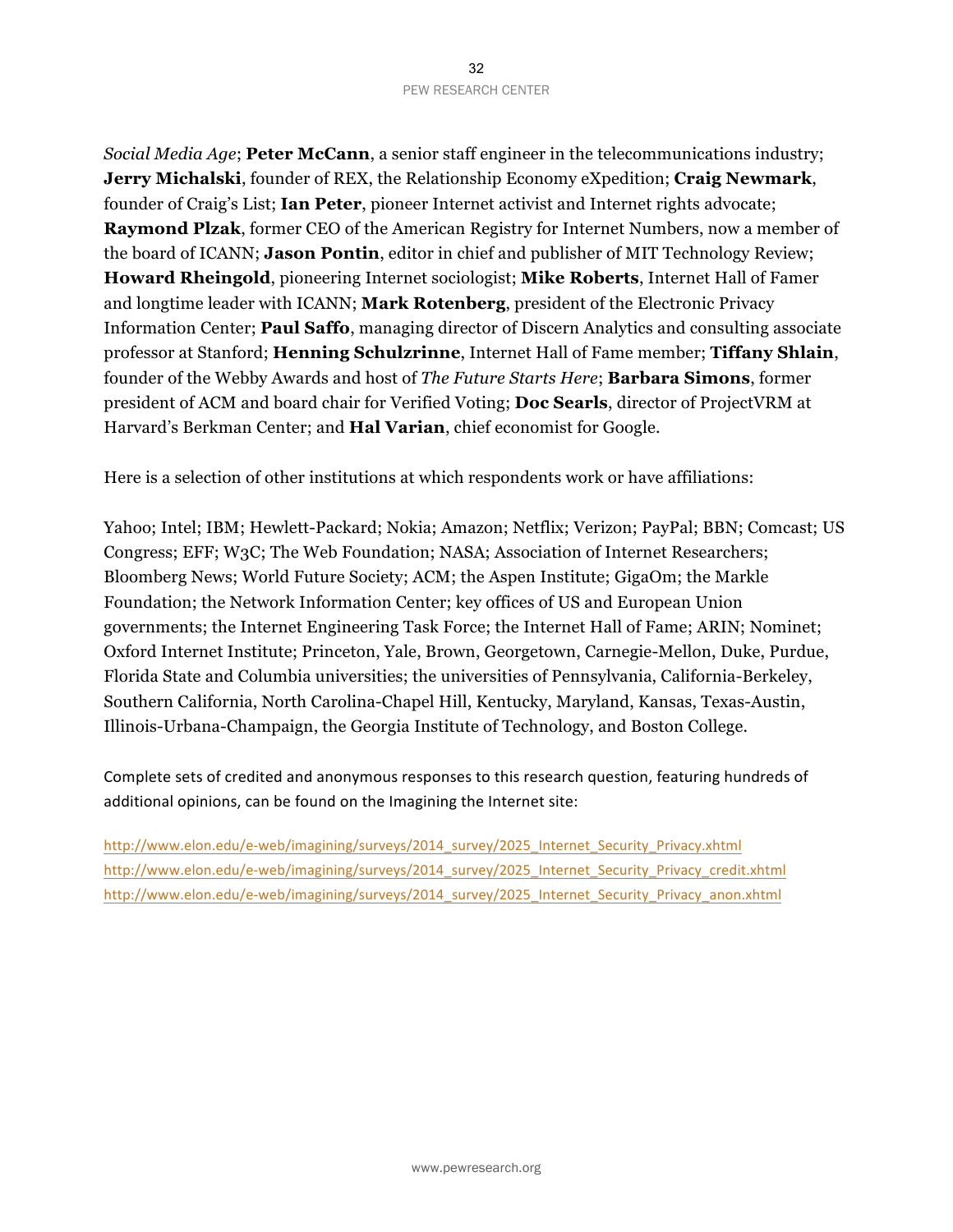*Social Media Age*; **Peter McCann**, a senior staff engineer in the telecommunications industry; **Jerry Michalski**, founder of REX, the Relationship Economy eXpedition; **Craig Newmark**, founder of Craig's List; **Ian Peter**, pioneer Internet activist and Internet rights advocate; **Raymond Plzak**, former CEO of the American Registry for Internet Numbers, now a member of the board of ICANN; **Jason Pontin**, editor in chief and publisher of MIT Technology Review; **Howard Rheingold**, pioneering Internet sociologist; **Mike Roberts**, Internet Hall of Famer and longtime leader with ICANN; **Mark Rotenberg**, president of the Electronic Privacy Information Center; **Paul Saffo**, managing director of Discern Analytics and consulting associate professor at Stanford; **Henning Schulzrinne**, Internet Hall of Fame member; **Tiffany Shlain**, founder of the Webby Awards and host of *The Future Starts Here*; **Barbara Simons**, former president of ACM and board chair for Verified Voting; **Doc Searls**, director of ProjectVRM at Harvard's Berkman Center; and **Hal Varian**, chief economist for Google.

Here is a selection of other institutions at which respondents work or have affiliations:

Yahoo; Intel; IBM; Hewlett-Packard; Nokia; Amazon; Netflix; Verizon; PayPal; BBN; Comcast; US Congress; EFF; W3C; The Web Foundation; NASA; Association of Internet Researchers; Bloomberg News; World Future Society; ACM; the Aspen Institute; GigaOm; the Markle Foundation; the Network Information Center; key offices of US and European Union governments; the Internet Engineering Task Force; the Internet Hall of Fame; ARIN; Nominet; Oxford Internet Institute; Princeton, Yale, Brown, Georgetown, Carnegie-Mellon, Duke, Purdue, Florida State and Columbia universities; the universities of Pennsylvania, California-Berkeley, Southern California, North Carolina-Chapel Hill, Kentucky, Maryland, Kansas, Texas-Austin, Illinois-Urbana-Champaign, the Georgia Institute of Technology, and Boston College.

Complete sets of credited and anonymous responses to this research question, featuring hundreds of additional opinions, can be found on the Imagining the Internet site:

http://www.elon.edu/e-web/imagining/surveys/2014_survey/2025_Internet_Security_Privacy.xhtml
http://www.elon.edu/e-web/imagining/surveys/2014_survey/2025_Internet_Security_Privacy_credit.xhtml
http://www.elon.edu/e-web/imagining/surveys/2014_survey/2025_Internet_Security_Privacy_anon.xhtml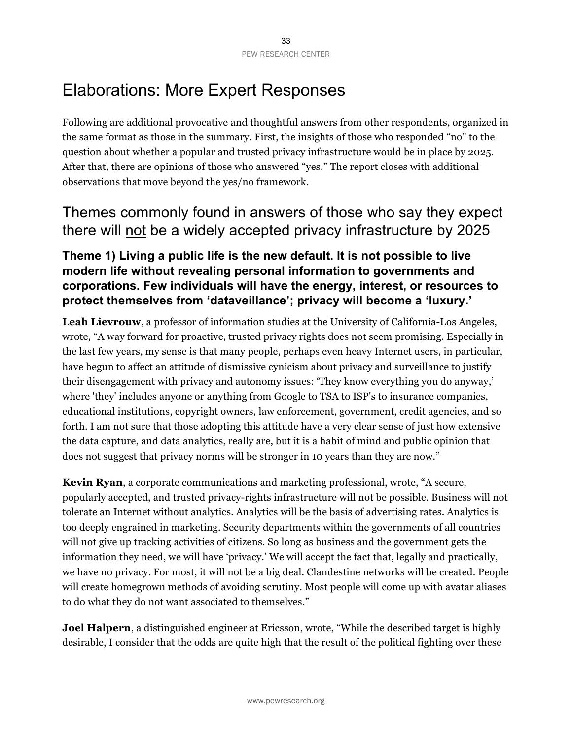# Elaborations: More Expert Responses

Following are additional provocative and thoughtful answers from other respondents, organized in the same format as those in the summary. First, the insights of those who responded "no" to the question about whether a popular and trusted privacy infrastructure would be in place by 2025. After that, there are opinions of those who answered "yes." The report closes with additional observations that move beyond the yes/no framework.

## Themes commonly found in answers of those who say they expect there will not be a widely accepted privacy infrastructure by 2025

### Theme 1) Living a public life is the new default. It is not possible to live modern life without revealing personal information to governments and corporations. Few individuals will have the energy, interest, or resources to protect themselves from 'dataveillance'; privacy will become a 'luxury.'

**Leah Lievrouw**, a professor of information studies at the University of California-Los Angeles, wrote, "A way forward for proactive, trusted privacy rights does not seem promising. Especially in the last few years, my sense is that many people, perhaps even heavy Internet users, in particular, have begun to affect an attitude of dismissive cynicism about privacy and surveillance to justify their disengagement with privacy and autonomy issues: 'They know everything you do anyway,' where 'they' includes anyone or anything from Google to TSA to ISP's to insurance companies, educational institutions, copyright owners, law enforcement, government, credit agencies, and so forth. I am not sure that those adopting this attitude have a very clear sense of just how extensive the data capture, and data analytics, really are, but it is a habit of mind and public opinion that does not suggest that privacy norms will be stronger in 10 years than they are now."

**Kevin Ryan**, a corporate communications and marketing professional, wrote, "A secure, popularly accepted, and trusted privacy-rights infrastructure will not be possible. Business will not tolerate an Internet without analytics. Analytics will be the basis of advertising rates. Analytics is too deeply engrained in marketing. Security departments within the governments of all countries will not give up tracking activities of citizens. So long as business and the government gets the information they need, we will have 'privacy.' We will accept the fact that, legally and practically, we have no privacy. For most, it will not be a big deal. Clandestine networks will be created. People will create homegrown methods of avoiding scrutiny. Most people will come up with avatar aliases to do what they do not want associated to themselves."

**Joel Halpern**, a distinguished engineer at Ericsson, wrote, "While the described target is highly desirable, I consider that the odds are quite high that the result of the political fighting over these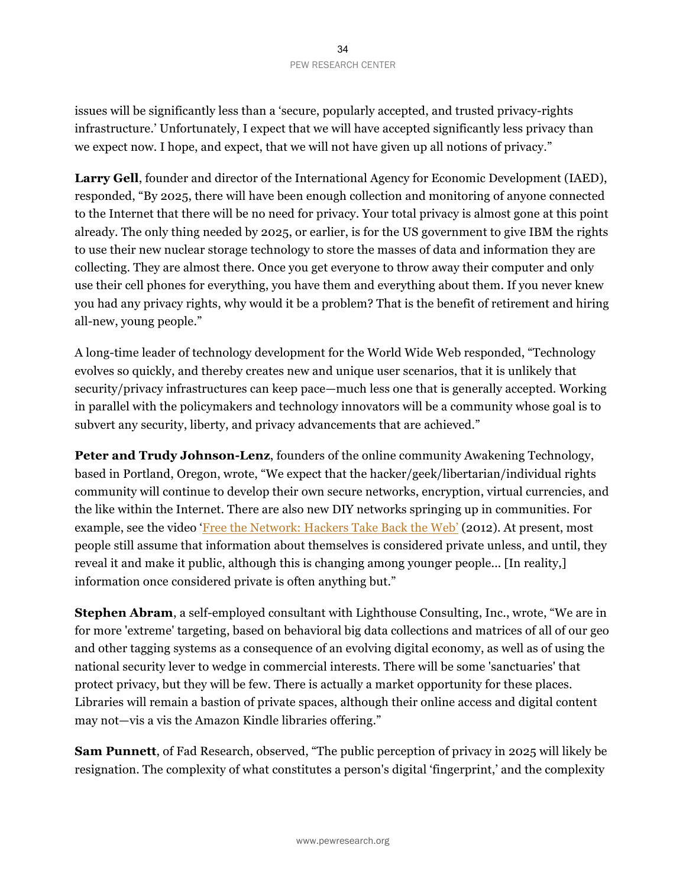issues will be significantly less than a 'secure, popularly accepted, and trusted privacy-rights infrastructure.' Unfortunately, I expect that we will have accepted significantly less privacy than we expect now. I hope, and expect, that we will not have given up all notions of privacy."

**Larry Gell**, founder and director of the International Agency for Economic Development (IAED), responded, "By 2025, there will have been enough collection and monitoring of anyone connected to the Internet that there will be no need for privacy. Your total privacy is almost gone at this point already. The only thing needed by 2025, or earlier, is for the US government to give IBM the rights to use their new nuclear storage technology to store the masses of data and information they are collecting. They are almost there. Once you get everyone to throw away their computer and only use their cell phones for everything, you have them and everything about them. If you never knew you had any privacy rights, why would it be a problem? That is the benefit of retirement and hiring all-new, young people."

A long-time leader of technology development for the World Wide Web responded, "Technology evolves so quickly, and thereby creates new and unique user scenarios, that it is unlikely that security/privacy infrastructures can keep pace—much less one that is generally accepted. Working in parallel with the policymakers and technology innovators will be a community whose goal is to subvert any security, liberty, and privacy advancements that are achieved."

**Peter and Trudy Johnson-Lenz**, founders of the online community Awakening Technology, based in Portland, Oregon, wrote, "We expect that the hacker/geek/libertarian/individual rights community will continue to develop their own secure networks, encryption, virtual currencies, and the like within the Internet. There are also new DIY networks springing up in communities. For example, see the video 'Free the Network: Hackers Take Back the Web' (2012). At present, most people still assume that information about themselves is considered private unless, and until, they reveal it and make it public, although this is changing among younger people... [In reality,] information once considered private is often anything but."

**Stephen Abram**, a self-employed consultant with Lighthouse Consulting, Inc., wrote, "We are in for more 'extreme' targeting, based on behavioral big data collections and matrices of all of our geo and other tagging systems as a consequence of an evolving digital economy, as well as of using the national security lever to wedge in commercial interests. There will be some 'sanctuaries' that protect privacy, but they will be few. There is actually a market opportunity for these places. Libraries will remain a bastion of private spaces, although their online access and digital content may not—vis a vis the Amazon Kindle libraries offering."

**Sam Punnett**, of Fad Research, observed, "The public perception of privacy in 2025 will likely be resignation. The complexity of what constitutes a person's digital 'fingerprint,' and the complexity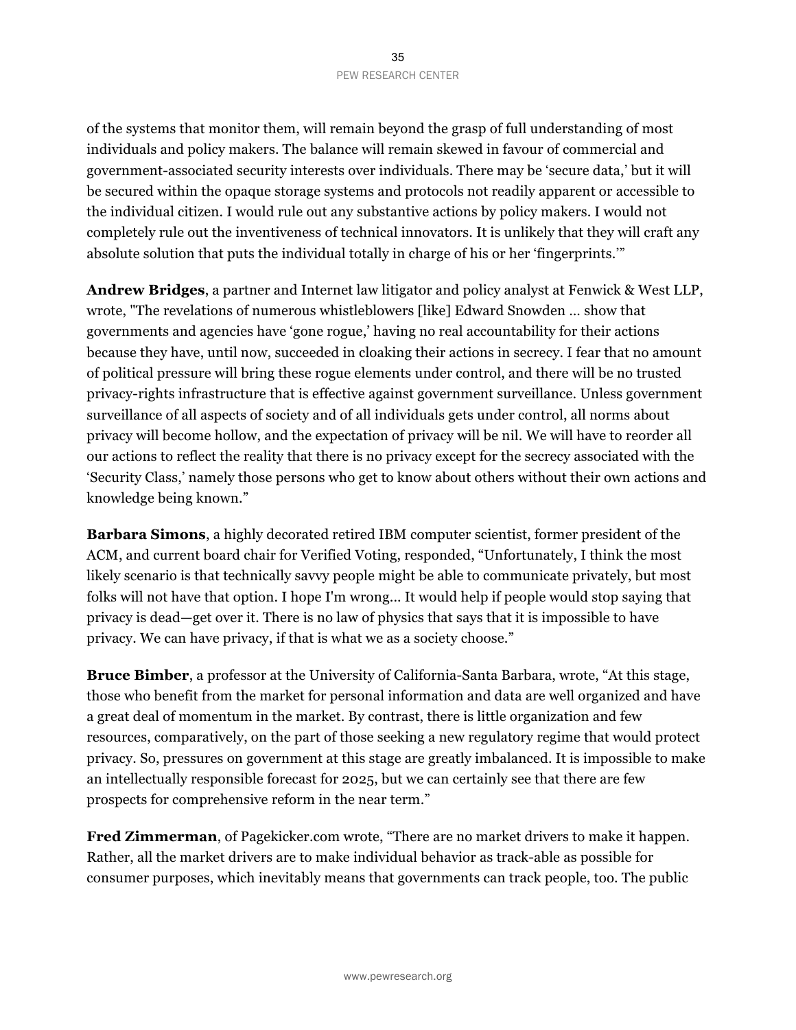of the systems that monitor them, will remain beyond the grasp of full understanding of most individuals and policy makers. The balance will remain skewed in favour of commercial and government-associated security interests over individuals. There may be 'secure data,' but it will be secured within the opaque storage systems and protocols not readily apparent or accessible to the individual citizen. I would rule out any substantive actions by policy makers. I would not completely rule out the inventiveness of technical innovators. It is unlikely that they will craft any absolute solution that puts the individual totally in charge of his or her 'fingerprints.'"

**Andrew Bridges**, a partner and Internet law litigator and policy analyst at Fenwick & West LLP, wrote, "The revelations of numerous whistleblowers [like] Edward Snowden … show that governments and agencies have 'gone rogue,' having no real accountability for their actions because they have, until now, succeeded in cloaking their actions in secrecy. I fear that no amount of political pressure will bring these rogue elements under control, and there will be no trusted privacy-rights infrastructure that is effective against government surveillance. Unless government surveillance of all aspects of society and of all individuals gets under control, all norms about privacy will become hollow, and the expectation of privacy will be nil. We will have to reorder all our actions to reflect the reality that there is no privacy except for the secrecy associated with the 'Security Class,' namely those persons who get to know about others without their own actions and knowledge being known."

**Barbara Simons**, a highly decorated retired IBM computer scientist, former president of the ACM, and current board chair for Verified Voting, responded, "Unfortunately, I think the most likely scenario is that technically savvy people might be able to communicate privately, but most folks will not have that option. I hope I'm wrong… It would help if people would stop saying that privacy is dead—get over it. There is no law of physics that says that it is impossible to have privacy. We can have privacy, if that is what we as a society choose."

**Bruce Bimber**, a professor at the University of California-Santa Barbara, wrote, "At this stage, those who benefit from the market for personal information and data are well organized and have a great deal of momentum in the market. By contrast, there is little organization and few resources, comparatively, on the part of those seeking a new regulatory regime that would protect privacy. So, pressures on government at this stage are greatly imbalanced. It is impossible to make an intellectually responsible forecast for 2025, but we can certainly see that there are few prospects for comprehensive reform in the near term."

**Fred Zimmerman**, of Pagekicker.com wrote, "There are no market drivers to make it happen. Rather, all the market drivers are to make individual behavior as track-able as possible for consumer purposes, which inevitably means that governments can track people, too. The public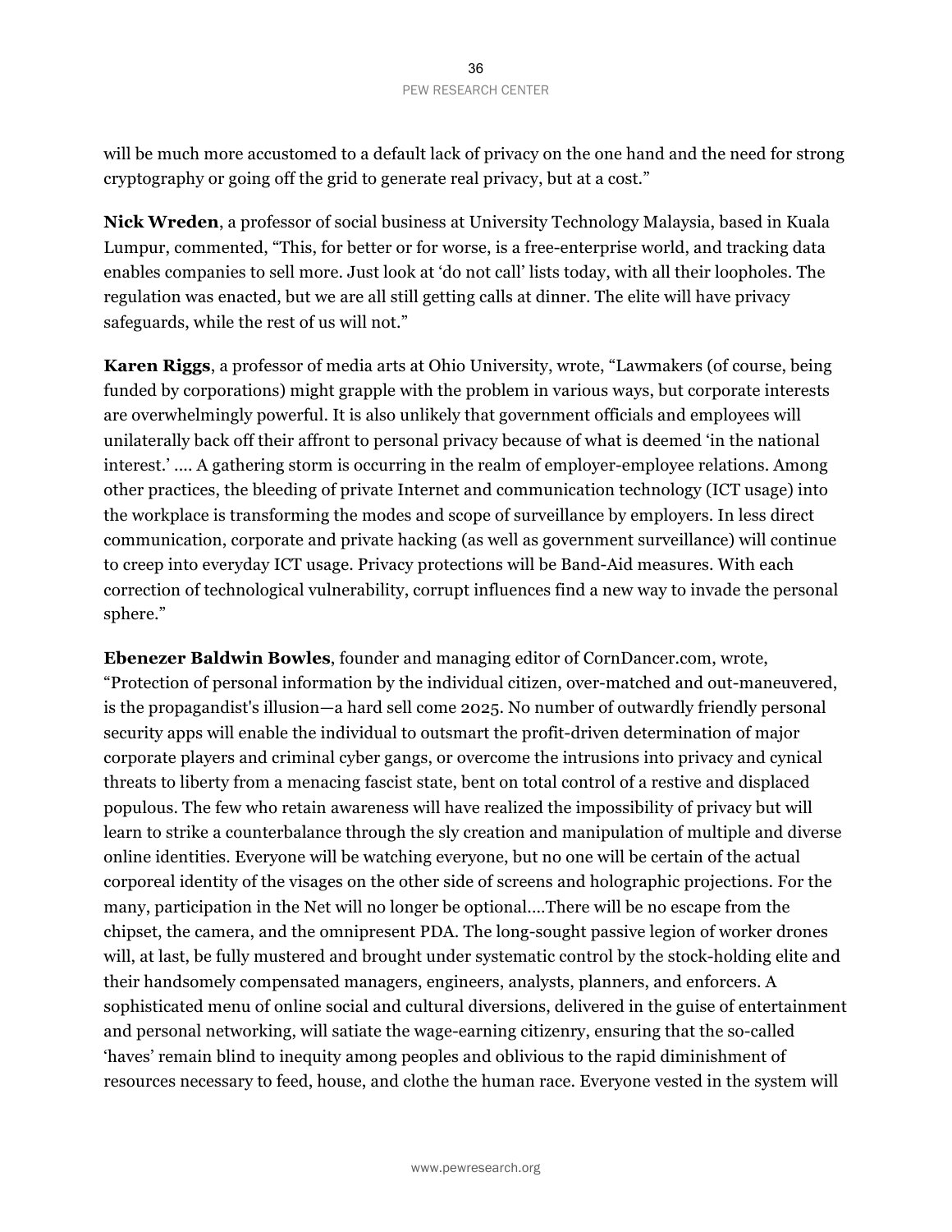will be much more accustomed to a default lack of privacy on the one hand and the need for strong cryptography or going off the grid to generate real privacy, but at a cost."

**Nick Wreden**, a professor of social business at University Technology Malaysia, based in Kuala Lumpur, commented, "This, for better or for worse, is a free-enterprise world, and tracking data enables companies to sell more. Just look at 'do not call' lists today, with all their loopholes. The regulation was enacted, but we are all still getting calls at dinner. The elite will have privacy safeguards, while the rest of us will not."

**Karen Riggs**, a professor of media arts at Ohio University, wrote, "Lawmakers (of course, being funded by corporations) might grapple with the problem in various ways, but corporate interests are overwhelmingly powerful. It is also unlikely that government officials and employees will unilaterally back off their affront to personal privacy because of what is deemed 'in the national interest.' …. A gathering storm is occurring in the realm of employer-employee relations. Among other practices, the bleeding of private Internet and communication technology (ICT usage) into the workplace is transforming the modes and scope of surveillance by employers. In less direct communication, corporate and private hacking (as well as government surveillance) will continue to creep into everyday ICT usage. Privacy protections will be Band-Aid measures. With each correction of technological vulnerability, corrupt influences find a new way to invade the personal sphere."

**Ebenezer Baldwin Bowles**, founder and managing editor of CornDancer.com, wrote, "Protection of personal information by the individual citizen, over-matched and out-maneuvered, is the propagandist's illusion—a hard sell come 2025. No number of outwardly friendly personal security apps will enable the individual to outsmart the profit-driven determination of major corporate players and criminal cyber gangs, or overcome the intrusions into privacy and cynical threats to liberty from a menacing fascist state, bent on total control of a restive and displaced populous. The few who retain awareness will have realized the impossibility of privacy but will learn to strike a counterbalance through the sly creation and manipulation of multiple and diverse online identities. Everyone will be watching everyone, but no one will be certain of the actual corporeal identity of the visages on the other side of screens and holographic projections. For the many, participation in the Net will no longer be optional.…There will be no escape from the chipset, the camera, and the omnipresent PDA. The long-sought passive legion of worker drones will, at last, be fully mustered and brought under systematic control by the stock-holding elite and their handsomely compensated managers, engineers, analysts, planners, and enforcers. A sophisticated menu of online social and cultural diversions, delivered in the guise of entertainment and personal networking, will satiate the wage-earning citizenry, ensuring that the so-called 'haves' remain blind to inequity among peoples and oblivious to the rapid diminishment of resources necessary to feed, house, and clothe the human race. Everyone vested in the system will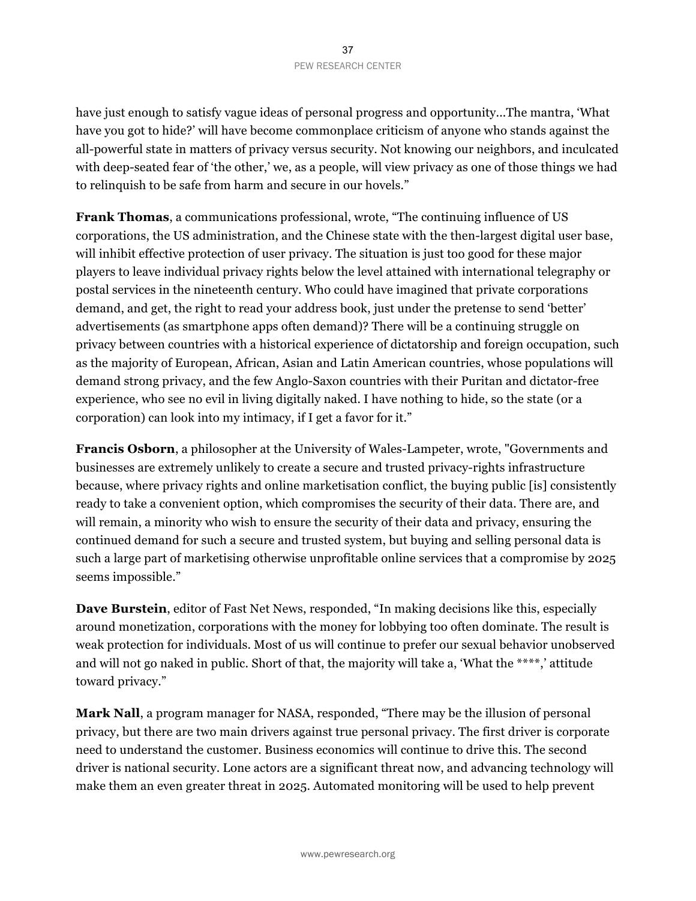have just enough to satisfy vague ideas of personal progress and opportunity…The mantra, 'What have you got to hide?' will have become commonplace criticism of anyone who stands against the all-powerful state in matters of privacy versus security. Not knowing our neighbors, and inculcated with deep-seated fear of 'the other,' we, as a people, will view privacy as one of those things we had to relinquish to be safe from harm and secure in our hovels."

**Frank Thomas**, a communications professional, wrote, "The continuing influence of US corporations, the US administration, and the Chinese state with the then-largest digital user base, will inhibit effective protection of user privacy. The situation is just too good for these major players to leave individual privacy rights below the level attained with international telegraphy or postal services in the nineteenth century. Who could have imagined that private corporations demand, and get, the right to read your address book, just under the pretense to send 'better' advertisements (as smartphone apps often demand)? There will be a continuing struggle on privacy between countries with a historical experience of dictatorship and foreign occupation, such as the majority of European, African, Asian and Latin American countries, whose populations will demand strong privacy, and the few Anglo-Saxon countries with their Puritan and dictator-free experience, who see no evil in living digitally naked. I have nothing to hide, so the state (or a corporation) can look into my intimacy, if I get a favor for it."

**Francis Osborn**, a philosopher at the University of Wales-Lampeter, wrote, "Governments and businesses are extremely unlikely to create a secure and trusted privacy-rights infrastructure because, where privacy rights and online marketisation conflict, the buying public [is] consistently ready to take a convenient option, which compromises the security of their data. There are, and will remain, a minority who wish to ensure the security of their data and privacy, ensuring the continued demand for such a secure and trusted system, but buying and selling personal data is such a large part of marketising otherwise unprofitable online services that a compromise by 2025 seems impossible."

**Dave Burstein**, editor of Fast Net News, responded, "In making decisions like this, especially around monetization, corporations with the money for lobbying too often dominate. The result is weak protection for individuals. Most of us will continue to prefer our sexual behavior unobserved and will not go naked in public. Short of that, the majority will take a, 'What the ****,' attitude toward privacy."

**Mark Nall**, a program manager for NASA, responded, "There may be the illusion of personal privacy, but there are two main drivers against true personal privacy. The first driver is corporate need to understand the customer. Business economics will continue to drive this. The second driver is national security. Lone actors are a significant threat now, and advancing technology will make them an even greater threat in 2025. Automated monitoring will be used to help prevent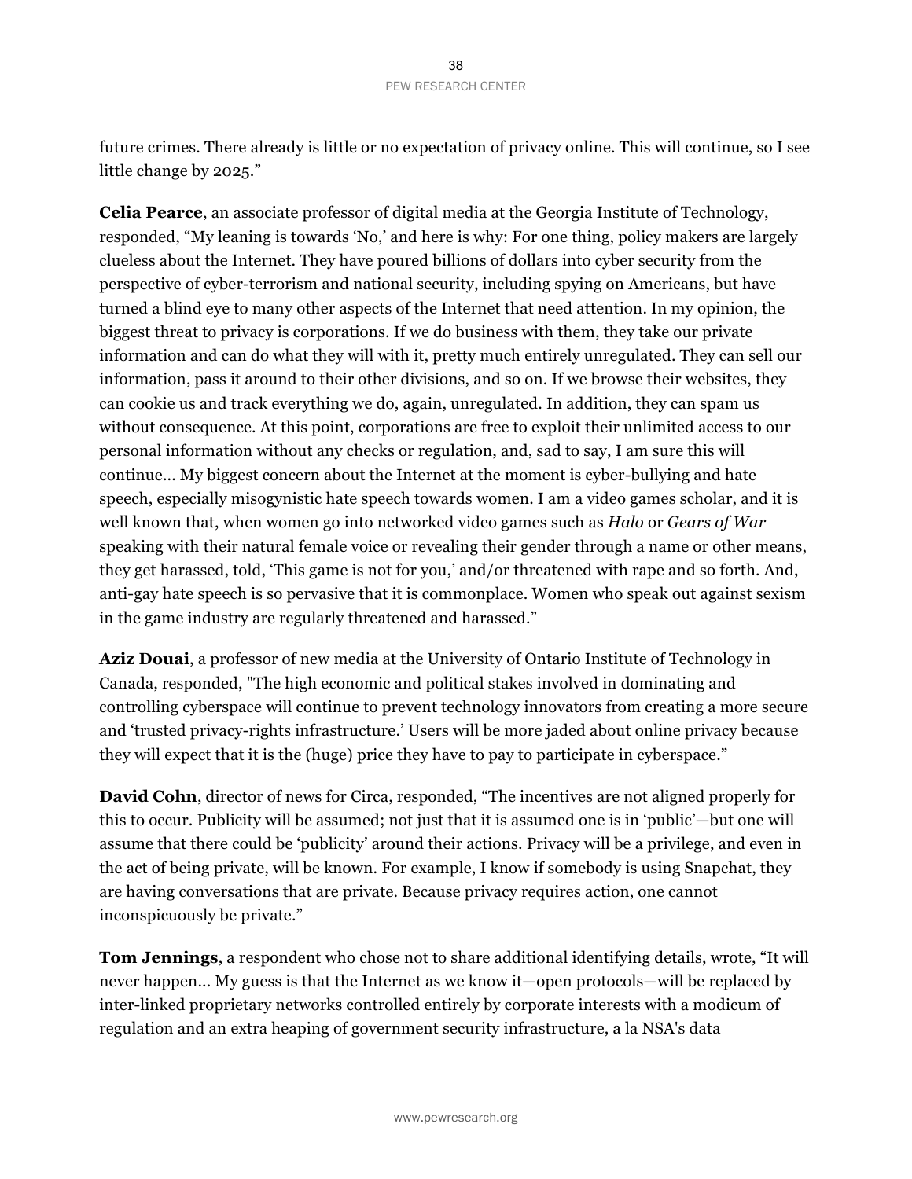future crimes. There already is little or no expectation of privacy online. This will continue, so I see little change by 2025."

**Celia Pearce**, an associate professor of digital media at the Georgia Institute of Technology, responded, "My leaning is towards 'No,' and here is why: For one thing, policy makers are largely clueless about the Internet. They have poured billions of dollars into cyber security from the perspective of cyber-terrorism and national security, including spying on Americans, but have turned a blind eye to many other aspects of the Internet that need attention. In my opinion, the biggest threat to privacy is corporations. If we do business with them, they take our private information and can do what they will with it, pretty much entirely unregulated. They can sell our information, pass it around to their other divisions, and so on. If we browse their websites, they can cookie us and track everything we do, again, unregulated. In addition, they can spam us without consequence. At this point, corporations are free to exploit their unlimited access to our personal information without any checks or regulation, and, sad to say, I am sure this will continue… My biggest concern about the Internet at the moment is cyber-bullying and hate speech, especially misogynistic hate speech towards women. I am a video games scholar, and it is well known that, when women go into networked video games such as *Halo* or *Gears of War* speaking with their natural female voice or revealing their gender through a name or other means, they get harassed, told, 'This game is not for you,' and/or threatened with rape and so forth. And, anti-gay hate speech is so pervasive that it is commonplace. Women who speak out against sexism in the game industry are regularly threatened and harassed."

**Aziz Douai**, a professor of new media at the University of Ontario Institute of Technology in Canada, responded, "The high economic and political stakes involved in dominating and controlling cyberspace will continue to prevent technology innovators from creating a more secure and 'trusted privacy-rights infrastructure.' Users will be more jaded about online privacy because they will expect that it is the (huge) price they have to pay to participate in cyberspace."

**David Cohn**, director of news for Circa, responded, "The incentives are not aligned properly for this to occur. Publicity will be assumed; not just that it is assumed one is in 'public'—but one will assume that there could be 'publicity' around their actions. Privacy will be a privilege, and even in the act of being private, will be known. For example, I know if somebody is using Snapchat, they are having conversations that are private. Because privacy requires action, one cannot inconspicuously be private."

**Tom Jennings**, a respondent who chose not to share additional identifying details, wrote, "It will never happen… My guess is that the Internet as we know it—open protocols—will be replaced by inter-linked proprietary networks controlled entirely by corporate interests with a modicum of regulation and an extra heaping of government security infrastructure, a la NSA's data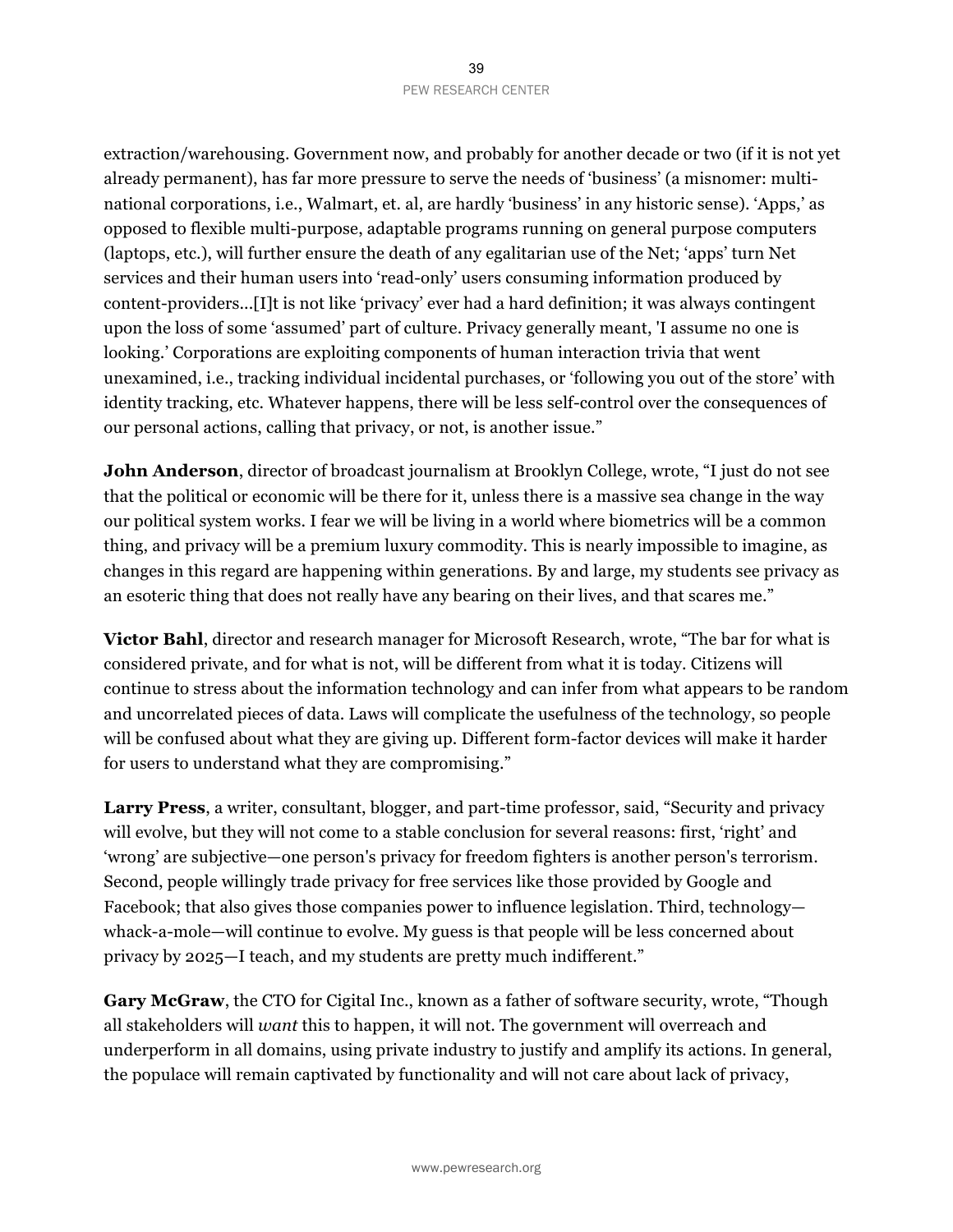extraction/warehousing. Government now, and probably for another decade or two (if it is not yet already permanent), has far more pressure to serve the needs of 'business' (a misnomer: multi-national corporations, i.e., Walmart, et. al, are hardly 'business' in any historic sense). 'Apps,' as opposed to flexible multi-purpose, adaptable programs running on general purpose computers (laptops, etc.), will further ensure the death of any egalitarian use of the Net; 'apps' turn Net services and their human users into 'read-only' users consuming information produced by content-providers…[I]t is not like 'privacy' ever had a hard definition; it was always contingent upon the loss of some 'assumed' part of culture. Privacy generally meant, 'I assume no one is looking.' Corporations are exploiting components of human interaction trivia that went unexamined, i.e., tracking individual incidental purchases, or 'following you out of the store' with identity tracking, etc. Whatever happens, there will be less self-control over the consequences of our personal actions, calling that privacy, or not, is another issue."

**John Anderson**, director of broadcast journalism at Brooklyn College, wrote, "I just do not see that the political or economic will be there for it, unless there is a massive sea change in the way our political system works. I fear we will be living in a world where biometrics will be a common thing, and privacy will be a premium luxury commodity. This is nearly impossible to imagine, as changes in this regard are happening within generations. By and large, my students see privacy as an esoteric thing that does not really have any bearing on their lives, and that scares me."

**Victor Bahl**, director and research manager for Microsoft Research, wrote, "The bar for what is considered private, and for what is not, will be different from what it is today. Citizens will continue to stress about the information technology and can infer from what appears to be random and uncorrelated pieces of data. Laws will complicate the usefulness of the technology, so people will be confused about what they are giving up. Different form-factor devices will make it harder for users to understand what they are compromising."

**Larry Press**, a writer, consultant, blogger, and part-time professor, said, "Security and privacy will evolve, but they will not come to a stable conclusion for several reasons: first, 'right' and 'wrong' are subjective—one person's privacy for freedom fighters is another person's terrorism. Second, people willingly trade privacy for free services like those provided by Google and Facebook; that also gives those companies power to influence legislation. Third, technology—whack-a-mole—will continue to evolve. My guess is that people will be less concerned about privacy by 2025—I teach, and my students are pretty much indifferent."

**Gary McGraw**, the CTO for Cigital Inc., known as a father of software security, wrote, "Though all stakeholders will *want* this to happen, it will not. The government will overreach and underperform in all domains, using private industry to justify and amplify its actions. In general, the populace will remain captivated by functionality and will not care about lack of privacy,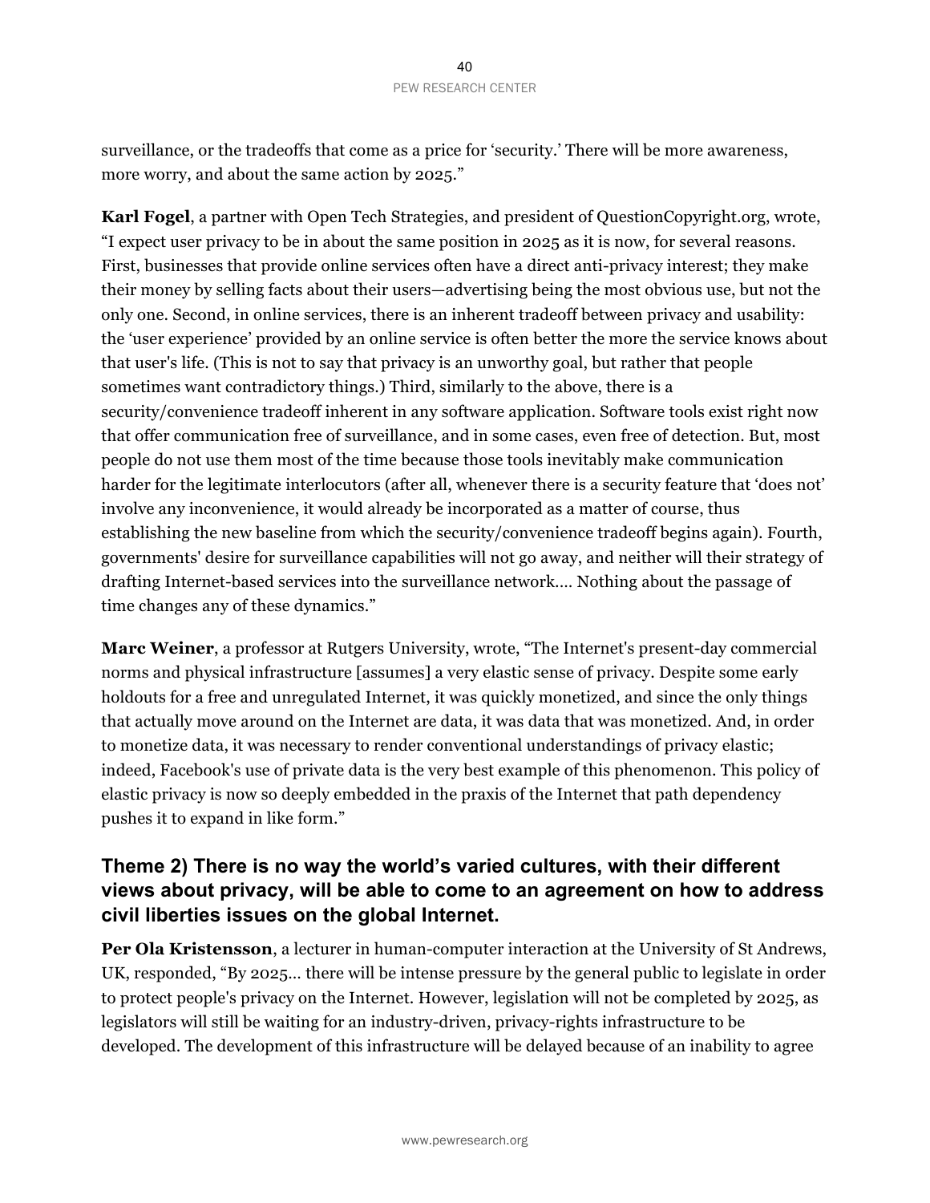surveillance, or the tradeoffs that come as a price for 'security.' There will be more awareness, more worry, and about the same action by 2025."

**Karl Fogel**, a partner with Open Tech Strategies, and president of QuestionCopyright.org, wrote, "I expect user privacy to be in about the same position in 2025 as it is now, for several reasons. First, businesses that provide online services often have a direct anti-privacy interest; they make their money by selling facts about their users—advertising being the most obvious use, but not the only one. Second, in online services, there is an inherent tradeoff between privacy and usability: the 'user experience' provided by an online service is often better the more the service knows about that user's life. (This is not to say that privacy is an unworthy goal, but rather that people sometimes want contradictory things.) Third, similarly to the above, there is a security/convenience tradeoff inherent in any software application. Software tools exist right now that offer communication free of surveillance, and in some cases, even free of detection. But, most people do not use them most of the time because those tools inevitably make communication harder for the legitimate interlocutors (after all, whenever there is a security feature that 'does not' involve any inconvenience, it would already be incorporated as a matter of course, thus establishing the new baseline from which the security/convenience tradeoff begins again). Fourth, governments' desire for surveillance capabilities will not go away, and neither will their strategy of drafting Internet-based services into the surveillance network…. Nothing about the passage of time changes any of these dynamics."

**Marc Weiner**, a professor at Rutgers University, wrote, "The Internet's present-day commercial norms and physical infrastructure [assumes] a very elastic sense of privacy. Despite some early holdouts for a free and unregulated Internet, it was quickly monetized, and since the only things that actually move around on the Internet are data, it was data that was monetized. And, in order to monetize data, it was necessary to render conventional understandings of privacy elastic; indeed, Facebook's use of private data is the very best example of this phenomenon. This policy of elastic privacy is now so deeply embedded in the praxis of the Internet that path dependency pushes it to expand in like form."

## Theme 2) There is no way the world's varied cultures, with their different views about privacy, will be able to come to an agreement on how to address civil liberties issues on the global Internet.

**Per Ola Kristensson**, a lecturer in human-computer interaction at the University of St Andrews, UK, responded, "By 2025… there will be intense pressure by the general public to legislate in order to protect people's privacy on the Internet. However, legislation will not be completed by 2025, as legislators will still be waiting for an industry-driven, privacy-rights infrastructure to be developed. The development of this infrastructure will be delayed because of an inability to agree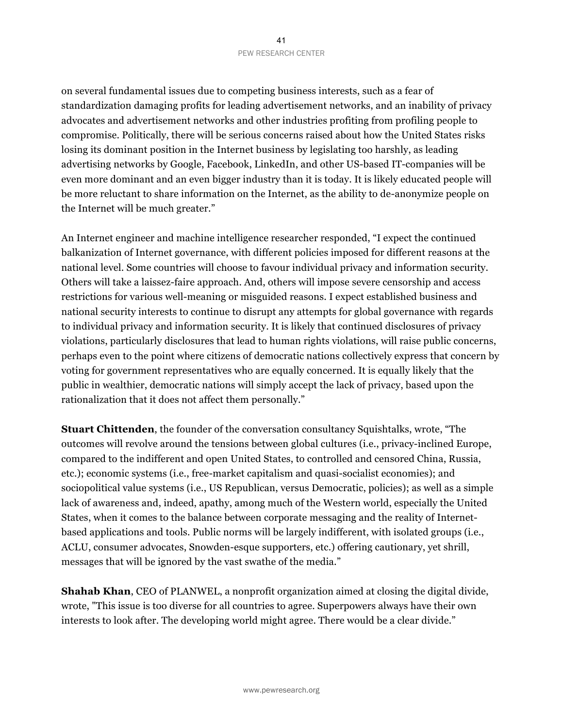on several fundamental issues due to competing business interests, such as a fear of standardization damaging profits for leading advertisement networks, and an inability of privacy advocates and advertisement networks and other industries profiting from profiling people to compromise. Politically, there will be serious concerns raised about how the United States risks losing its dominant position in the Internet business by legislating too harshly, as leading advertising networks by Google, Facebook, LinkedIn, and other US-based IT-companies will be even more dominant and an even bigger industry than it is today. It is likely educated people will be more reluctant to share information on the Internet, as the ability to de-anonymize people on the Internet will be much greater."

An Internet engineer and machine intelligence researcher responded, "I expect the continued balkanization of Internet governance, with different policies imposed for different reasons at the national level. Some countries will choose to favour individual privacy and information security. Others will take a laissez-faire approach. And, others will impose severe censorship and access restrictions for various well-meaning or misguided reasons. I expect established business and national security interests to continue to disrupt any attempts for global governance with regards to individual privacy and information security. It is likely that continued disclosures of privacy violations, particularly disclosures that lead to human rights violations, will raise public concerns, perhaps even to the point where citizens of democratic nations collectively express that concern by voting for government representatives who are equally concerned. It is equally likely that the public in wealthier, democratic nations will simply accept the lack of privacy, based upon the rationalization that it does not affect them personally."

**Stuart Chittenden**, the founder of the conversation consultancy Squishtalks, wrote, "The outcomes will revolve around the tensions between global cultures (i.e., privacy-inclined Europe, compared to the indifferent and open United States, to controlled and censored China, Russia, etc.); economic systems (i.e., free-market capitalism and quasi-socialist economies); and sociopolitical value systems (i.e., US Republican, versus Democratic, policies); as well as a simple lack of awareness and, indeed, apathy, among much of the Western world, especially the United States, when it comes to the balance between corporate messaging and the reality of Internet-based applications and tools. Public norms will be largely indifferent, with isolated groups (i.e., ACLU, consumer advocates, Snowden-esque supporters, etc.) offering cautionary, yet shrill, messages that will be ignored by the vast swathe of the media."

**Shahab Khan**, CEO of PLANWEL, a nonprofit organization aimed at closing the digital divide, wrote, "This issue is too diverse for all countries to agree. Superpowers always have their own interests to look after. The developing world might agree. There would be a clear divide."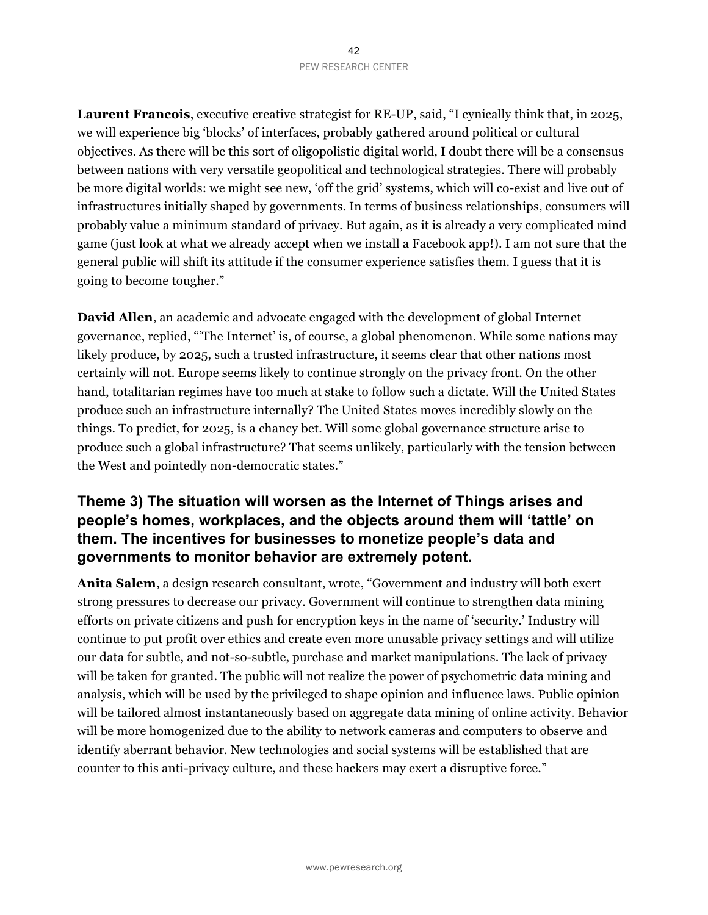**Laurent Francois**, executive creative strategist for RE-UP, said, "I cynically think that, in 2025, we will experience big 'blocks' of interfaces, probably gathered around political or cultural objectives. As there will be this sort of oligopolistic digital world, I doubt there will be a consensus between nations with very versatile geopolitical and technological strategies. There will probably be more digital worlds: we might see new, 'off the grid' systems, which will co-exist and live out of infrastructures initially shaped by governments. In terms of business relationships, consumers will probably value a minimum standard of privacy. But again, as it is already a very complicated mind game (just look at what we already accept when we install a Facebook app!). I am not sure that the general public will shift its attitude if the consumer experience satisfies them. I guess that it is going to become tougher."

**David Allen**, an academic and advocate engaged with the development of global Internet governance, replied, "'The Internet' is, of course, a global phenomenon. While some nations may likely produce, by 2025, such a trusted infrastructure, it seems clear that other nations most certainly will not. Europe seems likely to continue strongly on the privacy front. On the other hand, totalitarian regimes have too much at stake to follow such a dictate. Will the United States produce such an infrastructure internally? The United States moves incredibly slowly on the things. To predict, for 2025, is a chancy bet. Will some global governance structure arise to produce such a global infrastructure? That seems unlikely, particularly with the tension between the West and pointedly non-democratic states."

## Theme 3) The situation will worsen as the Internet of Things arises and people's homes, workplaces, and the objects around them will 'tattle' on them. The incentives for businesses to monetize people's data and governments to monitor behavior are extremely potent.

**Anita Salem**, a design research consultant, wrote, "Government and industry will both exert strong pressures to decrease our privacy. Government will continue to strengthen data mining efforts on private citizens and push for encryption keys in the name of 'security.' Industry will continue to put profit over ethics and create even more unusable privacy settings and will utilize our data for subtle, and not-so-subtle, purchase and market manipulations. The lack of privacy will be taken for granted. The public will not realize the power of psychometric data mining and analysis, which will be used by the privileged to shape opinion and influence laws. Public opinion will be tailored almost instantaneously based on aggregate data mining of online activity. Behavior will be more homogenized due to the ability to network cameras and computers to observe and identify aberrant behavior. New technologies and social systems will be established that are counter to this anti-privacy culture, and these hackers may exert a disruptive force."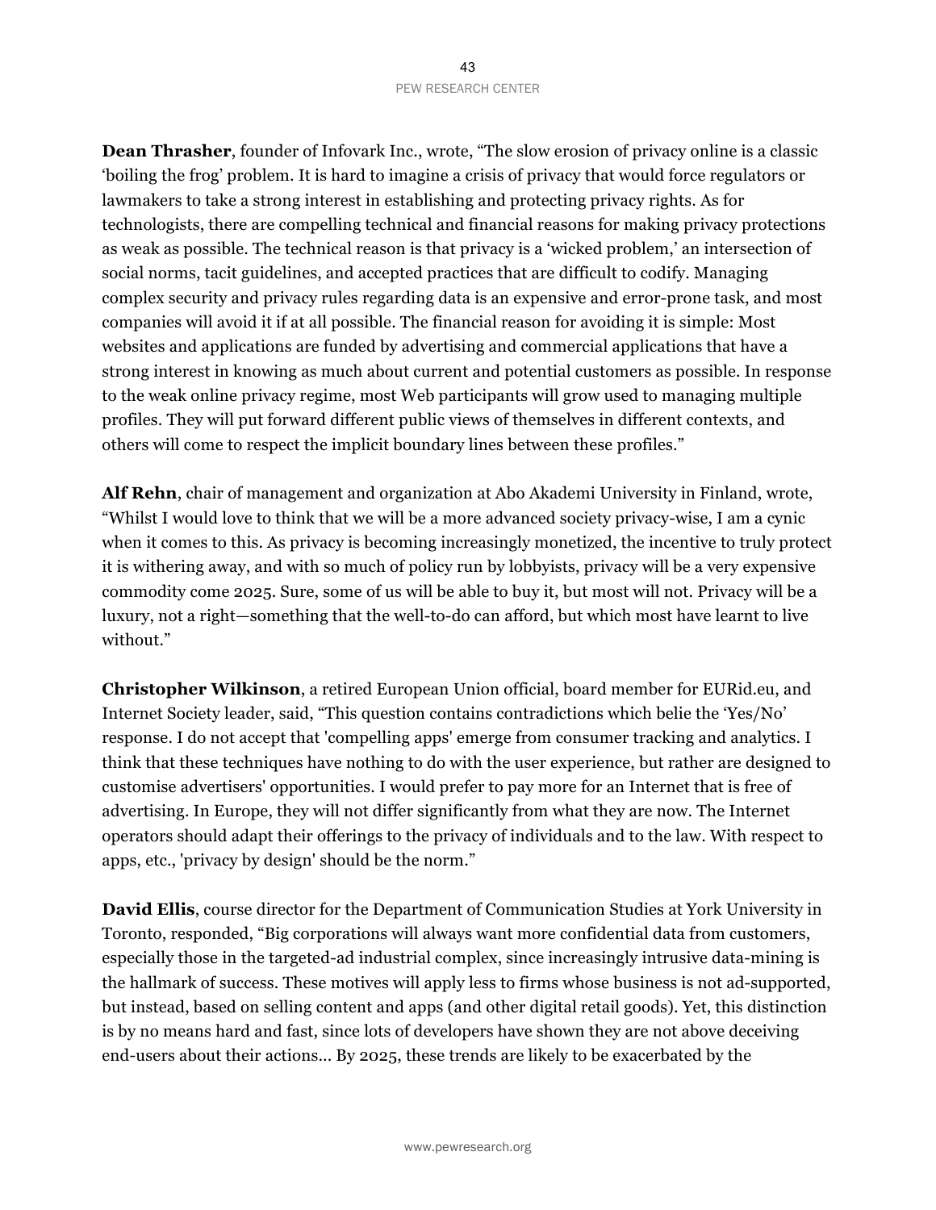**Dean Thrasher**, founder of Infovark Inc., wrote, "The slow erosion of privacy online is a classic 'boiling the frog' problem. It is hard to imagine a crisis of privacy that would force regulators or lawmakers to take a strong interest in establishing and protecting privacy rights. As for technologists, there are compelling technical and financial reasons for making privacy protections as weak as possible. The technical reason is that privacy is a 'wicked problem,' an intersection of social norms, tacit guidelines, and accepted practices that are difficult to codify. Managing complex security and privacy rules regarding data is an expensive and error-prone task, and most companies will avoid it if at all possible. The financial reason for avoiding it is simple: Most websites and applications are funded by advertising and commercial applications that have a strong interest in knowing as much about current and potential customers as possible. In response to the weak online privacy regime, most Web participants will grow used to managing multiple profiles. They will put forward different public views of themselves in different contexts, and others will come to respect the implicit boundary lines between these profiles."

**Alf Rehn**, chair of management and organization at Abo Akademi University in Finland, wrote, "Whilst I would love to think that we will be a more advanced society privacy-wise, I am a cynic when it comes to this. As privacy is becoming increasingly monetized, the incentive to truly protect it is withering away, and with so much of policy run by lobbyists, privacy will be a very expensive commodity come 2025. Sure, some of us will be able to buy it, but most will not. Privacy will be a luxury, not a right—something that the well-to-do can afford, but which most have learnt to live without."

**Christopher Wilkinson**, a retired European Union official, board member for EURid.eu, and Internet Society leader, said, "This question contains contradictions which belie the 'Yes/No' response. I do not accept that 'compelling apps' emerge from consumer tracking and analytics. I think that these techniques have nothing to do with the user experience, but rather are designed to customise advertisers' opportunities. I would prefer to pay more for an Internet that is free of advertising. In Europe, they will not differ significantly from what they are now. The Internet operators should adapt their offerings to the privacy of individuals and to the law. With respect to apps, etc., 'privacy by design' should be the norm."

**David Ellis**, course director for the Department of Communication Studies at York University in Toronto, responded, "Big corporations will always want more confidential data from customers, especially those in the targeted-ad industrial complex, since increasingly intrusive data-mining is the hallmark of success. These motives will apply less to firms whose business is not ad-supported, but instead, based on selling content and apps (and other digital retail goods). Yet, this distinction is by no means hard and fast, since lots of developers have shown they are not above deceiving end-users about their actions… By 2025, these trends are likely to be exacerbated by the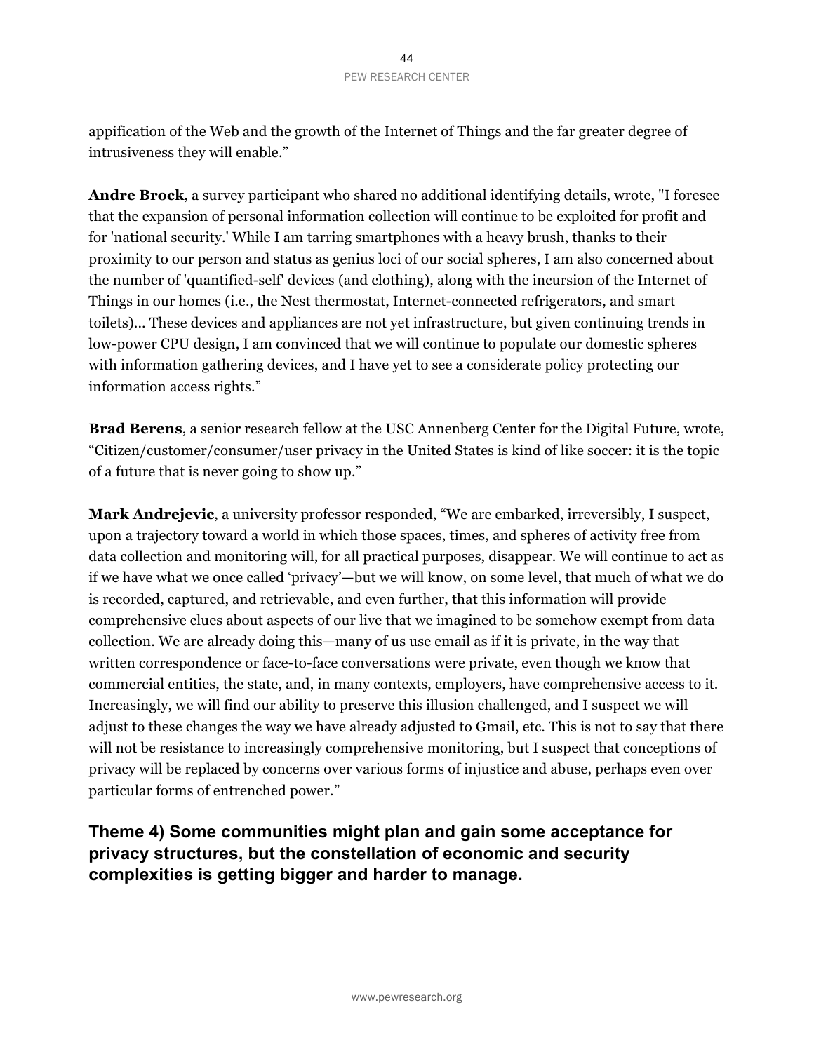appification of the Web and the growth of the Internet of Things and the far greater degree of intrusiveness they will enable."

**Andre Brock**, a survey participant who shared no additional identifying details, wrote, "I foresee that the expansion of personal information collection will continue to be exploited for profit and for 'national security.' While I am tarring smartphones with a heavy brush, thanks to their proximity to our person and status as genius loci of our social spheres, I am also concerned about the number of 'quantified-self' devices (and clothing), along with the incursion of the Internet of Things in our homes (i.e., the Nest thermostat, Internet-connected refrigerators, and smart toilets)... These devices and appliances are not yet infrastructure, but given continuing trends in low-power CPU design, I am convinced that we will continue to populate our domestic spheres with information gathering devices, and I have yet to see a considerate policy protecting our information access rights."

**Brad Berens**, a senior research fellow at the USC Annenberg Center for the Digital Future, wrote, "Citizen/customer/consumer/user privacy in the United States is kind of like soccer: it is the topic of a future that is never going to show up."

**Mark Andrejevic**, a university professor responded, "We are embarked, irreversibly, I suspect, upon a trajectory toward a world in which those spaces, times, and spheres of activity free from data collection and monitoring will, for all practical purposes, disappear. We will continue to act as if we have what we once called 'privacy'—but we will know, on some level, that much of what we do is recorded, captured, and retrievable, and even further, that this information will provide comprehensive clues about aspects of our live that we imagined to be somehow exempt from data collection. We are already doing this—many of us use email as if it is private, in the way that written correspondence or face-to-face conversations were private, even though we know that commercial entities, the state, and, in many contexts, employers, have comprehensive access to it. Increasingly, we will find our ability to preserve this illusion challenged, and I suspect we will adjust to these changes the way we have already adjusted to Gmail, etc. This is not to say that there will not be resistance to increasingly comprehensive monitoring, but I suspect that conceptions of privacy will be replaced by concerns over various forms of injustice and abuse, perhaps even over particular forms of entrenched power."

## Theme 4) Some communities might plan and gain some acceptance for privacy structures, but the constellation of economic and security complexities is getting bigger and harder to manage.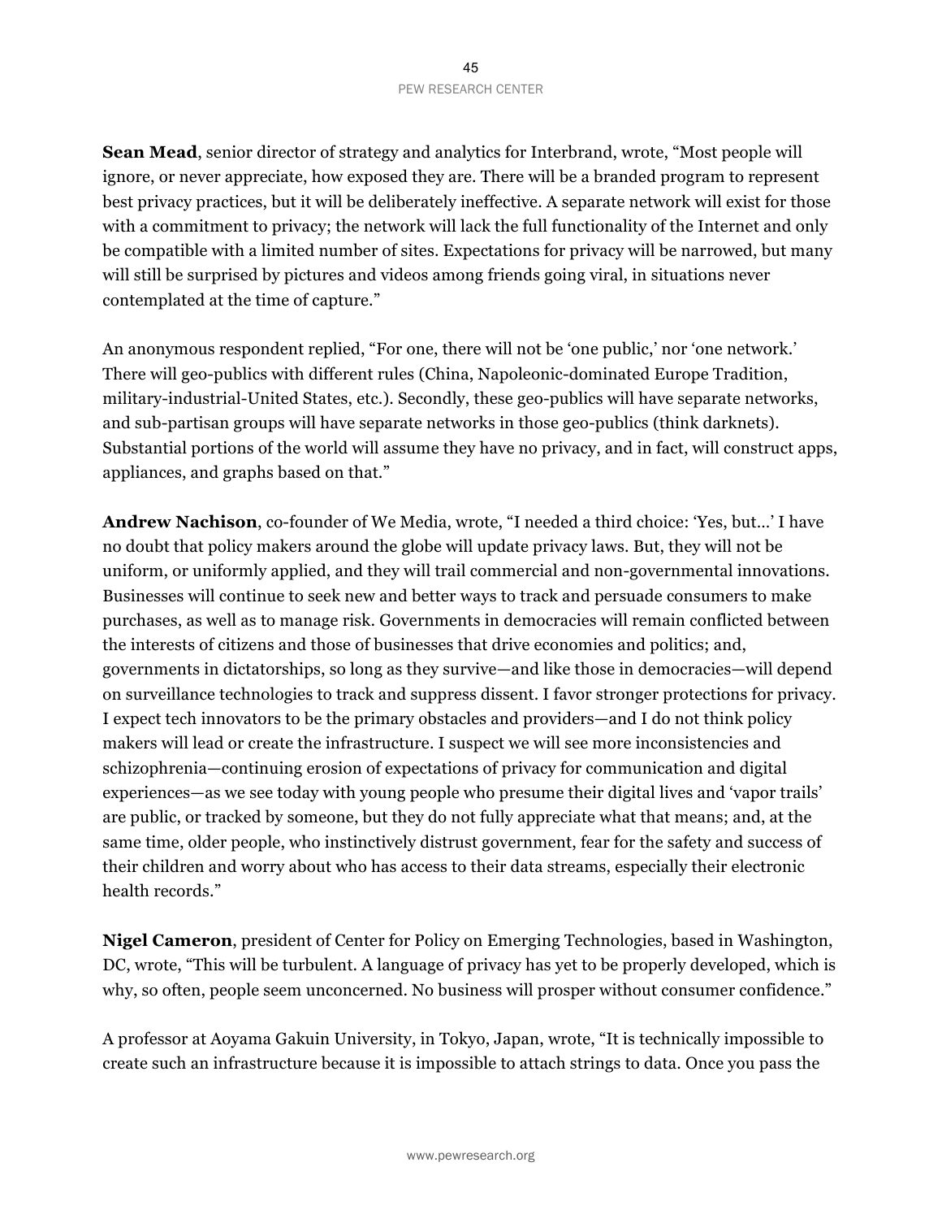**Sean Mead**, senior director of strategy and analytics for Interbrand, wrote, "Most people will ignore, or never appreciate, how exposed they are. There will be a branded program to represent best privacy practices, but it will be deliberately ineffective. A separate network will exist for those with a commitment to privacy; the network will lack the full functionality of the Internet and only be compatible with a limited number of sites. Expectations for privacy will be narrowed, but many will still be surprised by pictures and videos among friends going viral, in situations never contemplated at the time of capture."

An anonymous respondent replied, "For one, there will not be 'one public,' nor 'one network.' There will geo-publics with different rules (China, Napoleonic-dominated Europe Tradition, military-industrial-United States, etc.). Secondly, these geo-publics will have separate networks, and sub-partisan groups will have separate networks in those geo-publics (think darknets). Substantial portions of the world will assume they have no privacy, and in fact, will construct apps, appliances, and graphs based on that."

**Andrew Nachison**, co-founder of We Media, wrote, "I needed a third choice: 'Yes, but…' I have no doubt that policy makers around the globe will update privacy laws. But, they will not be uniform, or uniformly applied, and they will trail commercial and non-governmental innovations. Businesses will continue to seek new and better ways to track and persuade consumers to make purchases, as well as to manage risk. Governments in democracies will remain conflicted between the interests of citizens and those of businesses that drive economies and politics; and, governments in dictatorships, so long as they survive—and like those in democracies—will depend on surveillance technologies to track and suppress dissent. I favor stronger protections for privacy. I expect tech innovators to be the primary obstacles and providers—and I do not think policy makers will lead or create the infrastructure. I suspect we will see more inconsistencies and schizophrenia—continuing erosion of expectations of privacy for communication and digital experiences—as we see today with young people who presume their digital lives and 'vapor trails' are public, or tracked by someone, but they do not fully appreciate what that means; and, at the same time, older people, who instinctively distrust government, fear for the safety and success of their children and worry about who has access to their data streams, especially their electronic health records."

**Nigel Cameron**, president of Center for Policy on Emerging Technologies, based in Washington, DC, wrote, "This will be turbulent. A language of privacy has yet to be properly developed, which is why, so often, people seem unconcerned. No business will prosper without consumer confidence."

A professor at Aoyama Gakuin University, in Tokyo, Japan, wrote, "It is technically impossible to create such an infrastructure because it is impossible to attach strings to data. Once you pass the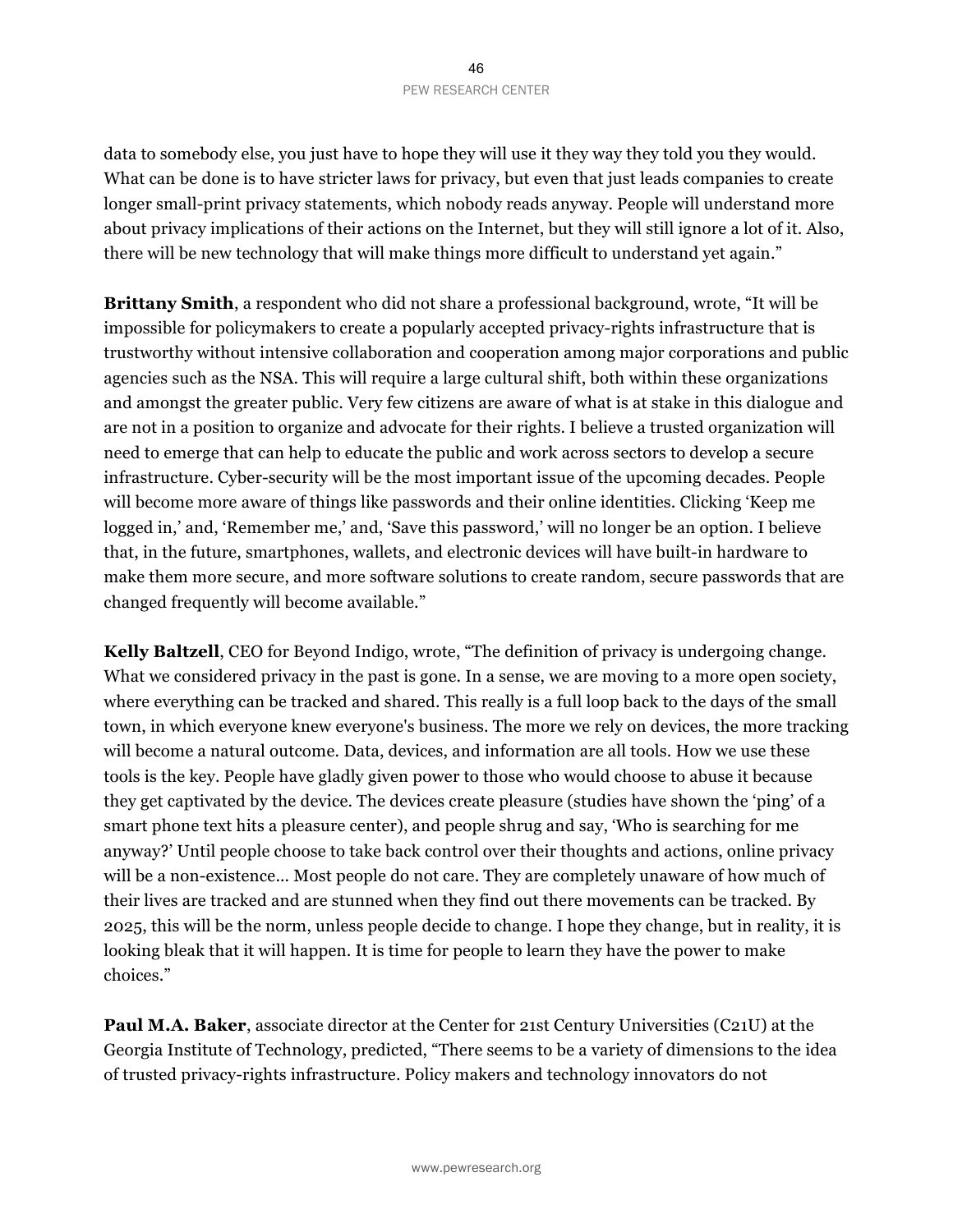data to somebody else, you just have to hope they will use it they way they told you they would. What can be done is to have stricter laws for privacy, but even that just leads companies to create longer small-print privacy statements, which nobody reads anyway. People will understand more about privacy implications of their actions on the Internet, but they will still ignore a lot of it. Also, there will be new technology that will make things more difficult to understand yet again."

**Brittany Smith**, a respondent who did not share a professional background, wrote, "It will be impossible for policymakers to create a popularly accepted privacy-rights infrastructure that is trustworthy without intensive collaboration and cooperation among major corporations and public agencies such as the NSA. This will require a large cultural shift, both within these organizations and amongst the greater public. Very few citizens are aware of what is at stake in this dialogue and are not in a position to organize and advocate for their rights. I believe a trusted organization will need to emerge that can help to educate the public and work across sectors to develop a secure infrastructure. Cyber-security will be the most important issue of the upcoming decades. People will become more aware of things like passwords and their online identities. Clicking 'Keep me logged in,' and, 'Remember me,' and, 'Save this password,' will no longer be an option. I believe that, in the future, smartphones, wallets, and electronic devices will have built-in hardware to make them more secure, and more software solutions to create random, secure passwords that are changed frequently will become available."

**Kelly Baltzell**, CEO for Beyond Indigo, wrote, "The definition of privacy is undergoing change. What we considered privacy in the past is gone. In a sense, we are moving to a more open society, where everything can be tracked and shared. This really is a full loop back to the days of the small town, in which everyone knew everyone's business. The more we rely on devices, the more tracking will become a natural outcome. Data, devices, and information are all tools. How we use these tools is the key. People have gladly given power to those who would choose to abuse it because they get captivated by the device. The devices create pleasure (studies have shown the 'ping' of a smart phone text hits a pleasure center), and people shrug and say, 'Who is searching for me anyway?' Until people choose to take back control over their thoughts and actions, online privacy will be a non-existence... Most people do not care. They are completely unaware of how much of their lives are tracked and are stunned when they find out there movements can be tracked. By 2025, this will be the norm, unless people decide to change. I hope they change, but in reality, it is looking bleak that it will happen. It is time for people to learn they have the power to make choices."

**Paul M.A. Baker**, associate director at the Center for 21st Century Universities (C21U) at the Georgia Institute of Technology, predicted, "There seems to be a variety of dimensions to the idea of trusted privacy-rights infrastructure. Policy makers and technology innovators do not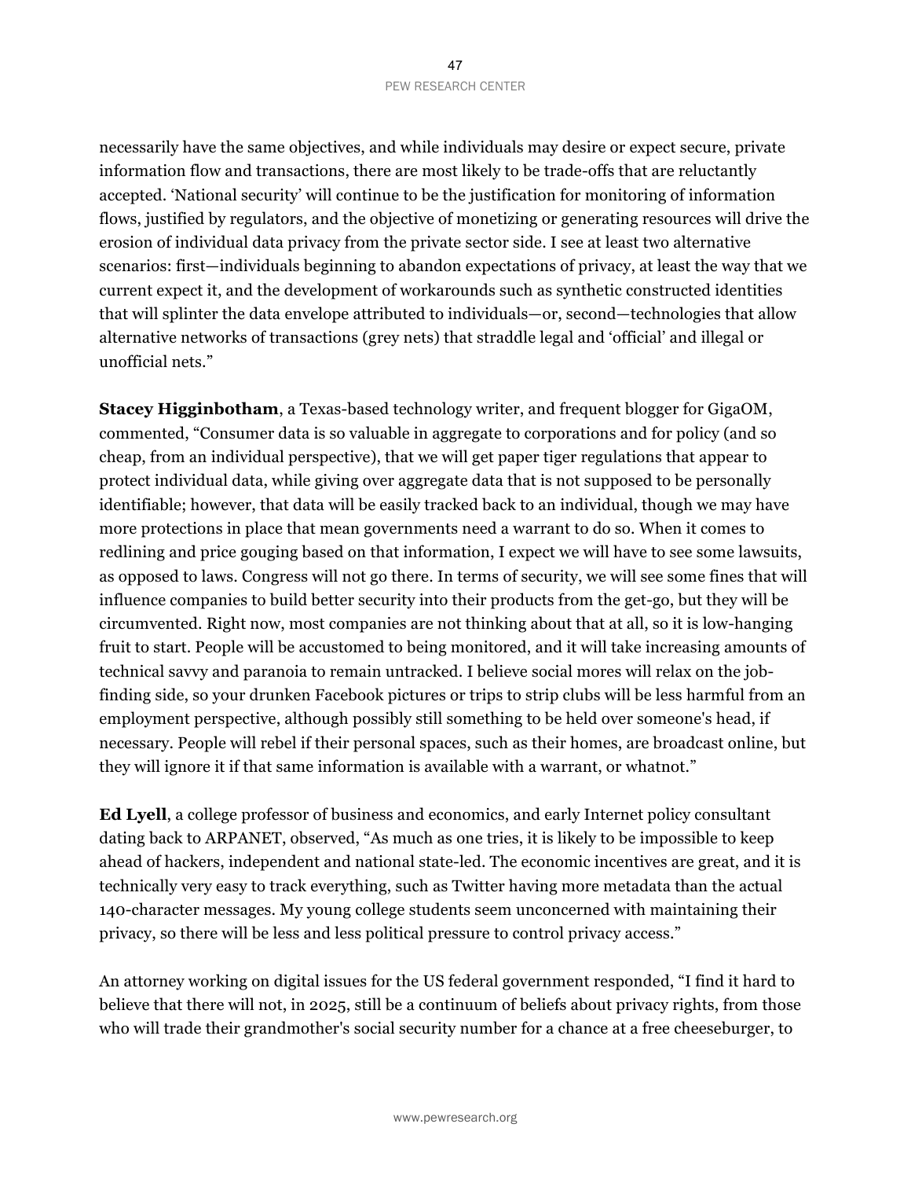necessarily have the same objectives, and while individuals may desire or expect secure, private information flow and transactions, there are most likely to be trade-offs that are reluctantly accepted. 'National security' will continue to be the justification for monitoring of information flows, justified by regulators, and the objective of monetizing or generating resources will drive the erosion of individual data privacy from the private sector side. I see at least two alternative scenarios: first—individuals beginning to abandon expectations of privacy, at least the way that we current expect it, and the development of workarounds such as synthetic constructed identities that will splinter the data envelope attributed to individuals—or, second—technologies that allow alternative networks of transactions (grey nets) that straddle legal and 'official' and illegal or unofficial nets."

**Stacey Higginbotham**, a Texas-based technology writer, and frequent blogger for GigaOM, commented, "Consumer data is so valuable in aggregate to corporations and for policy (and so cheap, from an individual perspective), that we will get paper tiger regulations that appear to protect individual data, while giving over aggregate data that is not supposed to be personally identifiable; however, that data will be easily tracked back to an individual, though we may have more protections in place that mean governments need a warrant to do so. When it comes to redlining and price gouging based on that information, I expect we will have to see some lawsuits, as opposed to laws. Congress will not go there. In terms of security, we will see some fines that will influence companies to build better security into their products from the get-go, but they will be circumvented. Right now, most companies are not thinking about that at all, so it is low-hanging fruit to start. People will be accustomed to being monitored, and it will take increasing amounts of technical savvy and paranoia to remain untracked. I believe social mores will relax on the job-finding side, so your drunken Facebook pictures or trips to strip clubs will be less harmful from an employment perspective, although possibly still something to be held over someone's head, if necessary. People will rebel if their personal spaces, such as their homes, are broadcast online, but they will ignore it if that same information is available with a warrant, or whatnot."

**Ed Lyell**, a college professor of business and economics, and early Internet policy consultant dating back to ARPANET, observed, "As much as one tries, it is likely to be impossible to keep ahead of hackers, independent and national state-led. The economic incentives are great, and it is technically very easy to track everything, such as Twitter having more metadata than the actual 140-character messages. My young college students seem unconcerned with maintaining their privacy, so there will be less and less political pressure to control privacy access."

An attorney working on digital issues for the US federal government responded, "I find it hard to believe that there will not, in 2025, still be a continuum of beliefs about privacy rights, from those who will trade their grandmother's social security number for a chance at a free cheeseburger, to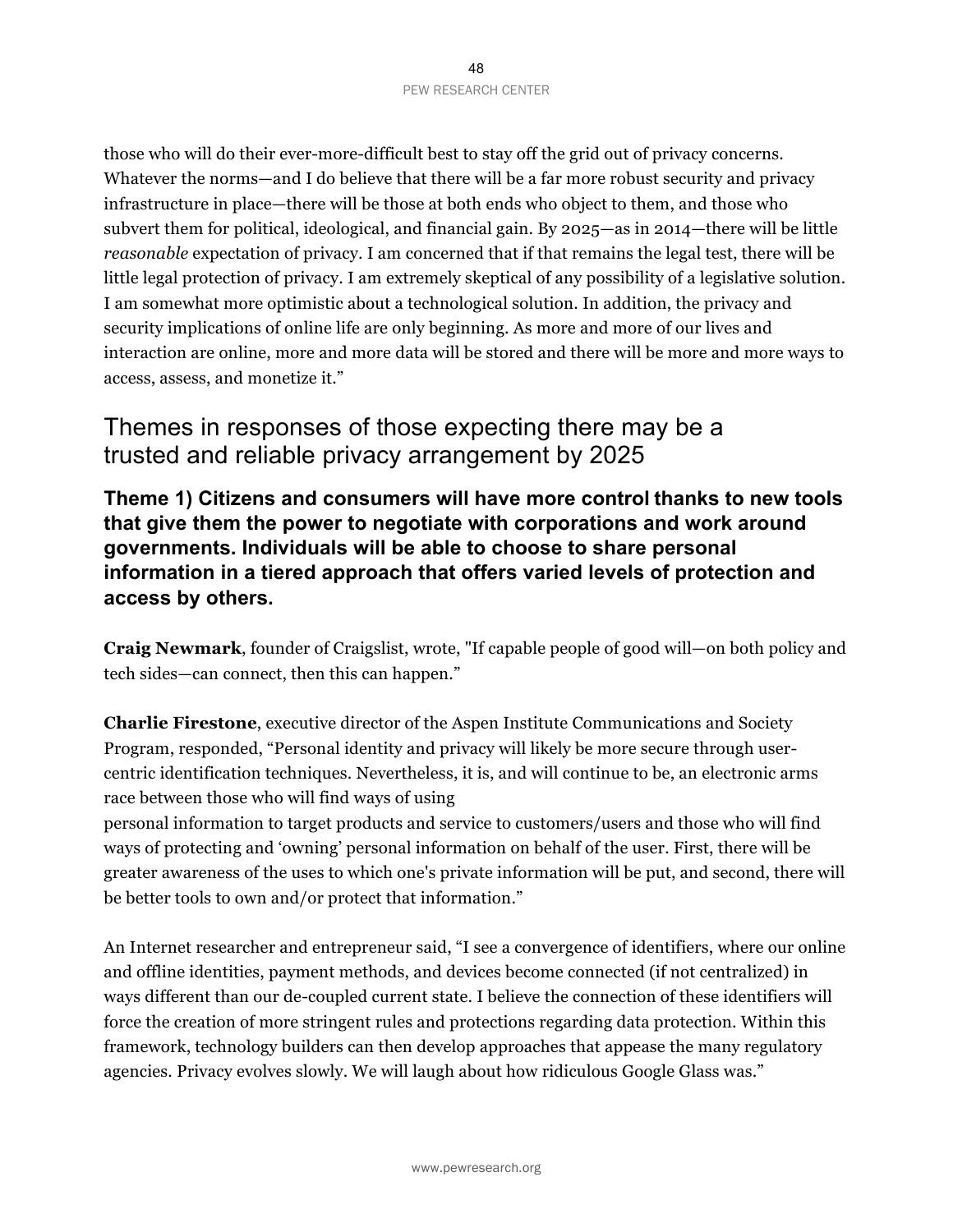those who will do their ever-more-difficult best to stay off the grid out of privacy concerns. Whatever the norms—and I do believe that there will be a far more robust security and privacy infrastructure in place—there will be those at both ends who object to them, and those who subvert them for political, ideological, and financial gain. By 2025—as in 2014—there will be little *reasonable* expectation of privacy. I am concerned that if that remains the legal test, there will be little legal protection of privacy. I am extremely skeptical of any possibility of a legislative solution. I am somewhat more optimistic about a technological solution. In addition, the privacy and security implications of online life are only beginning. As more and more of our lives and interaction are online, more and more data will be stored and there will be more and more ways to access, assess, and monetize it."

## Themes in responses of those expecting there may be a trusted and reliable privacy arrangement by 2025

### Theme 1) Citizens and consumers will have more control thanks to new tools that give them the power to negotiate with corporations and work around governments. Individuals will be able to choose to share personal information in a tiered approach that offers varied levels of protection and access by others.

**Craig Newmark**, founder of Craigslist, wrote, "If capable people of good will—on both policy and tech sides—can connect, then this can happen."

**Charlie Firestone**, executive director of the Aspen Institute Communications and Society Program, responded, "Personal identity and privacy will likely be more secure through user-centric identification techniques. Nevertheless, it is, and will continue to be, an electronic arms race between those who will find ways of using personal information to target products and service to customers/users and those who will find ways of protecting and 'owning' personal information on behalf of the user. First, there will be greater awareness of the uses to which one's private information will be put, and second, there will be better tools to own and/or protect that information."

An Internet researcher and entrepreneur said, "I see a convergence of identifiers, where our online and offline identities, payment methods, and devices become connected (if not centralized) in ways different than our de-coupled current state. I believe the connection of these identifiers will force the creation of more stringent rules and protections regarding data protection. Within this framework, technology builders can then develop approaches that appease the many regulatory agencies. Privacy evolves slowly. We will laugh about how ridiculous Google Glass was."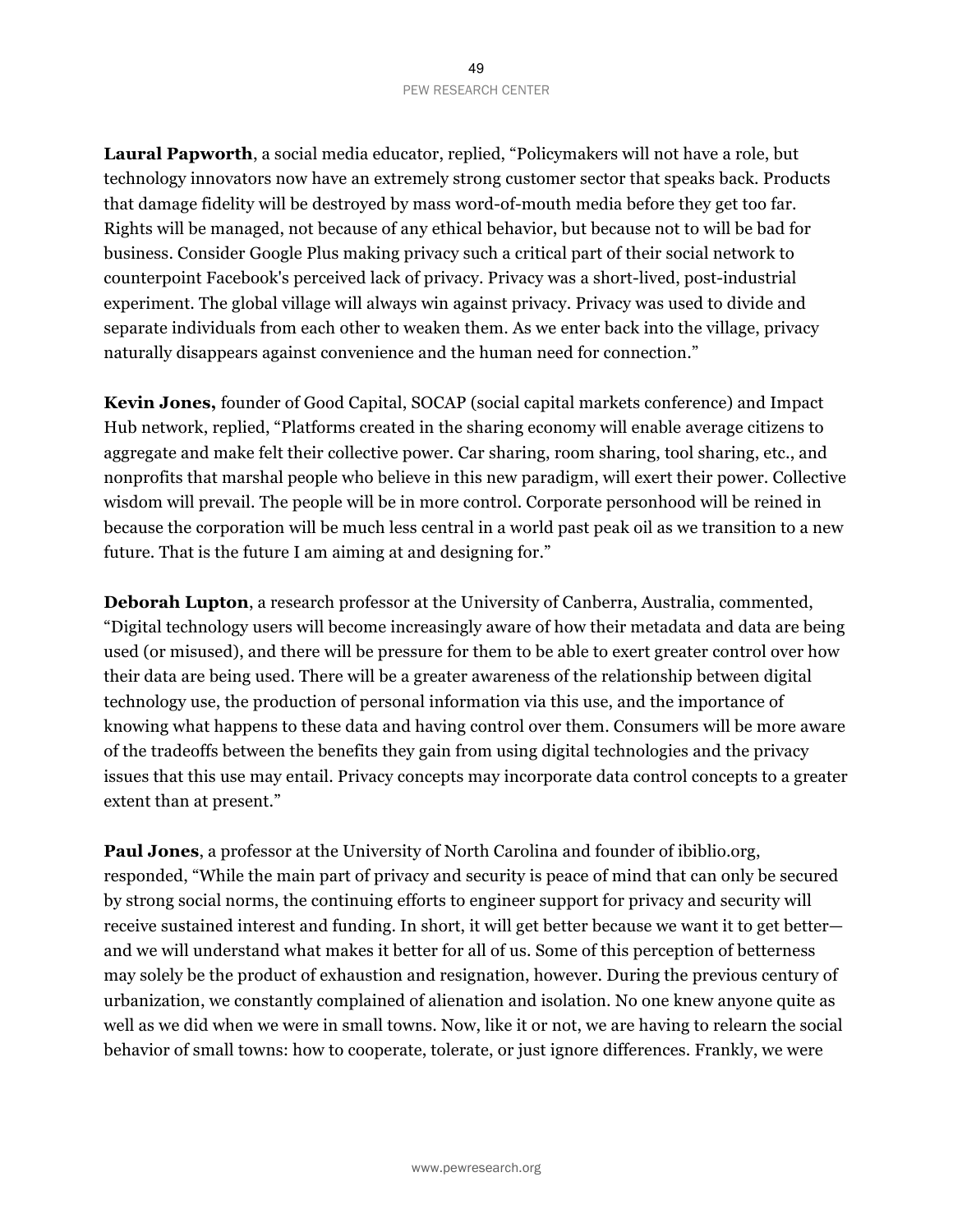**Laural Papworth**, a social media educator, replied, "Policymakers will not have a role, but technology innovators now have an extremely strong customer sector that speaks back. Products that damage fidelity will be destroyed by mass word-of-mouth media before they get too far. Rights will be managed, not because of any ethical behavior, but because not to will be bad for business. Consider Google Plus making privacy such a critical part of their social network to counterpoint Facebook's perceived lack of privacy. Privacy was a short-lived, post-industrial experiment. The global village will always win against privacy. Privacy was used to divide and separate individuals from each other to weaken them. As we enter back into the village, privacy naturally disappears against convenience and the human need for connection."

**Kevin Jones,** founder of Good Capital, SOCAP (social capital markets conference) and Impact Hub network, replied, "Platforms created in the sharing economy will enable average citizens to aggregate and make felt their collective power. Car sharing, room sharing, tool sharing, etc., and nonprofits that marshal people who believe in this new paradigm, will exert their power. Collective wisdom will prevail. The people will be in more control. Corporate personhood will be reined in because the corporation will be much less central in a world past peak oil as we transition to a new future. That is the future I am aiming at and designing for."

**Deborah Lupton**, a research professor at the University of Canberra, Australia, commented, "Digital technology users will become increasingly aware of how their metadata and data are being used (or misused), and there will be pressure for them to be able to exert greater control over how their data are being used. There will be a greater awareness of the relationship between digital technology use, the production of personal information via this use, and the importance of knowing what happens to these data and having control over them. Consumers will be more aware of the tradeoffs between the benefits they gain from using digital technologies and the privacy issues that this use may entail. Privacy concepts may incorporate data control concepts to a greater extent than at present."

**Paul Jones**, a professor at the University of North Carolina and founder of ibiblio.org, responded, "While the main part of privacy and security is peace of mind that can only be secured by strong social norms, the continuing efforts to engineer support for privacy and security will receive sustained interest and funding. In short, it will get better because we want it to get better—and we will understand what makes it better for all of us. Some of this perception of betterness may solely be the product of exhaustion and resignation, however. During the previous century of urbanization, we constantly complained of alienation and isolation. No one knew anyone quite as well as we did when we were in small towns. Now, like it or not, we are having to relearn the social behavior of small towns: how to cooperate, tolerate, or just ignore differences. Frankly, we were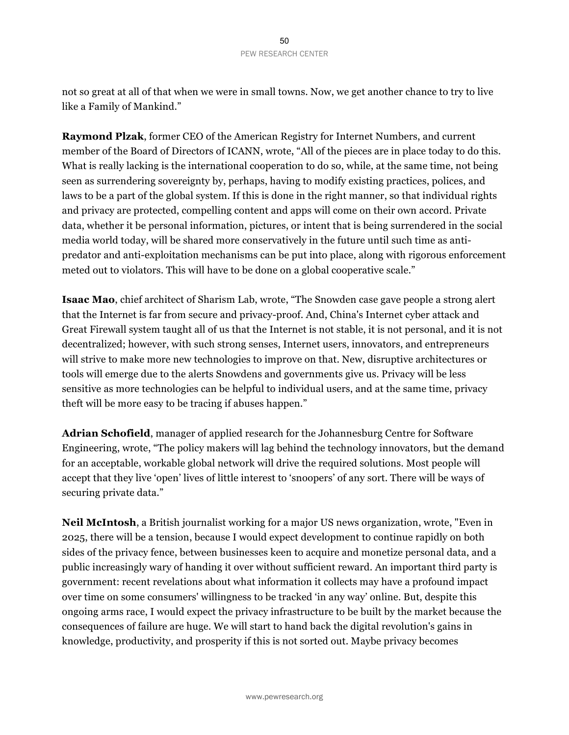not so great at all of that when we were in small towns. Now, we get another chance to try to live like a Family of Mankind."

**Raymond Plzak**, former CEO of the American Registry for Internet Numbers, and current member of the Board of Directors of ICANN, wrote, "All of the pieces are in place today to do this. What is really lacking is the international cooperation to do so, while, at the same time, not being seen as surrendering sovereignty by, perhaps, having to modify existing practices, polices, and laws to be a part of the global system. If this is done in the right manner, so that individual rights and privacy are protected, compelling content and apps will come on their own accord. Private data, whether it be personal information, pictures, or intent that is being surrendered in the social media world today, will be shared more conservatively in the future until such time as anti-predator and anti-exploitation mechanisms can be put into place, along with rigorous enforcement meted out to violators. This will have to be done on a global cooperative scale."

**Isaac Mao**, chief architect of Sharism Lab, wrote, "The Snowden case gave people a strong alert that the Internet is far from secure and privacy-proof. And, China's Internet cyber attack and Great Firewall system taught all of us that the Internet is not stable, it is not personal, and it is not decentralized; however, with such strong senses, Internet users, innovators, and entrepreneurs will strive to make more new technologies to improve on that. New, disruptive architectures or tools will emerge due to the alerts Snowdens and governments give us. Privacy will be less sensitive as more technologies can be helpful to individual users, and at the same time, privacy theft will be more easy to be tracing if abuses happen."

**Adrian Schofield**, manager of applied research for the Johannesburg Centre for Software Engineering, wrote, "The policy makers will lag behind the technology innovators, but the demand for an acceptable, workable global network will drive the required solutions. Most people will accept that they live 'open' lives of little interest to 'snoopers' of any sort. There will be ways of securing private data."

**Neil McIntosh**, a British journalist working for a major US news organization, wrote, "Even in 2025, there will be a tension, because I would expect development to continue rapidly on both sides of the privacy fence, between businesses keen to acquire and monetize personal data, and a public increasingly wary of handing it over without sufficient reward. An important third party is government: recent revelations about what information it collects may have a profound impact over time on some consumers' willingness to be tracked 'in any way' online. But, despite this ongoing arms race, I would expect the privacy infrastructure to be built by the market because the consequences of failure are huge. We will start to hand back the digital revolution's gains in knowledge, productivity, and prosperity if this is not sorted out. Maybe privacy becomes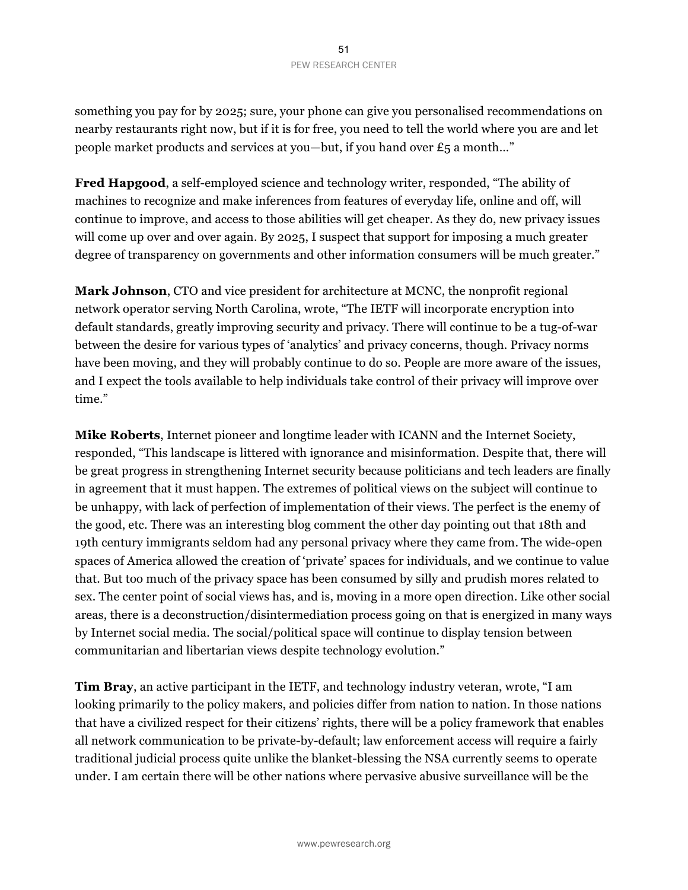something you pay for by 2025; sure, your phone can give you personalised recommendations on nearby restaurants right now, but if it is for free, you need to tell the world where you are and let people market products and services at you—but, if you hand over £5 a month…"

**Fred Hapgood**, a self-employed science and technology writer, responded, "The ability of machines to recognize and make inferences from features of everyday life, online and off, will continue to improve, and access to those abilities will get cheaper. As they do, new privacy issues will come up over and over again. By 2025, I suspect that support for imposing a much greater degree of transparency on governments and other information consumers will be much greater."

**Mark Johnson**, CTO and vice president for architecture at MCNC, the nonprofit regional network operator serving North Carolina, wrote, "The IETF will incorporate encryption into default standards, greatly improving security and privacy. There will continue to be a tug-of-war between the desire for various types of 'analytics' and privacy concerns, though. Privacy norms have been moving, and they will probably continue to do so. People are more aware of the issues, and I expect the tools available to help individuals take control of their privacy will improve over time."

**Mike Roberts**, Internet pioneer and longtime leader with ICANN and the Internet Society, responded, "This landscape is littered with ignorance and misinformation. Despite that, there will be great progress in strengthening Internet security because politicians and tech leaders are finally in agreement that it must happen. The extremes of political views on the subject will continue to be unhappy, with lack of perfection of implementation of their views. The perfect is the enemy of the good, etc. There was an interesting blog comment the other day pointing out that 18th and 19th century immigrants seldom had any personal privacy where they came from. The wide-open spaces of America allowed the creation of 'private' spaces for individuals, and we continue to value that. But too much of the privacy space has been consumed by silly and prudish mores related to sex. The center point of social views has, and is, moving in a more open direction. Like other social areas, there is a deconstruction/disintermediation process going on that is energized in many ways by Internet social media. The social/political space will continue to display tension between communitarian and libertarian views despite technology evolution."

**Tim Bray**, an active participant in the IETF, and technology industry veteran, wrote, "I am looking primarily to the policy makers, and policies differ from nation to nation. In those nations that have a civilized respect for their citizens' rights, there will be a policy framework that enables all network communication to be private-by-default; law enforcement access will require a fairly traditional judicial process quite unlike the blanket-blessing the NSA currently seems to operate under. I am certain there will be other nations where pervasive abusive surveillance will be the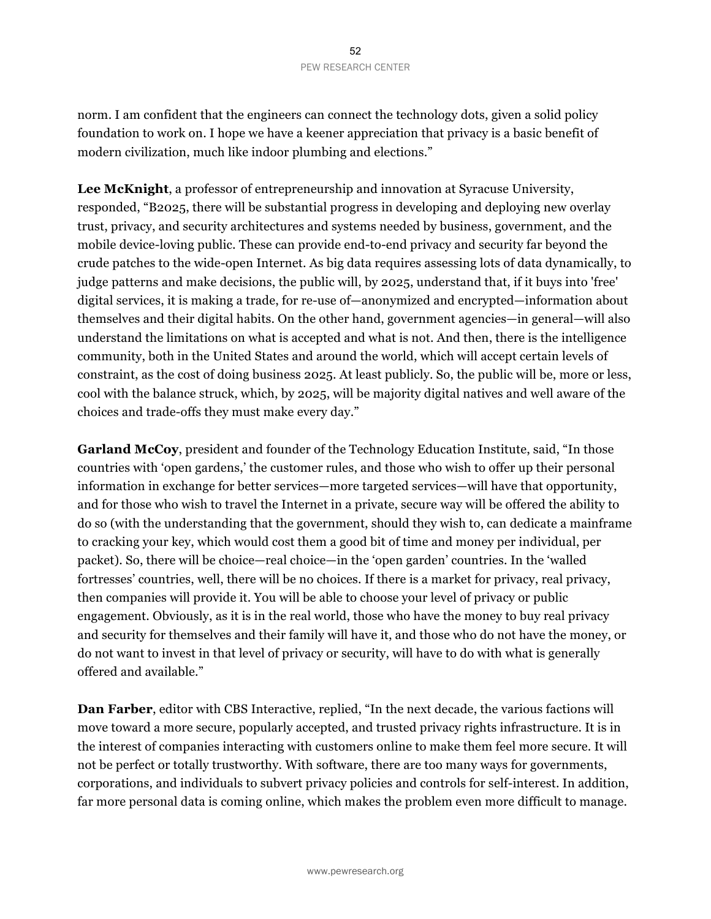norm. I am confident that the engineers can connect the technology dots, given a solid policy foundation to work on. I hope we have a keener appreciation that privacy is a basic benefit of modern civilization, much like indoor plumbing and elections."

**Lee McKnight**, a professor of entrepreneurship and innovation at Syracuse University, responded, "B2025, there will be substantial progress in developing and deploying new overlay trust, privacy, and security architectures and systems needed by business, government, and the mobile device-loving public. These can provide end-to-end privacy and security far beyond the crude patches to the wide-open Internet. As big data requires assessing lots of data dynamically, to judge patterns and make decisions, the public will, by 2025, understand that, if it buys into 'free' digital services, it is making a trade, for re-use of—anonymized and encrypted—information about themselves and their digital habits. On the other hand, government agencies—in general—will also understand the limitations on what is accepted and what is not. And then, there is the intelligence community, both in the United States and around the world, which will accept certain levels of constraint, as the cost of doing business 2025. At least publicly. So, the public will be, more or less, cool with the balance struck, which, by 2025, will be majority digital natives and well aware of the choices and trade-offs they must make every day."

**Garland McCoy**, president and founder of the Technology Education Institute, said, "In those countries with 'open gardens,' the customer rules, and those who wish to offer up their personal information in exchange for better services—more targeted services—will have that opportunity, and for those who wish to travel the Internet in a private, secure way will be offered the ability to do so (with the understanding that the government, should they wish to, can dedicate a mainframe to cracking your key, which would cost them a good bit of time and money per individual, per packet). So, there will be choice—real choice—in the 'open garden' countries. In the 'walled fortresses' countries, well, there will be no choices. If there is a market for privacy, real privacy, then companies will provide it. You will be able to choose your level of privacy or public engagement. Obviously, as it is in the real world, those who have the money to buy real privacy and security for themselves and their family will have it, and those who do not have the money, or do not want to invest in that level of privacy or security, will have to do with what is generally offered and available."

**Dan Farber**, editor with CBS Interactive, replied, "In the next decade, the various factions will move toward a more secure, popularly accepted, and trusted privacy rights infrastructure. It is in the interest of companies interacting with customers online to make them feel more secure. It will not be perfect or totally trustworthy. With software, there are too many ways for governments, corporations, and individuals to subvert privacy policies and controls for self-interest. In addition, far more personal data is coming online, which makes the problem even more difficult to manage.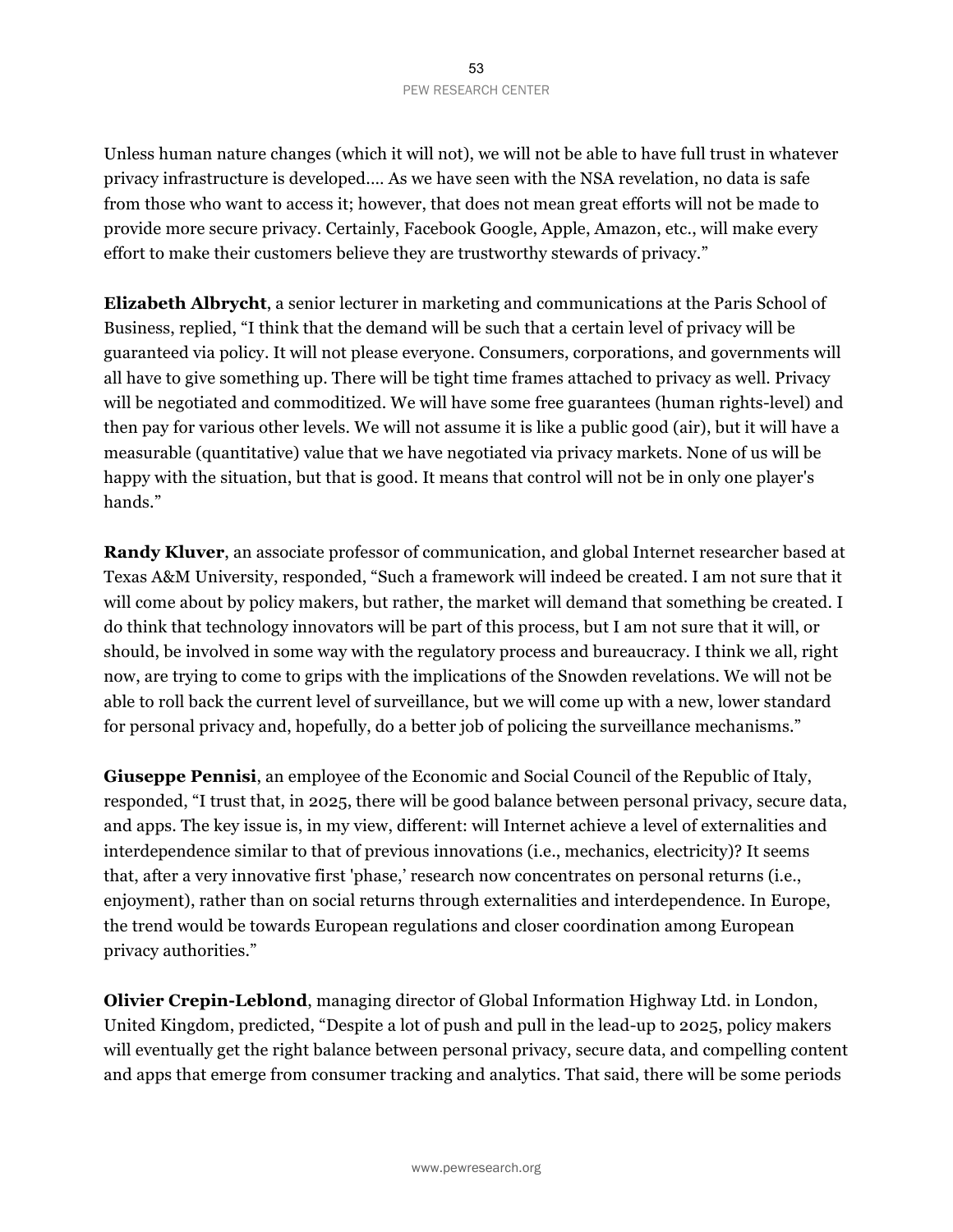Unless human nature changes (which it will not), we will not be able to have full trust in whatever privacy infrastructure is developed…. As we have seen with the NSA revelation, no data is safe from those who want to access it; however, that does not mean great efforts will not be made to provide more secure privacy. Certainly, Facebook Google, Apple, Amazon, etc., will make every effort to make their customers believe they are trustworthy stewards of privacy."

**Elizabeth Albrycht**, a senior lecturer in marketing and communications at the Paris School of Business, replied, "I think that the demand will be such that a certain level of privacy will be guaranteed via policy. It will not please everyone. Consumers, corporations, and governments will all have to give something up. There will be tight time frames attached to privacy as well. Privacy will be negotiated and commoditized. We will have some free guarantees (human rights-level) and then pay for various other levels. We will not assume it is like a public good (air), but it will have a measurable (quantitative) value that we have negotiated via privacy markets. None of us will be happy with the situation, but that is good. It means that control will not be in only one player's hands."

**Randy Kluver**, an associate professor of communication, and global Internet researcher based at Texas A&M University, responded, "Such a framework will indeed be created. I am not sure that it will come about by policy makers, but rather, the market will demand that something be created. I do think that technology innovators will be part of this process, but I am not sure that it will, or should, be involved in some way with the regulatory process and bureaucracy. I think we all, right now, are trying to come to grips with the implications of the Snowden revelations. We will not be able to roll back the current level of surveillance, but we will come up with a new, lower standard for personal privacy and, hopefully, do a better job of policing the surveillance mechanisms."

**Giuseppe Pennisi**, an employee of the Economic and Social Council of the Republic of Italy, responded, "I trust that, in 2025, there will be good balance between personal privacy, secure data, and apps. The key issue is, in my view, different: will Internet achieve a level of externalities and interdependence similar to that of previous innovations (i.e., mechanics, electricity)? It seems that, after a very innovative first 'phase,' research now concentrates on personal returns (i.e., enjoyment), rather than on social returns through externalities and interdependence. In Europe, the trend would be towards European regulations and closer coordination among European privacy authorities."

**Olivier Crepin-Leblond**, managing director of Global Information Highway Ltd. in London, United Kingdom, predicted, "Despite a lot of push and pull in the lead-up to 2025, policy makers will eventually get the right balance between personal privacy, secure data, and compelling content and apps that emerge from consumer tracking and analytics. That said, there will be some periods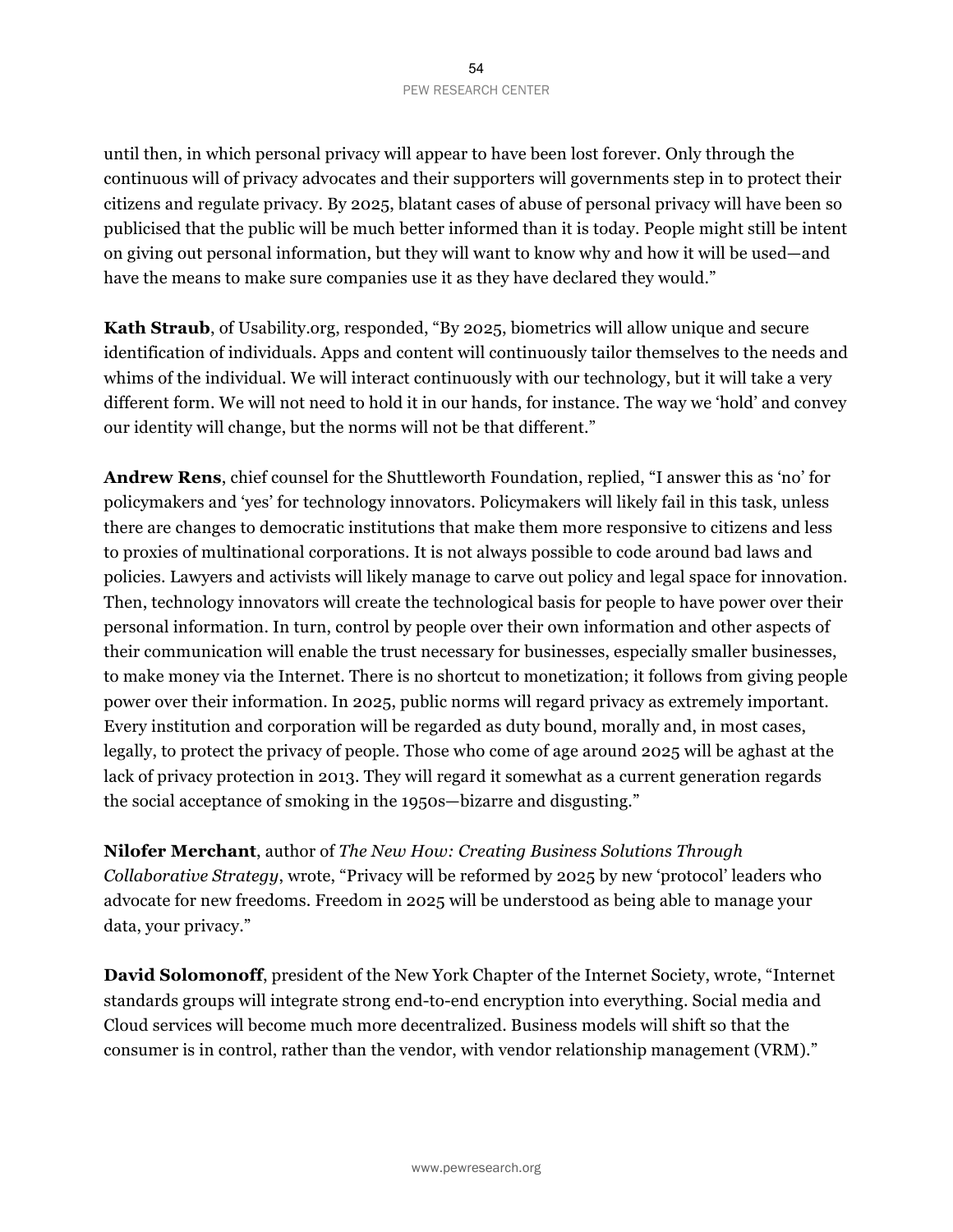until then, in which personal privacy will appear to have been lost forever. Only through the continuous will of privacy advocates and their supporters will governments step in to protect their citizens and regulate privacy. By 2025, blatant cases of abuse of personal privacy will have been so publicised that the public will be much better informed than it is today. People might still be intent on giving out personal information, but they will want to know why and how it will be used—and have the means to make sure companies use it as they have declared they would."

**Kath Straub**, of Usability.org, responded, "By 2025, biometrics will allow unique and secure identification of individuals. Apps and content will continuously tailor themselves to the needs and whims of the individual. We will interact continuously with our technology, but it will take a very different form. We will not need to hold it in our hands, for instance. The way we 'hold' and convey our identity will change, but the norms will not be that different."

**Andrew Rens**, chief counsel for the Shuttleworth Foundation, replied, "I answer this as 'no' for policymakers and 'yes' for technology innovators. Policymakers will likely fail in this task, unless there are changes to democratic institutions that make them more responsive to citizens and less to proxies of multinational corporations. It is not always possible to code around bad laws and policies. Lawyers and activists will likely manage to carve out policy and legal space for innovation. Then, technology innovators will create the technological basis for people to have power over their personal information. In turn, control by people over their own information and other aspects of their communication will enable the trust necessary for businesses, especially smaller businesses, to make money via the Internet. There is no shortcut to monetization; it follows from giving people power over their information. In 2025, public norms will regard privacy as extremely important. Every institution and corporation will be regarded as duty bound, morally and, in most cases, legally, to protect the privacy of people. Those who come of age around 2025 will be aghast at the lack of privacy protection in 2013. They will regard it somewhat as a current generation regards the social acceptance of smoking in the 1950s—bizarre and disgusting."

**Nilofer Merchant**, author of *The New How: Creating Business Solutions Through Collaborative Strategy*, wrote, "Privacy will be reformed by 2025 by new 'protocol' leaders who advocate for new freedoms. Freedom in 2025 will be understood as being able to manage your data, your privacy."

**David Solomonoff**, president of the New York Chapter of the Internet Society, wrote, "Internet standards groups will integrate strong end-to-end encryption into everything. Social media and Cloud services will become much more decentralized. Business models will shift so that the consumer is in control, rather than the vendor, with vendor relationship management (VRM)."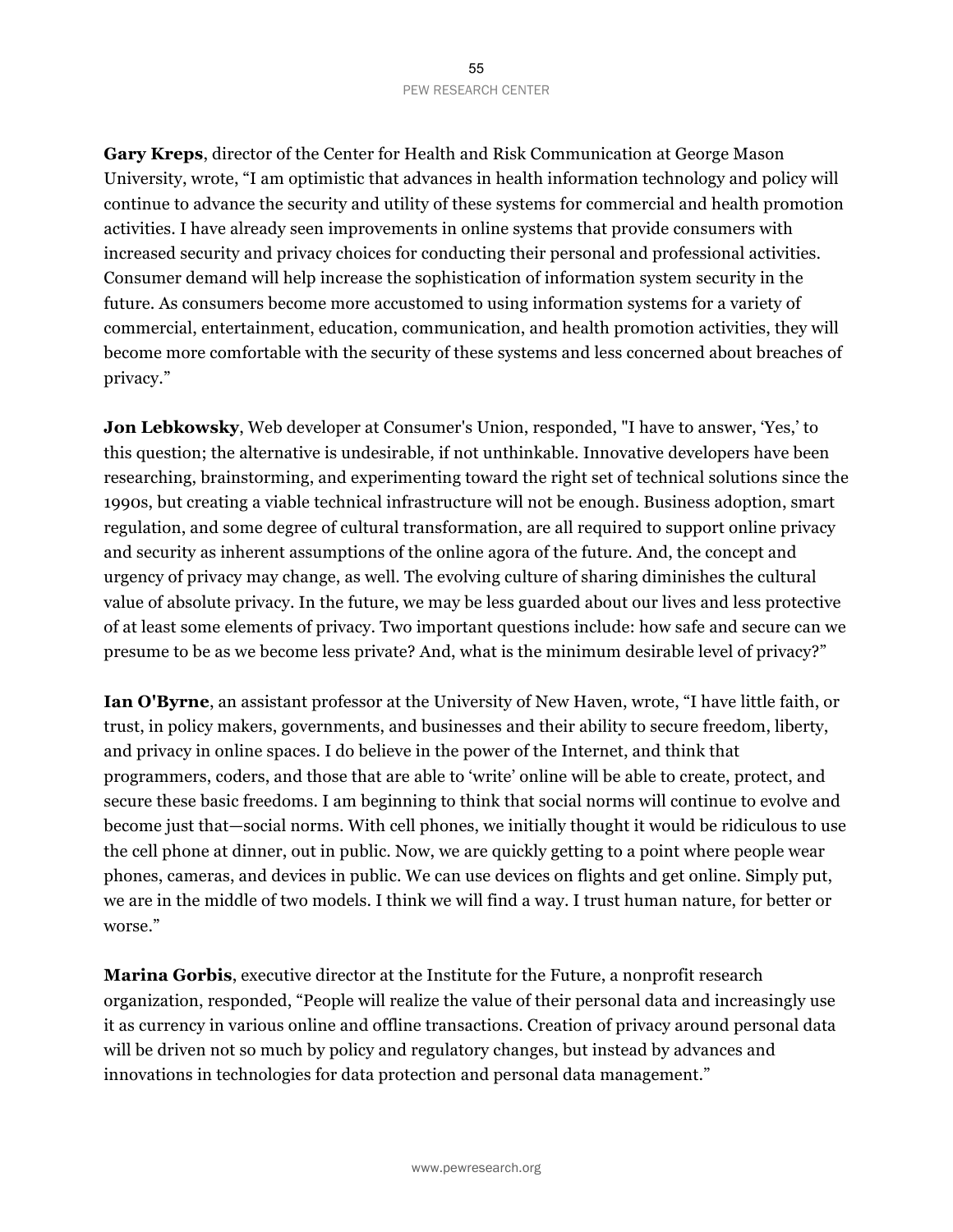**Gary Kreps**, director of the Center for Health and Risk Communication at George Mason University, wrote, “I am optimistic that advances in health information technology and policy will continue to advance the security and utility of these systems for commercial and health promotion activities. I have already seen improvements in online systems that provide consumers with increased security and privacy choices for conducting their personal and professional activities. Consumer demand will help increase the sophistication of information system security in the future. As consumers become more accustomed to using information systems for a variety of commercial, entertainment, education, communication, and health promotion activities, they will become more comfortable with the security of these systems and less concerned about breaches of privacy.”

**Jon Lebkowsky**, Web developer at Consumer's Union, responded, "I have to answer, ‘Yes,’ to this question; the alternative is undesirable, if not unthinkable. Innovative developers have been researching, brainstorming, and experimenting toward the right set of technical solutions since the 1990s, but creating a viable technical infrastructure will not be enough. Business adoption, smart regulation, and some degree of cultural transformation, are all required to support online privacy and security as inherent assumptions of the online agora of the future. And, the concept and urgency of privacy may change, as well. The evolving culture of sharing diminishes the cultural value of absolute privacy. In the future, we may be less guarded about our lives and less protective of at least some elements of privacy. Two important questions include: how safe and secure can we presume to be as we become less private? And, what is the minimum desirable level of privacy?”

**Ian O'Byrne**, an assistant professor at the University of New Haven, wrote, “I have little faith, or trust, in policy makers, governments, and businesses and their ability to secure freedom, liberty, and privacy in online spaces. I do believe in the power of the Internet, and think that programmers, coders, and those that are able to ‘write’ online will be able to create, protect, and secure these basic freedoms. I am beginning to think that social norms will continue to evolve and become just that—social norms. With cell phones, we initially thought it would be ridiculous to use the cell phone at dinner, out in public. Now, we are quickly getting to a point where people wear phones, cameras, and devices in public. We can use devices on flights and get online. Simply put, we are in the middle of two models. I think we will find a way. I trust human nature, for better or worse.”

**Marina Gorbis**, executive director at the Institute for the Future, a nonprofit research organization, responded, “People will realize the value of their personal data and increasingly use it as currency in various online and offline transactions. Creation of privacy around personal data will be driven not so much by policy and regulatory changes, but instead by advances and innovations in technologies for data protection and personal data management.”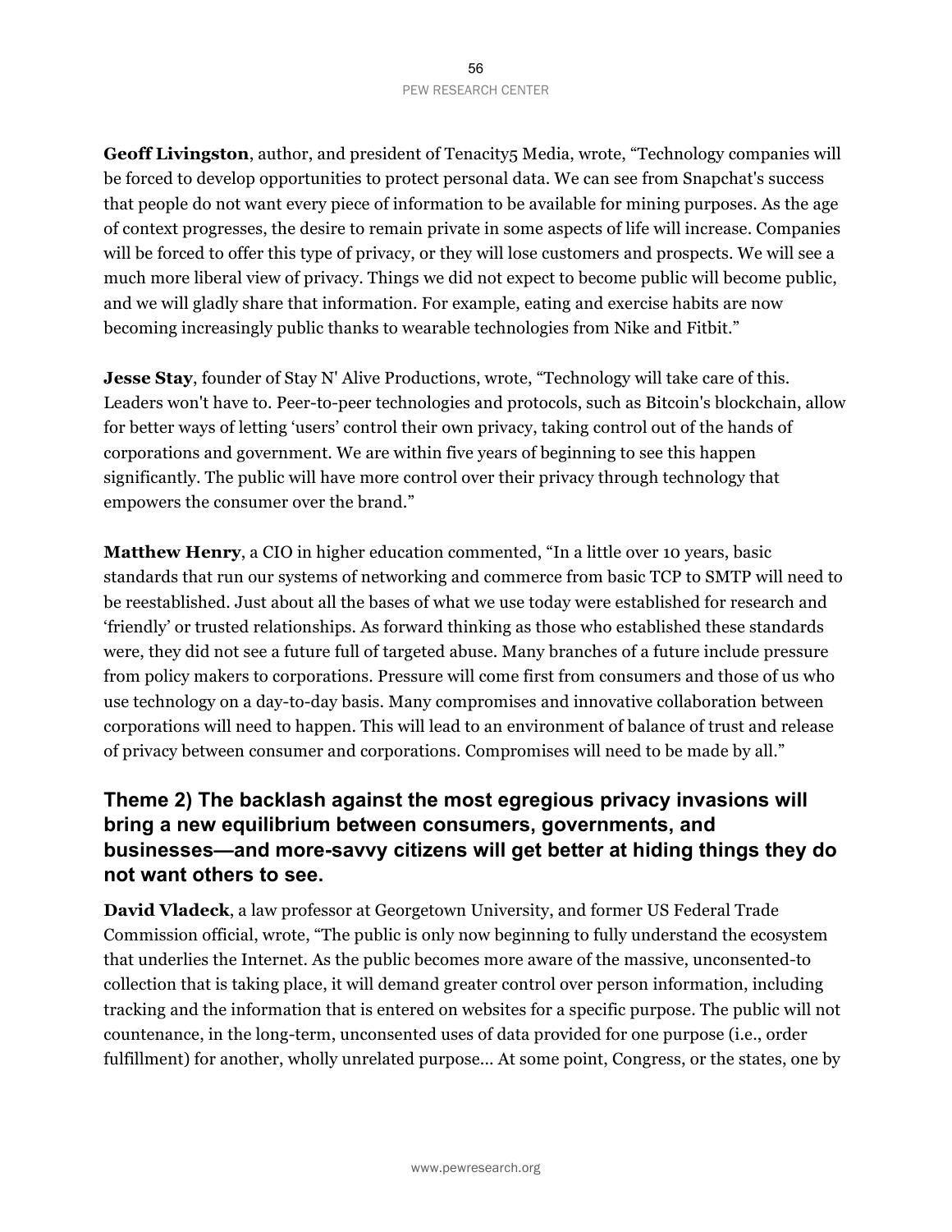**Geoff Livingston**, author, and president of Tenacity5 Media, wrote, "Technology companies will be forced to develop opportunities to protect personal data. We can see from Snapchat's success that people do not want every piece of information to be available for mining purposes. As the age of context progresses, the desire to remain private in some aspects of life will increase. Companies will be forced to offer this type of privacy, or they will lose customers and prospects. We will see a much more liberal view of privacy. Things we did not expect to become public will become public, and we will gladly share that information. For example, eating and exercise habits are now becoming increasingly public thanks to wearable technologies from Nike and Fitbit."

**Jesse Stay**, founder of Stay N' Alive Productions, wrote, "Technology will take care of this. Leaders won't have to. Peer-to-peer technologies and protocols, such as Bitcoin's blockchain, allow for better ways of letting 'users' control their own privacy, taking control out of the hands of corporations and government. We are within five years of beginning to see this happen significantly. The public will have more control over their privacy through technology that empowers the consumer over the brand."

**Matthew Henry**, a CIO in higher education commented, "In a little over 10 years, basic standards that run our systems of networking and commerce from basic TCP to SMTP will need to be reestablished. Just about all the bases of what we use today were established for research and 'friendly' or trusted relationships. As forward thinking as those who established these standards were, they did not see a future full of targeted abuse. Many branches of a future include pressure from policy makers to corporations. Pressure will come first from consumers and those of us who use technology on a day-to-day basis. Many compromises and innovative collaboration between corporations will need to happen. This will lead to an environment of balance of trust and release of privacy between consumer and corporations. Compromises will need to be made by all."

## Theme 2) The backlash against the most egregious privacy invasions will bring a new equilibrium between consumers, governments, and businesses—and more-savvy citizens will get better at hiding things they do not want others to see.

**David Vladeck**, a law professor at Georgetown University, and former US Federal Trade Commission official, wrote, "The public is only now beginning to fully understand the ecosystem that underlies the Internet. As the public becomes more aware of the massive, unconsented-to collection that is taking place, it will demand greater control over person information, including tracking and the information that is entered on websites for a specific purpose. The public will not countenance, in the long-term, unconsented uses of data provided for one purpose (i.e., order fulfillment) for another, wholly unrelated purpose… At some point, Congress, or the states, one by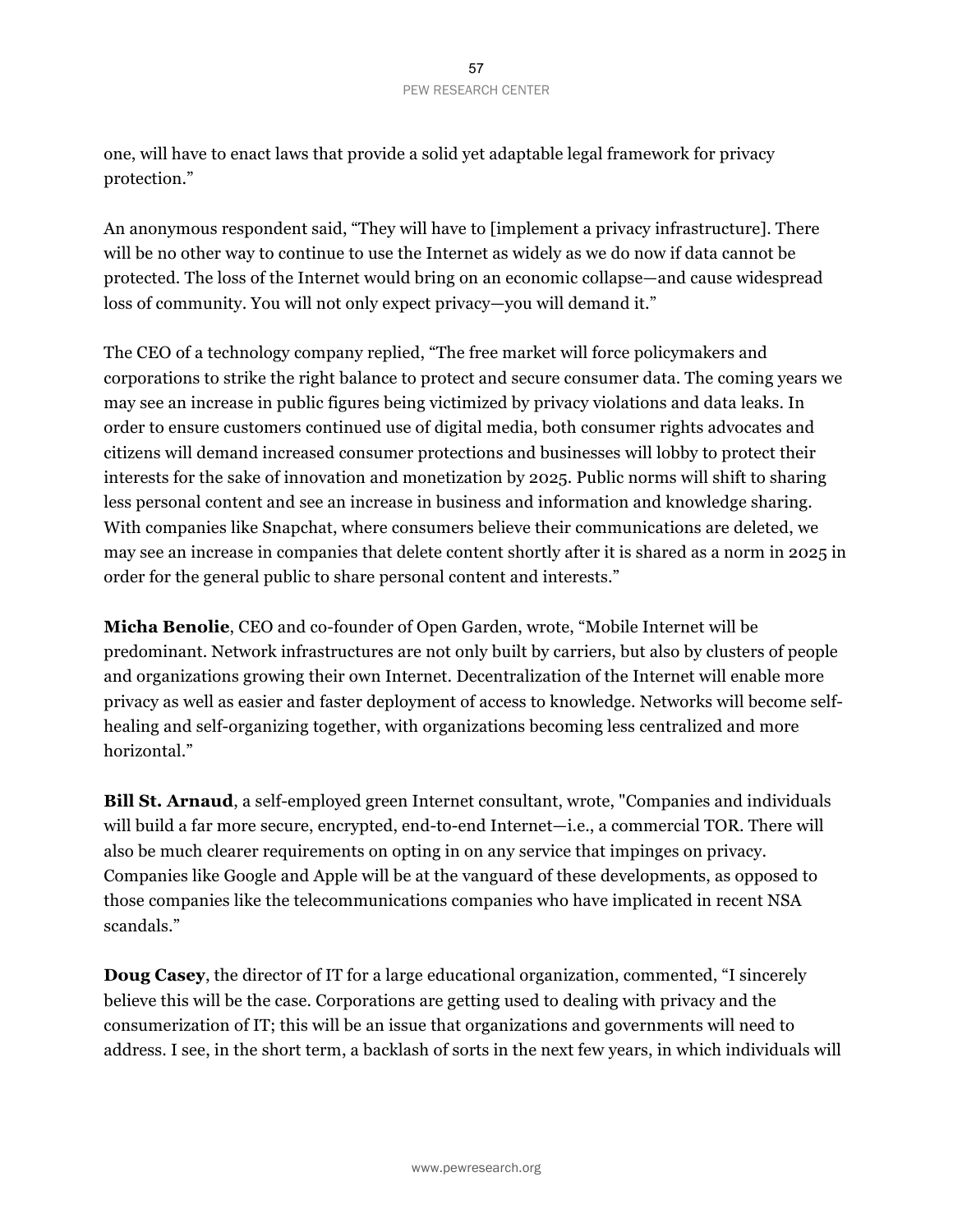one, will have to enact laws that provide a solid yet adaptable legal framework for privacy protection."

An anonymous respondent said, "They will have to [implement a privacy infrastructure]. There will be no other way to continue to use the Internet as widely as we do now if data cannot be protected. The loss of the Internet would bring on an economic collapse—and cause widespread loss of community. You will not only expect privacy—you will demand it."

The CEO of a technology company replied, "The free market will force policymakers and corporations to strike the right balance to protect and secure consumer data. The coming years we may see an increase in public figures being victimized by privacy violations and data leaks. In order to ensure customers continued use of digital media, both consumer rights advocates and citizens will demand increased consumer protections and businesses will lobby to protect their interests for the sake of innovation and monetization by 2025. Public norms will shift to sharing less personal content and see an increase in business and information and knowledge sharing. With companies like Snapchat, where consumers believe their communications are deleted, we may see an increase in companies that delete content shortly after it is shared as a norm in 2025 in order for the general public to share personal content and interests."

**Micha Benolie**, CEO and co-founder of Open Garden, wrote, "Mobile Internet will be predominant. Network infrastructures are not only built by carriers, but also by clusters of people and organizations growing their own Internet. Decentralization of the Internet will enable more privacy as well as easier and faster deployment of access to knowledge. Networks will become self-healing and self-organizing together, with organizations becoming less centralized and more horizontal."

**Bill St. Arnaud**, a self-employed green Internet consultant, wrote, "Companies and individuals will build a far more secure, encrypted, end-to-end Internet—i.e., a commercial TOR. There will also be much clearer requirements on opting in on any service that impinges on privacy. Companies like Google and Apple will be at the vanguard of these developments, as opposed to those companies like the telecommunications companies who have implicated in recent NSA scandals."

**Doug Casey**, the director of IT for a large educational organization, commented, "I sincerely believe this will be the case. Corporations are getting used to dealing with privacy and the consumerization of IT; this will be an issue that organizations and governments will need to address. I see, in the short term, a backlash of sorts in the next few years, in which individuals will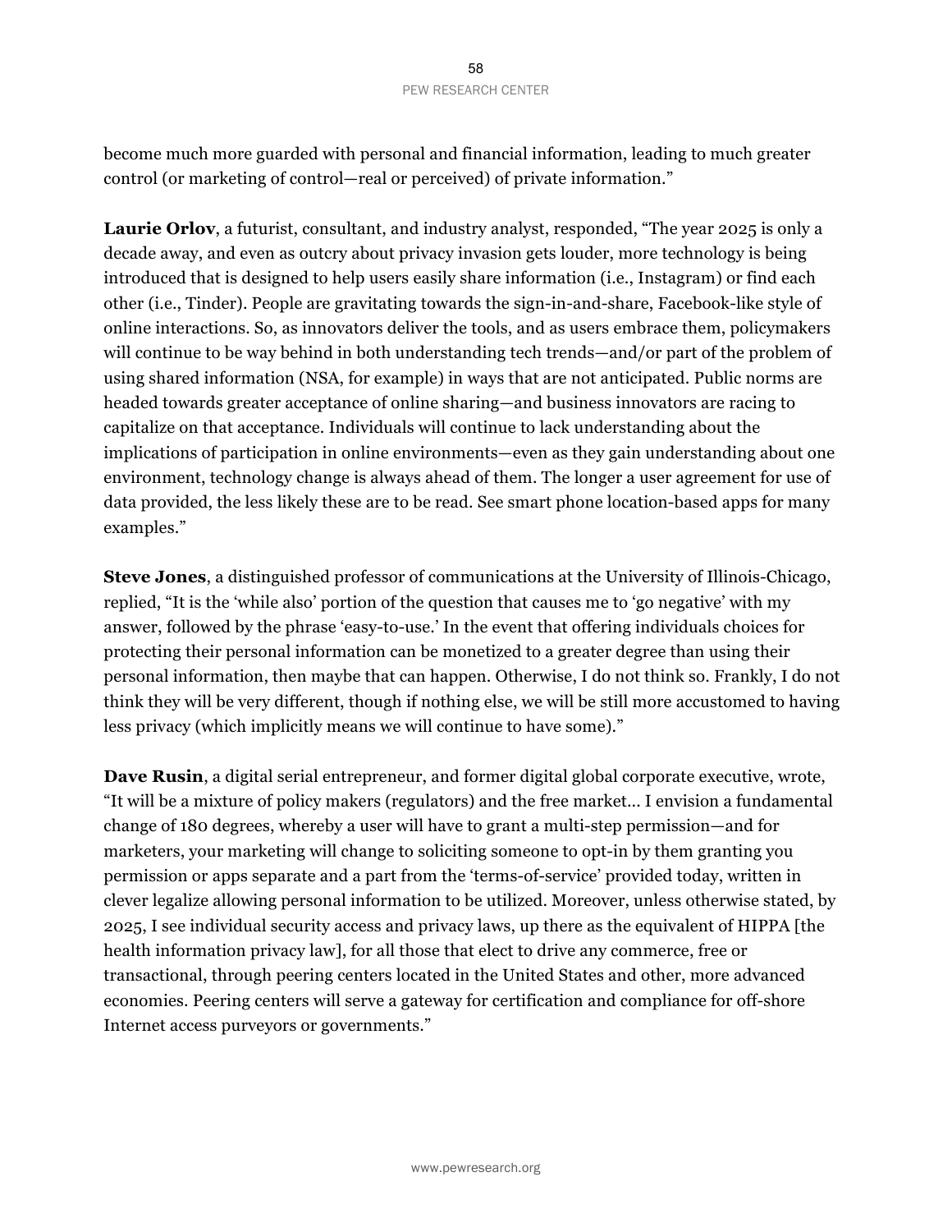become much more guarded with personal and financial information, leading to much greater control (or marketing of control—real or perceived) of private information."

**Laurie Orlov**, a futurist, consultant, and industry analyst, responded, "The year 2025 is only a decade away, and even as outcry about privacy invasion gets louder, more technology is being introduced that is designed to help users easily share information (i.e., Instagram) or find each other (i.e., Tinder). People are gravitating towards the sign-in-and-share, Facebook-like style of online interactions. So, as innovators deliver the tools, and as users embrace them, policymakers will continue to be way behind in both understanding tech trends—and/or part of the problem of using shared information (NSA, for example) in ways that are not anticipated. Public norms are headed towards greater acceptance of online sharing—and business innovators are racing to capitalize on that acceptance. Individuals will continue to lack understanding about the implications of participation in online environments—even as they gain understanding about one environment, technology change is always ahead of them. The longer a user agreement for use of data provided, the less likely these are to be read. See smart phone location-based apps for many examples."

**Steve Jones**, a distinguished professor of communications at the University of Illinois-Chicago, replied, "It is the 'while also' portion of the question that causes me to 'go negative' with my answer, followed by the phrase 'easy-to-use.' In the event that offering individuals choices for protecting their personal information can be monetized to a greater degree than using their personal information, then maybe that can happen. Otherwise, I do not think so. Frankly, I do not think they will be very different, though if nothing else, we will be still more accustomed to having less privacy (which implicitly means we will continue to have some)."

**Dave Rusin**, a digital serial entrepreneur, and former digital global corporate executive, wrote, "It will be a mixture of policy makers (regulators) and the free market… I envision a fundamental change of 180 degrees, whereby a user will have to grant a multi-step permission—and for marketers, your marketing will change to soliciting someone to opt-in by them granting you permission or apps separate and a part from the 'terms-of-service' provided today, written in clever legalize allowing personal information to be utilized. Moreover, unless otherwise stated, by 2025, I see individual security access and privacy laws, up there as the equivalent of HIPPA [the health information privacy law], for all those that elect to drive any commerce, free or transactional, through peering centers located in the United States and other, more advanced economies. Peering centers will serve a gateway for certification and compliance for off-shore Internet access purveyors or governments."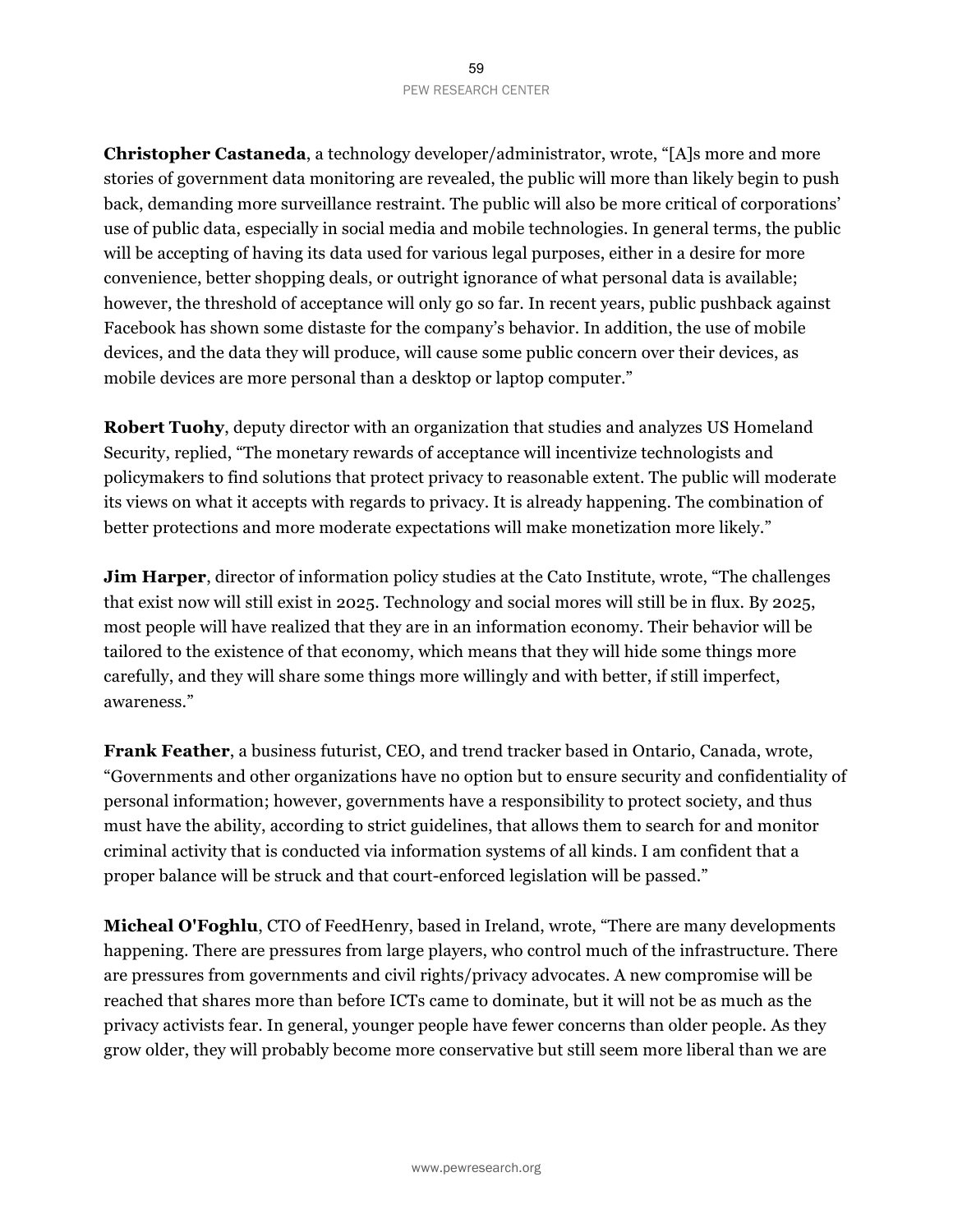**Christopher Castaneda**, a technology developer/administrator, wrote, "[A]s more and more stories of government data monitoring are revealed, the public will more than likely begin to push back, demanding more surveillance restraint. The public will also be more critical of corporations' use of public data, especially in social media and mobile technologies. In general terms, the public will be accepting of having its data used for various legal purposes, either in a desire for more convenience, better shopping deals, or outright ignorance of what personal data is available; however, the threshold of acceptance will only go so far. In recent years, public pushback against Facebook has shown some distaste for the company's behavior. In addition, the use of mobile devices, and the data they will produce, will cause some public concern over their devices, as mobile devices are more personal than a desktop or laptop computer."

**Robert Tuohy**, deputy director with an organization that studies and analyzes US Homeland Security, replied, "The monetary rewards of acceptance will incentivize technologists and policymakers to find solutions that protect privacy to reasonable extent. The public will moderate its views on what it accepts with regards to privacy. It is already happening. The combination of better protections and more moderate expectations will make monetization more likely."

**Jim Harper**, director of information policy studies at the Cato Institute, wrote, "The challenges that exist now will still exist in 2025. Technology and social mores will still be in flux. By 2025, most people will have realized that they are in an information economy. Their behavior will be tailored to the existence of that economy, which means that they will hide some things more carefully, and they will share some things more willingly and with better, if still imperfect, awareness."

**Frank Feather**, a business futurist, CEO, and trend tracker based in Ontario, Canada, wrote, "Governments and other organizations have no option but to ensure security and confidentiality of personal information; however, governments have a responsibility to protect society, and thus must have the ability, according to strict guidelines, that allows them to search for and monitor criminal activity that is conducted via information systems of all kinds. I am confident that a proper balance will be struck and that court-enforced legislation will be passed."

**Micheal O'Foghlu**, CTO of FeedHenry, based in Ireland, wrote, "There are many developments happening. There are pressures from large players, who control much of the infrastructure. There are pressures from governments and civil rights/privacy advocates. A new compromise will be reached that shares more than before ICTs came to dominate, but it will not be as much as the privacy activists fear. In general, younger people have fewer concerns than older people. As they grow older, they will probably become more conservative but still seem more liberal than we are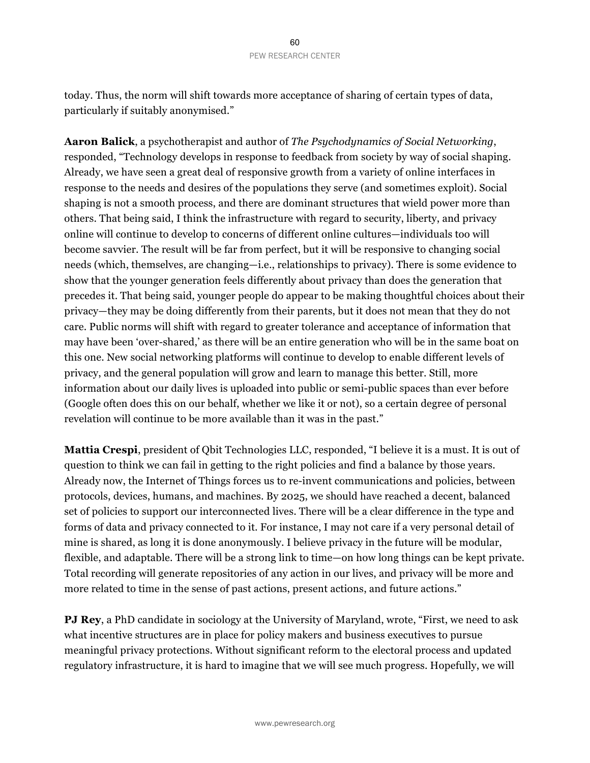today. Thus, the norm will shift towards more acceptance of sharing of certain types of data, particularly if suitably anonymised."

**Aaron Balick**, a psychotherapist and author of *The Psychodynamics of Social Networking*, responded, "Technology develops in response to feedback from society by way of social shaping. Already, we have seen a great deal of responsive growth from a variety of online interfaces in response to the needs and desires of the populations they serve (and sometimes exploit). Social shaping is not a smooth process, and there are dominant structures that wield power more than others. That being said, I think the infrastructure with regard to security, liberty, and privacy online will continue to develop to concerns of different online cultures—individuals too will become savvier. The result will be far from perfect, but it will be responsive to changing social needs (which, themselves, are changing—i.e., relationships to privacy). There is some evidence to show that the younger generation feels differently about privacy than does the generation that precedes it. That being said, younger people do appear to be making thoughtful choices about their privacy—they may be doing differently from their parents, but it does not mean that they do not care. Public norms will shift with regard to greater tolerance and acceptance of information that may have been 'over-shared,' as there will be an entire generation who will be in the same boat on this one. New social networking platforms will continue to develop to enable different levels of privacy, and the general population will grow and learn to manage this better. Still, more information about our daily lives is uploaded into public or semi-public spaces than ever before (Google often does this on our behalf, whether we like it or not), so a certain degree of personal revelation will continue to be more available than it was in the past."

**Mattia Crespi**, president of Qbit Technologies LLC, responded, "I believe it is a must. It is out of question to think we can fail in getting to the right policies and find a balance by those years. Already now, the Internet of Things forces us to re-invent communications and policies, between protocols, devices, humans, and machines. By 2025, we should have reached a decent, balanced set of policies to support our interconnected lives. There will be a clear difference in the type and forms of data and privacy connected to it. For instance, I may not care if a very personal detail of mine is shared, as long it is done anonymously. I believe privacy in the future will be modular, flexible, and adaptable. There will be a strong link to time—on how long things can be kept private. Total recording will generate repositories of any action in our lives, and privacy will be more and more related to time in the sense of past actions, present actions, and future actions."

**PJ Rey**, a PhD candidate in sociology at the University of Maryland, wrote, "First, we need to ask what incentive structures are in place for policy makers and business executives to pursue meaningful privacy protections. Without significant reform to the electoral process and updated regulatory infrastructure, it is hard to imagine that we will see much progress. Hopefully, we will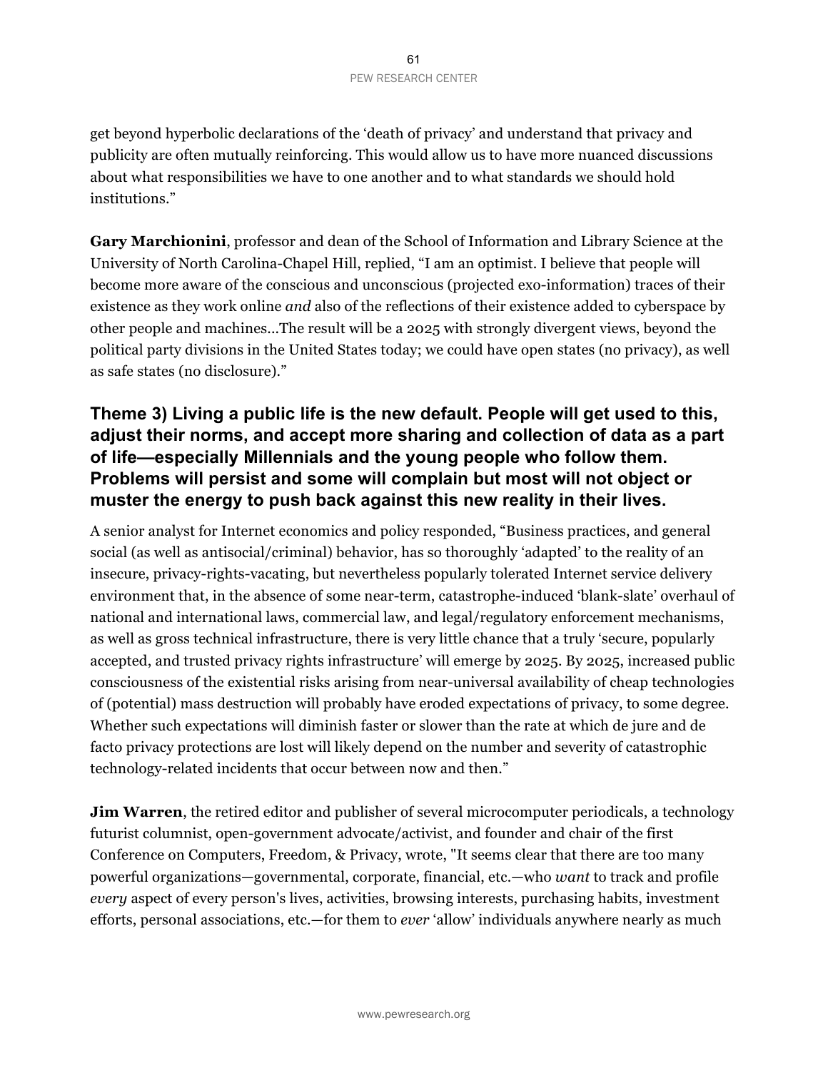get beyond hyperbolic declarations of the 'death of privacy' and understand that privacy and publicity are often mutually reinforcing. This would allow us to have more nuanced discussions about what responsibilities we have to one another and to what standards we should hold institutions."

**Gary Marchionini**, professor and dean of the School of Information and Library Science at the University of North Carolina-Chapel Hill, replied, "I am an optimist. I believe that people will become more aware of the conscious and unconscious (projected exo-information) traces of their existence as they work online *and* also of the reflections of their existence added to cyberspace by other people and machines...The result will be a 2025 with strongly divergent views, beyond the political party divisions in the United States today; we could have open states (no privacy), as well as safe states (no disclosure)."

## Theme 3) Living a public life is the new default. People will get used to this, adjust their norms, and accept more sharing and collection of data as a part of life—especially Millennials and the young people who follow them. Problems will persist and some will complain but most will not object or muster the energy to push back against this new reality in their lives.

A senior analyst for Internet economics and policy responded, "Business practices, and general social (as well as antisocial/criminal) behavior, has so thoroughly 'adapted' to the reality of an insecure, privacy-rights-vacating, but nevertheless popularly tolerated Internet service delivery environment that, in the absence of some near-term, catastrophe-induced 'blank-slate' overhaul of national and international laws, commercial law, and legal/regulatory enforcement mechanisms, as well as gross technical infrastructure, there is very little chance that a truly 'secure, popularly accepted, and trusted privacy rights infrastructure' will emerge by 2025. By 2025, increased public consciousness of the existential risks arising from near-universal availability of cheap technologies of (potential) mass destruction will probably have eroded expectations of privacy, to some degree. Whether such expectations will diminish faster or slower than the rate at which de jure and de facto privacy protections are lost will likely depend on the number and severity of catastrophic technology-related incidents that occur between now and then."

**Jim Warren**, the retired editor and publisher of several microcomputer periodicals, a technology futurist columnist, open-government advocate/activist, and founder and chair of the first Conference on Computers, Freedom, & Privacy, wrote, "It seems clear that there are too many powerful organizations—governmental, corporate, financial, etc.—who *want* to track and profile *every* aspect of every person's lives, activities, browsing interests, purchasing habits, investment efforts, personal associations, etc.—for them to *ever* 'allow' individuals anywhere nearly as much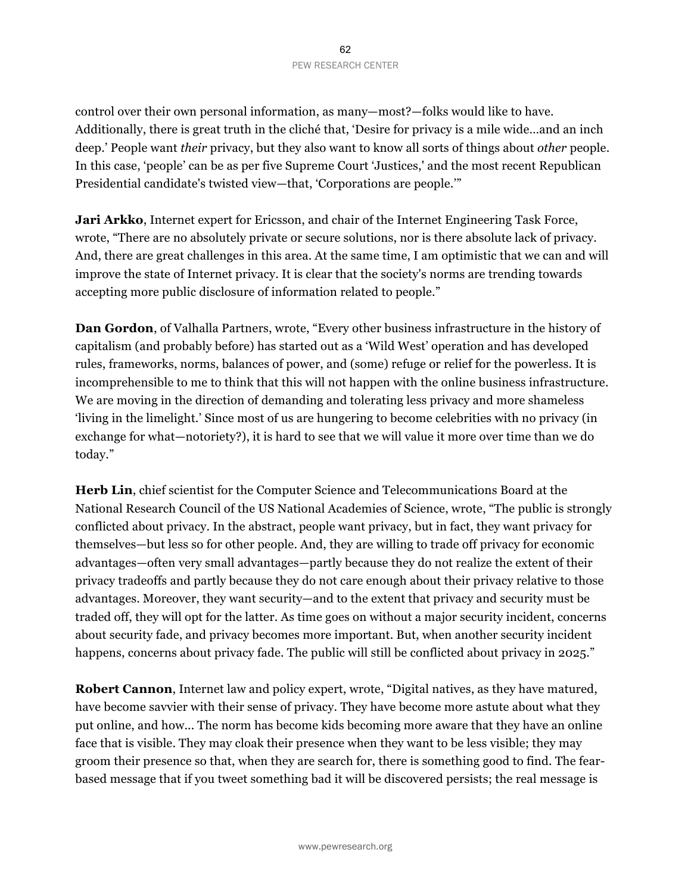control over their own personal information, as many—most?—folks would like to have. Additionally, there is great truth in the cliché that, 'Desire for privacy is a mile wide…and an inch deep.' People want *their* privacy, but they also want to know all sorts of things about *other* people. In this case, 'people' can be as per five Supreme Court 'Justices,' and the most recent Republican Presidential candidate's twisted view—that, 'Corporations are people.'"

**Jari Arkko**, Internet expert for Ericsson, and chair of the Internet Engineering Task Force, wrote, "There are no absolutely private or secure solutions, nor is there absolute lack of privacy. And, there are great challenges in this area. At the same time, I am optimistic that we can and will improve the state of Internet privacy. It is clear that the society's norms are trending towards accepting more public disclosure of information related to people."

**Dan Gordon**, of Valhalla Partners, wrote, "Every other business infrastructure in the history of capitalism (and probably before) has started out as a 'Wild West' operation and has developed rules, frameworks, norms, balances of power, and (some) refuge or relief for the powerless. It is incomprehensible to me to think that this will not happen with the online business infrastructure. We are moving in the direction of demanding and tolerating less privacy and more shameless 'living in the limelight.' Since most of us are hungering to become celebrities with no privacy (in exchange for what—notoriety?), it is hard to see that we will value it more over time than we do today."

**Herb Lin**, chief scientist for the Computer Science and Telecommunications Board at the National Research Council of the US National Academies of Science, wrote, "The public is strongly conflicted about privacy. In the abstract, people want privacy, but in fact, they want privacy for themselves—but less so for other people. And, they are willing to trade off privacy for economic advantages—often very small advantages—partly because they do not realize the extent of their privacy tradeoffs and partly because they do not care enough about their privacy relative to those advantages. Moreover, they want security—and to the extent that privacy and security must be traded off, they will opt for the latter. As time goes on without a major security incident, concerns about security fade, and privacy becomes more important. But, when another security incident happens, concerns about privacy fade. The public will still be conflicted about privacy in 2025."

**Robert Cannon**, Internet law and policy expert, wrote, "Digital natives, as they have matured, have become savvier with their sense of privacy. They have become more astute about what they put online, and how… The norm has become kids becoming more aware that they have an online face that is visible. They may cloak their presence when they want to be less visible; they may groom their presence so that, when they are search for, there is something good to find. The fear-based message that if you tweet something bad it will be discovered persists; the real message is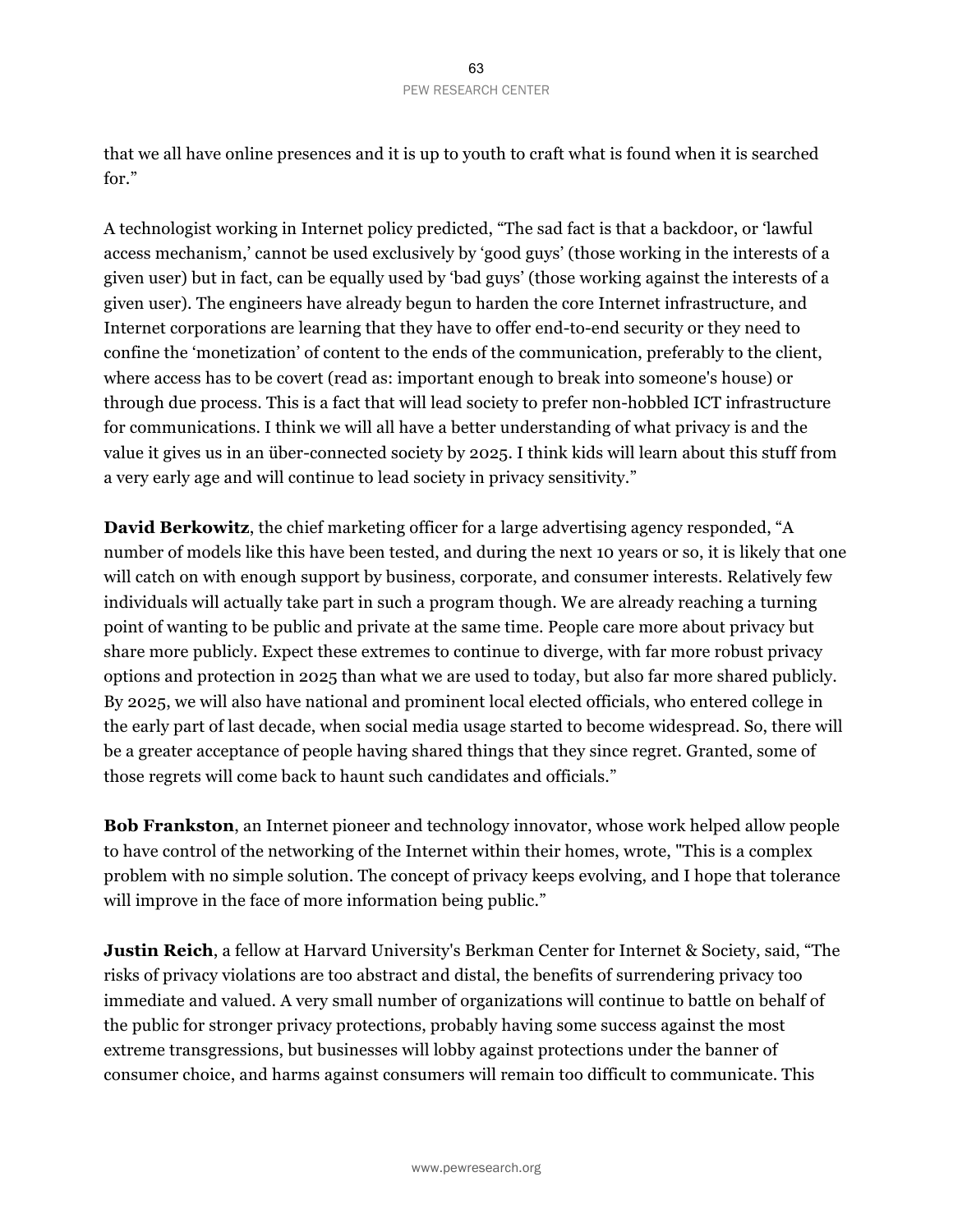that we all have online presences and it is up to youth to craft what is found when it is searched for."

A technologist working in Internet policy predicted, "The sad fact is that a backdoor, or 'lawful access mechanism,' cannot be used exclusively by 'good guys' (those working in the interests of a given user) but in fact, can be equally used by 'bad guys' (those working against the interests of a given user). The engineers have already begun to harden the core Internet infrastructure, and Internet corporations are learning that they have to offer end-to-end security or they need to confine the 'monetization' of content to the ends of the communication, preferably to the client, where access has to be covert (read as: important enough to break into someone's house) or through due process. This is a fact that will lead society to prefer non-hobbled ICT infrastructure for communications. I think we will all have a better understanding of what privacy is and the value it gives us in an über-connected society by 2025. I think kids will learn about this stuff from a very early age and will continue to lead society in privacy sensitivity."

**David Berkowitz**, the chief marketing officer for a large advertising agency responded, "A number of models like this have been tested, and during the next 10 years or so, it is likely that one will catch on with enough support by business, corporate, and consumer interests. Relatively few individuals will actually take part in such a program though. We are already reaching a turning point of wanting to be public and private at the same time. People care more about privacy but share more publicly. Expect these extremes to continue to diverge, with far more robust privacy options and protection in 2025 than what we are used to today, but also far more shared publicly. By 2025, we will also have national and prominent local elected officials, who entered college in the early part of last decade, when social media usage started to become widespread. So, there will be a greater acceptance of people having shared things that they since regret. Granted, some of those regrets will come back to haunt such candidates and officials."

**Bob Frankston**, an Internet pioneer and technology innovator, whose work helped allow people to have control of the networking of the Internet within their homes, wrote, "This is a complex problem with no simple solution. The concept of privacy keeps evolving, and I hope that tolerance will improve in the face of more information being public."

**Justin Reich**, a fellow at Harvard University's Berkman Center for Internet & Society, said, "The risks of privacy violations are too abstract and distal, the benefits of surrendering privacy too immediate and valued. A very small number of organizations will continue to battle on behalf of the public for stronger privacy protections, probably having some success against the most extreme transgressions, but businesses will lobby against protections under the banner of consumer choice, and harms against consumers will remain too difficult to communicate. This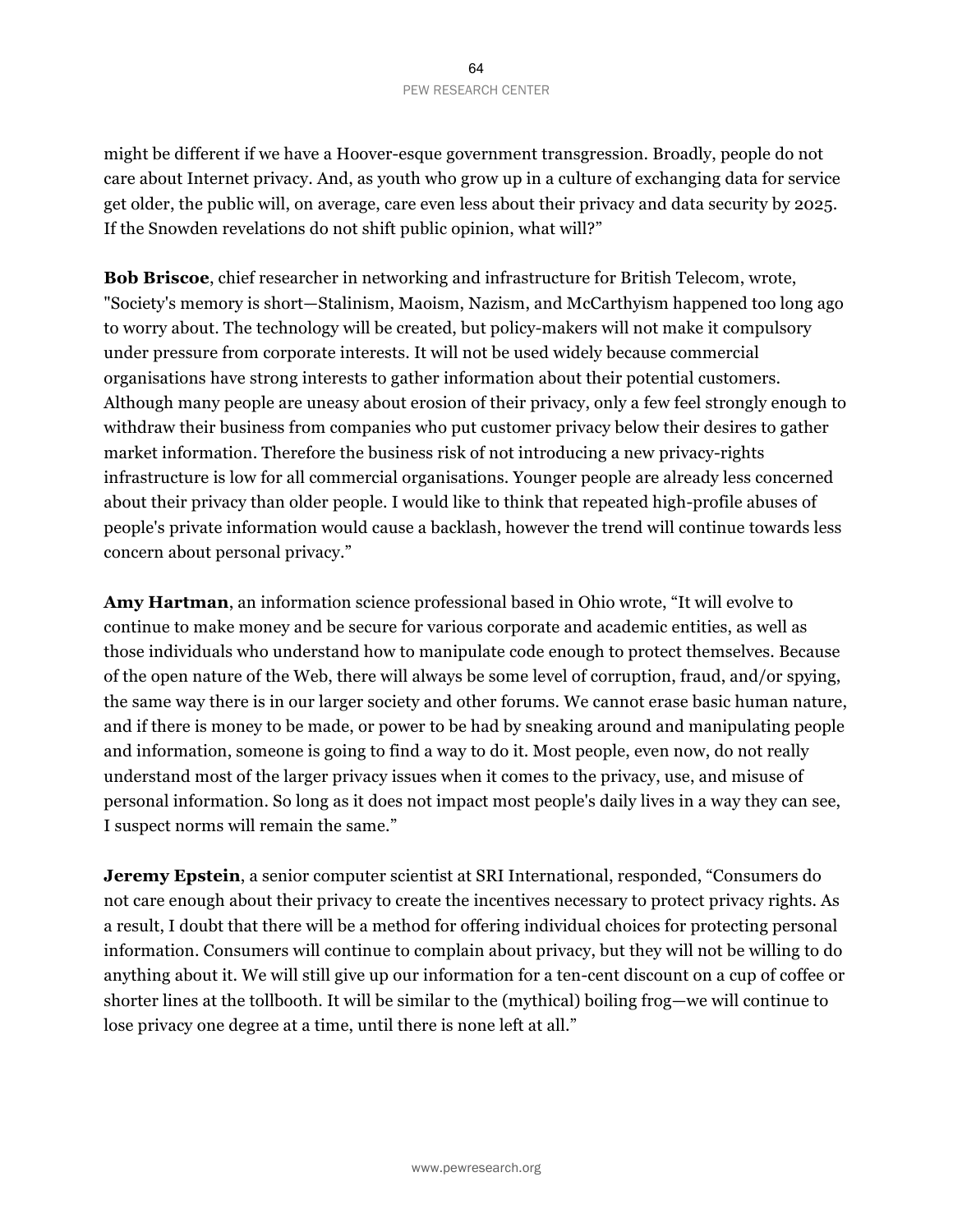might be different if we have a Hoover-esque government transgression. Broadly, people do not care about Internet privacy. And, as youth who grow up in a culture of exchanging data for service get older, the public will, on average, care even less about their privacy and data security by 2025. If the Snowden revelations do not shift public opinion, what will?"

**Bob Briscoe**, chief researcher in networking and infrastructure for British Telecom, wrote, "Society's memory is short—Stalinism, Maoism, Nazism, and McCarthyism happened too long ago to worry about. The technology will be created, but policy-makers will not make it compulsory under pressure from corporate interests. It will not be used widely because commercial organisations have strong interests to gather information about their potential customers. Although many people are uneasy about erosion of their privacy, only a few feel strongly enough to withdraw their business from companies who put customer privacy below their desires to gather market information. Therefore the business risk of not introducing a new privacy-rights infrastructure is low for all commercial organisations. Younger people are already less concerned about their privacy than older people. I would like to think that repeated high-profile abuses of people's private information would cause a backlash, however the trend will continue towards less concern about personal privacy."

**Amy Hartman**, an information science professional based in Ohio wrote, "It will evolve to continue to make money and be secure for various corporate and academic entities, as well as those individuals who understand how to manipulate code enough to protect themselves. Because of the open nature of the Web, there will always be some level of corruption, fraud, and/or spying, the same way there is in our larger society and other forums. We cannot erase basic human nature, and if there is money to be made, or power to be had by sneaking around and manipulating people and information, someone is going to find a way to do it. Most people, even now, do not really understand most of the larger privacy issues when it comes to the privacy, use, and misuse of personal information. So long as it does not impact most people's daily lives in a way they can see, I suspect norms will remain the same."

**Jeremy Epstein**, a senior computer scientist at SRI International, responded, "Consumers do not care enough about their privacy to create the incentives necessary to protect privacy rights. As a result, I doubt that there will be a method for offering individual choices for protecting personal information. Consumers will continue to complain about privacy, but they will not be willing to do anything about it. We will still give up our information for a ten-cent discount on a cup of coffee or shorter lines at the tollbooth. It will be similar to the (mythical) boiling frog—we will continue to lose privacy one degree at a time, until there is none left at all."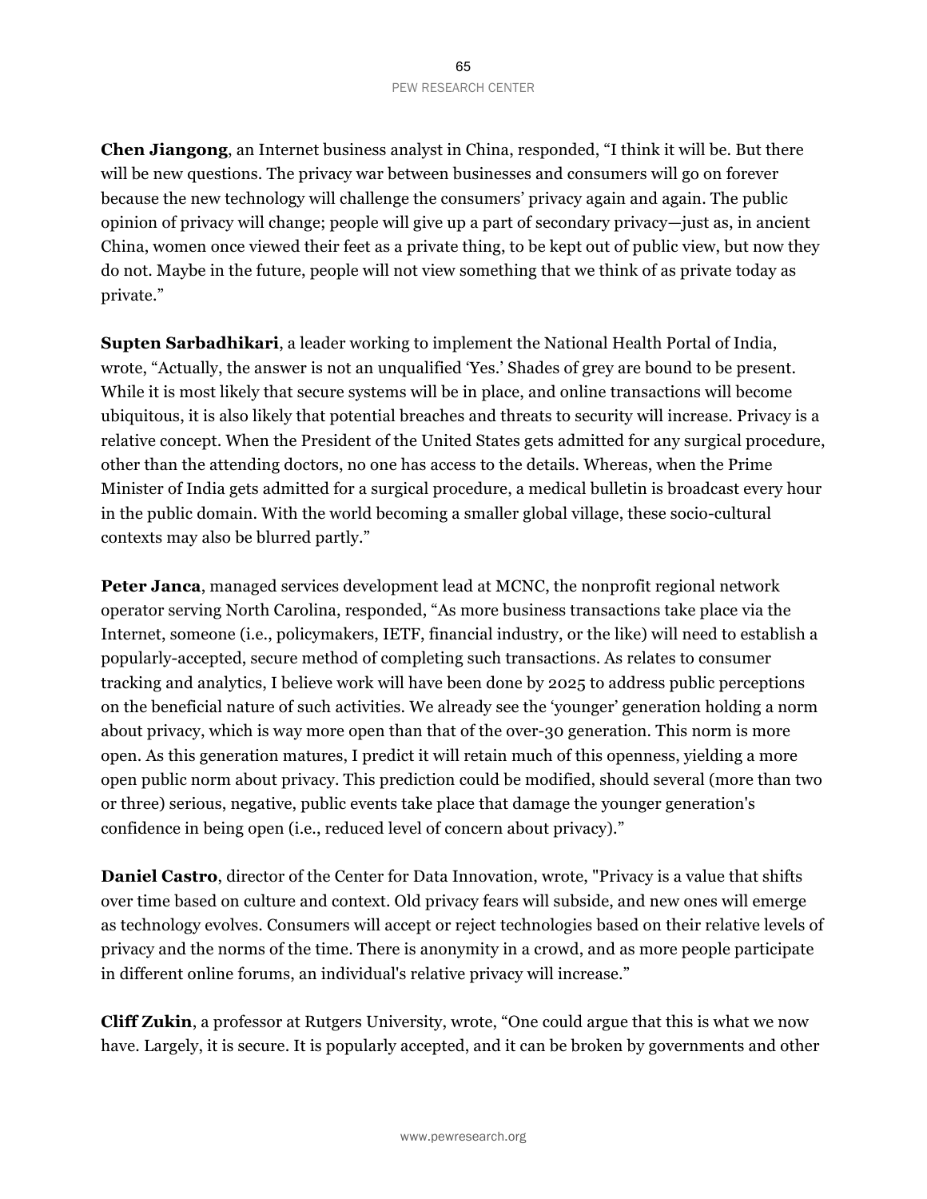**Chen Jiangong**, an Internet business analyst in China, responded, “I think it will be. But there will be new questions. The privacy war between businesses and consumers will go on forever because the new technology will challenge the consumers’ privacy again and again. The public opinion of privacy will change; people will give up a part of secondary privacy—just as, in ancient China, women once viewed their feet as a private thing, to be kept out of public view, but now they do not. Maybe in the future, people will not view something that we think of as private today as private.”

**Supten Sarbadhikari**, a leader working to implement the National Health Portal of India, wrote, “Actually, the answer is not an unqualified ‘Yes.’ Shades of grey are bound to be present. While it is most likely that secure systems will be in place, and online transactions will become ubiquitous, it is also likely that potential breaches and threats to security will increase. Privacy is a relative concept. When the President of the United States gets admitted for any surgical procedure, other than the attending doctors, no one has access to the details. Whereas, when the Prime Minister of India gets admitted for a surgical procedure, a medical bulletin is broadcast every hour in the public domain. With the world becoming a smaller global village, these socio-cultural contexts may also be blurred partly.”

**Peter Janca**, managed services development lead at MCNC, the nonprofit regional network operator serving North Carolina, responded, “As more business transactions take place via the Internet, someone (i.e., policymakers, IETF, financial industry, or the like) will need to establish a popularly-accepted, secure method of completing such transactions. As relates to consumer tracking and analytics, I believe work will have been done by 2025 to address public perceptions on the beneficial nature of such activities. We already see the ‘younger’ generation holding a norm about privacy, which is way more open than that of the over-30 generation. This norm is more open. As this generation matures, I predict it will retain much of this openness, yielding a more open public norm about privacy. This prediction could be modified, should several (more than two or three) serious, negative, public events take place that damage the younger generation's confidence in being open (i.e., reduced level of concern about privacy).”

**Daniel Castro**, director of the Center for Data Innovation, wrote, "Privacy is a value that shifts over time based on culture and context. Old privacy fears will subside, and new ones will emerge as technology evolves. Consumers will accept or reject technologies based on their relative levels of privacy and the norms of the time. There is anonymity in a crowd, and as more people participate in different online forums, an individual's relative privacy will increase.”

**Cliff Zukin**, a professor at Rutgers University, wrote, “One could argue that this is what we now have. Largely, it is secure. It is popularly accepted, and it can be broken by governments and other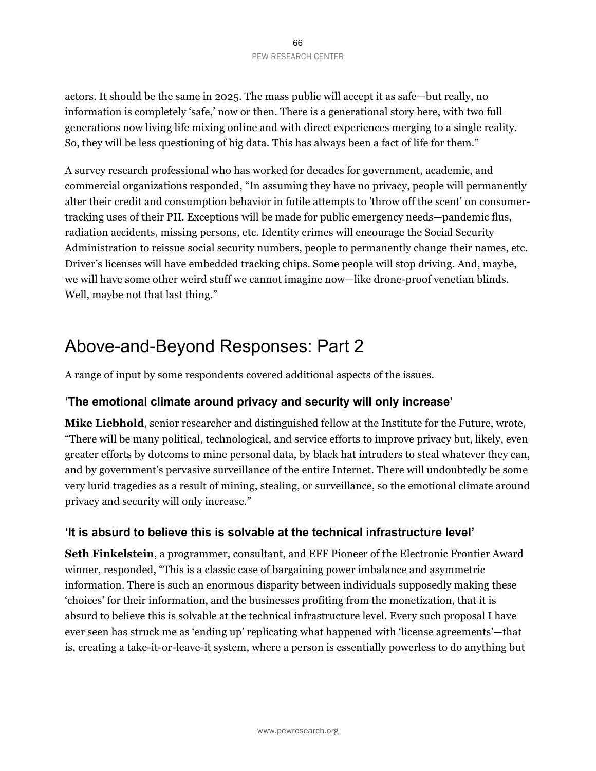actors. It should be the same in 2025. The mass public will accept it as safe—but really, no information is completely 'safe,' now or then. There is a generational story here, with two full generations now living life mixing online and with direct experiences merging to a single reality. So, they will be less questioning of big data. This has always been a fact of life for them."

A survey research professional who has worked for decades for government, academic, and commercial organizations responded, "In assuming they have no privacy, people will permanently alter their credit and consumption behavior in futile attempts to 'throw off the scent' on consumer-tracking uses of their PII. Exceptions will be made for public emergency needs—pandemic flus, radiation accidents, missing persons, etc. Identity crimes will encourage the Social Security Administration to reissue social security numbers, people to permanently change their names, etc. Driver's licenses will have embedded tracking chips. Some people will stop driving. And, maybe, we will have some other weird stuff we cannot imagine now—like drone-proof venetian blinds. Well, maybe not that last thing."

# Above-and-Beyond Responses: Part 2

A range of input by some respondents covered additional aspects of the issues.

### 'The emotional climate around privacy and security will only increase'

**Mike Liebhold**, senior researcher and distinguished fellow at the Institute for the Future, wrote, "There will be many political, technological, and service efforts to improve privacy but, likely, even greater efforts by dotcoms to mine personal data, by black hat intruders to steal whatever they can, and by government's pervasive surveillance of the entire Internet. There will undoubtedly be some very lurid tragedies as a result of mining, stealing, or surveillance, so the emotional climate around privacy and security will only increase."

### 'It is absurd to believe this is solvable at the technical infrastructure level'

**Seth Finkelstein**, a programmer, consultant, and EFF Pioneer of the Electronic Frontier Award winner, responded, "This is a classic case of bargaining power imbalance and asymmetric information. There is such an enormous disparity between individuals supposedly making these 'choices' for their information, and the businesses profiting from the monetization, that it is absurd to believe this is solvable at the technical infrastructure level. Every such proposal I have ever seen has struck me as 'ending up' replicating what happened with 'license agreements'—that is, creating a take-it-or-leave-it system, where a person is essentially powerless to do anything but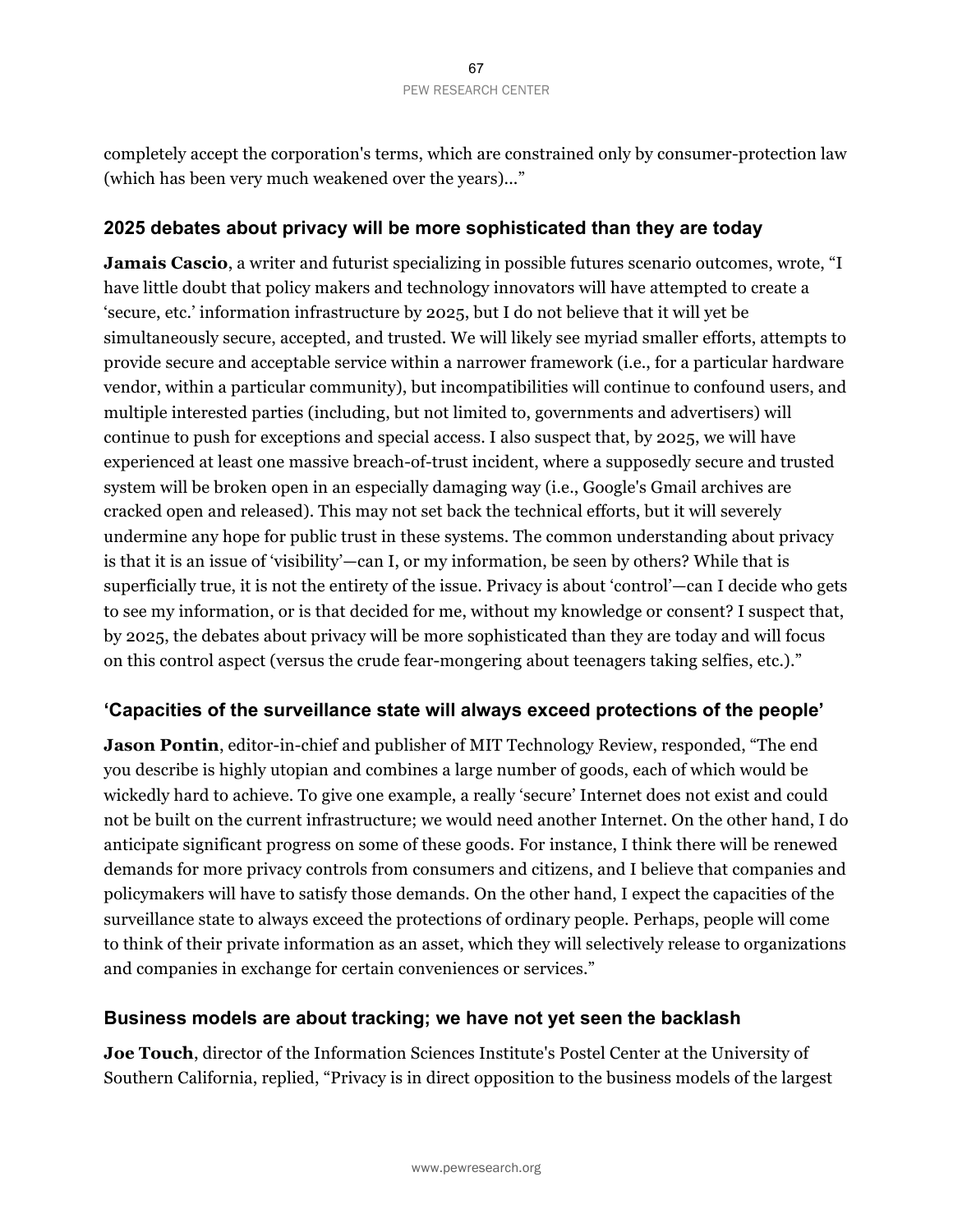completely accept the corporation's terms, which are constrained only by consumer-protection law (which has been very much weakened over the years)..."

## 2025 debates about privacy will be more sophisticated than they are today

**Jamais Cascio**, a writer and futurist specializing in possible futures scenario outcomes, wrote, "I have little doubt that policy makers and technology innovators will have attempted to create a 'secure, etc.' information infrastructure by 2025, but I do not believe that it will yet be simultaneously secure, accepted, and trusted. We will likely see myriad smaller efforts, attempts to provide secure and acceptable service within a narrower framework (i.e., for a particular hardware vendor, within a particular community), but incompatibilities will continue to confound users, and multiple interested parties (including, but not limited to, governments and advertisers) will continue to push for exceptions and special access. I also suspect that, by 2025, we will have experienced at least one massive breach-of-trust incident, where a supposedly secure and trusted system will be broken open in an especially damaging way (i.e., Google's Gmail archives are cracked open and released). This may not set back the technical efforts, but it will severely undermine any hope for public trust in these systems. The common understanding about privacy is that it is an issue of 'visibility'—can I, or my information, be seen by others? While that is superficially true, it is not the entirety of the issue. Privacy is about 'control'—can I decide who gets to see my information, or is that decided for me, without my knowledge or consent? I suspect that, by 2025, the debates about privacy will be more sophisticated than they are today and will focus on this control aspect (versus the crude fear-mongering about teenagers taking selfies, etc.)."

## 'Capacities of the surveillance state will always exceed protections of the people'

**Jason Pontin**, editor-in-chief and publisher of MIT Technology Review, responded, "The end you describe is highly utopian and combines a large number of goods, each of which would be wickedly hard to achieve. To give one example, a really 'secure' Internet does not exist and could not be built on the current infrastructure; we would need another Internet. On the other hand, I do anticipate significant progress on some of these goods. For instance, I think there will be renewed demands for more privacy controls from consumers and citizens, and I believe that companies and policymakers will have to satisfy those demands. On the other hand, I expect the capacities of the surveillance state to always exceed the protections of ordinary people. Perhaps, people will come to think of their private information as an asset, which they will selectively release to organizations and companies in exchange for certain conveniences or services."

## Business models are about tracking; we have not yet seen the backlash

**Joe Touch**, director of the Information Sciences Institute's Postel Center at the University of Southern California, replied, "Privacy is in direct opposition to the business models of the largest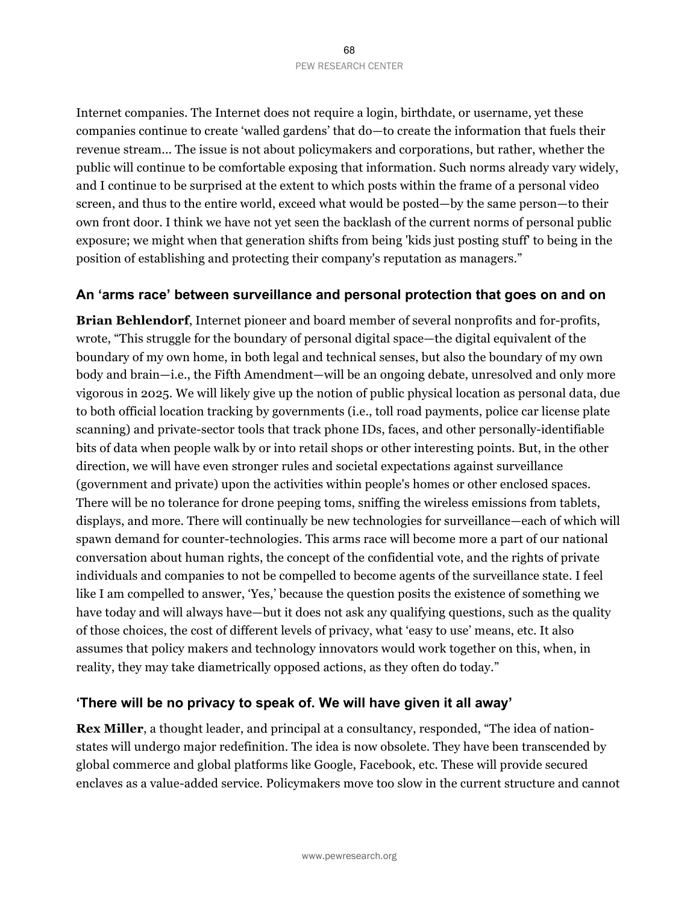Internet companies. The Internet does not require a login, birthdate, or username, yet these companies continue to create 'walled gardens' that do—to create the information that fuels their revenue stream… The issue is not about policymakers and corporations, but rather, whether the public will continue to be comfortable exposing that information. Such norms already vary widely, and I continue to be surprised at the extent to which posts within the frame of a personal video screen, and thus to the entire world, exceed what would be posted—by the same person—to their own front door. I think we have not yet seen the backlash of the current norms of personal public exposure; we might when that generation shifts from being 'kids just posting stuff' to being in the position of establishing and protecting their company's reputation as managers."

### An 'arms race' between surveillance and personal protection that goes on and on

**Brian Behlendorf**, Internet pioneer and board member of several nonprofits and for-profits, wrote, "This struggle for the boundary of personal digital space—the digital equivalent of the boundary of my own home, in both legal and technical senses, but also the boundary of my own body and brain—i.e., the Fifth Amendment—will be an ongoing debate, unresolved and only more vigorous in 2025. We will likely give up the notion of public physical location as personal data, due to both official location tracking by governments (i.e., toll road payments, police car license plate scanning) and private-sector tools that track phone IDs, faces, and other personally-identifiable bits of data when people walk by or into retail shops or other interesting points. But, in the other direction, we will have even stronger rules and societal expectations against surveillance (government and private) upon the activities within people's homes or other enclosed spaces. There will be no tolerance for drone peeping toms, sniffing the wireless emissions from tablets, displays, and more. There will continually be new technologies for surveillance—each of which will spawn demand for counter-technologies. This arms race will become more a part of our national conversation about human rights, the concept of the confidential vote, and the rights of private individuals and companies to not be compelled to become agents of the surveillance state. I feel like I am compelled to answer, 'Yes,' because the question posits the existence of something we have today and will always have—but it does not ask any qualifying questions, such as the quality of those choices, the cost of different levels of privacy, what 'easy to use' means, etc. It also assumes that policy makers and technology innovators would work together on this, when, in reality, they may take diametrically opposed actions, as they often do today."

### 'There will be no privacy to speak of. We will have given it all away'

**Rex Miller**, a thought leader, and principal at a consultancy, responded, "The idea of nation-states will undergo major redefinition. The idea is now obsolete. They have been transcended by global commerce and global platforms like Google, Facebook, etc. These will provide secured enclaves as a value-added service. Policymakers move too slow in the current structure and cannot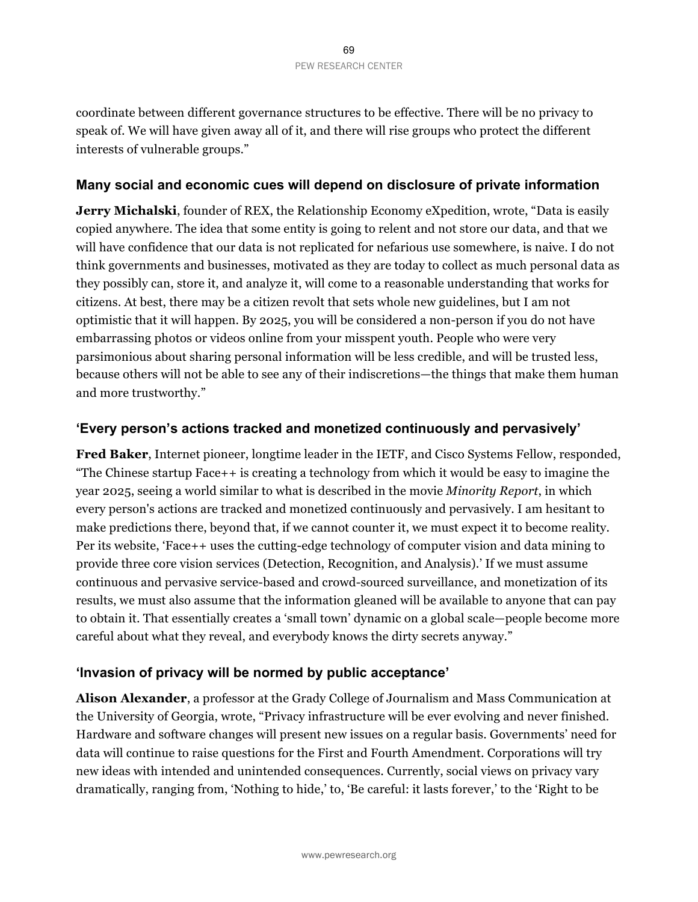coordinate between different governance structures to be effective. There will be no privacy to speak of. We will have given away all of it, and there will rise groups who protect the different interests of vulnerable groups."

### Many social and economic cues will depend on disclosure of private information

**Jerry Michalski**, founder of REX, the Relationship Economy eXpedition, wrote, "Data is easily copied anywhere. The idea that some entity is going to relent and not store our data, and that we will have confidence that our data is not replicated for nefarious use somewhere, is naive. I do not think governments and businesses, motivated as they are today to collect as much personal data as they possibly can, store it, and analyze it, will come to a reasonable understanding that works for citizens. At best, there may be a citizen revolt that sets whole new guidelines, but I am not optimistic that it will happen. By 2025, you will be considered a non-person if you do not have embarrassing photos or videos online from your misspent youth. People who were very parsimonious about sharing personal information will be less credible, and will be trusted less, because others will not be able to see any of their indiscretions—the things that make them human and more trustworthy."

### 'Every person's actions tracked and monetized continuously and pervasively'

**Fred Baker**, Internet pioneer, longtime leader in the IETF, and Cisco Systems Fellow, responded, "The Chinese startup Face++ is creating a technology from which it would be easy to imagine the year 2025, seeing a world similar to what is described in the movie *Minority Report*, in which every person's actions are tracked and monetized continuously and pervasively. I am hesitant to make predictions there, beyond that, if we cannot counter it, we must expect it to become reality. Per its website, 'Face++ uses the cutting-edge technology of computer vision and data mining to provide three core vision services (Detection, Recognition, and Analysis).' If we must assume continuous and pervasive service-based and crowd-sourced surveillance, and monetization of its results, we must also assume that the information gleaned will be available to anyone that can pay to obtain it. That essentially creates a 'small town' dynamic on a global scale—people become more careful about what they reveal, and everybody knows the dirty secrets anyway."

### 'Invasion of privacy will be normed by public acceptance'

**Alison Alexander**, a professor at the Grady College of Journalism and Mass Communication at the University of Georgia, wrote, "Privacy infrastructure will be ever evolving and never finished. Hardware and software changes will present new issues on a regular basis. Governments' need for data will continue to raise questions for the First and Fourth Amendment. Corporations will try new ideas with intended and unintended consequences. Currently, social views on privacy vary dramatically, ranging from, 'Nothing to hide,' to, 'Be careful: it lasts forever,' to the 'Right to be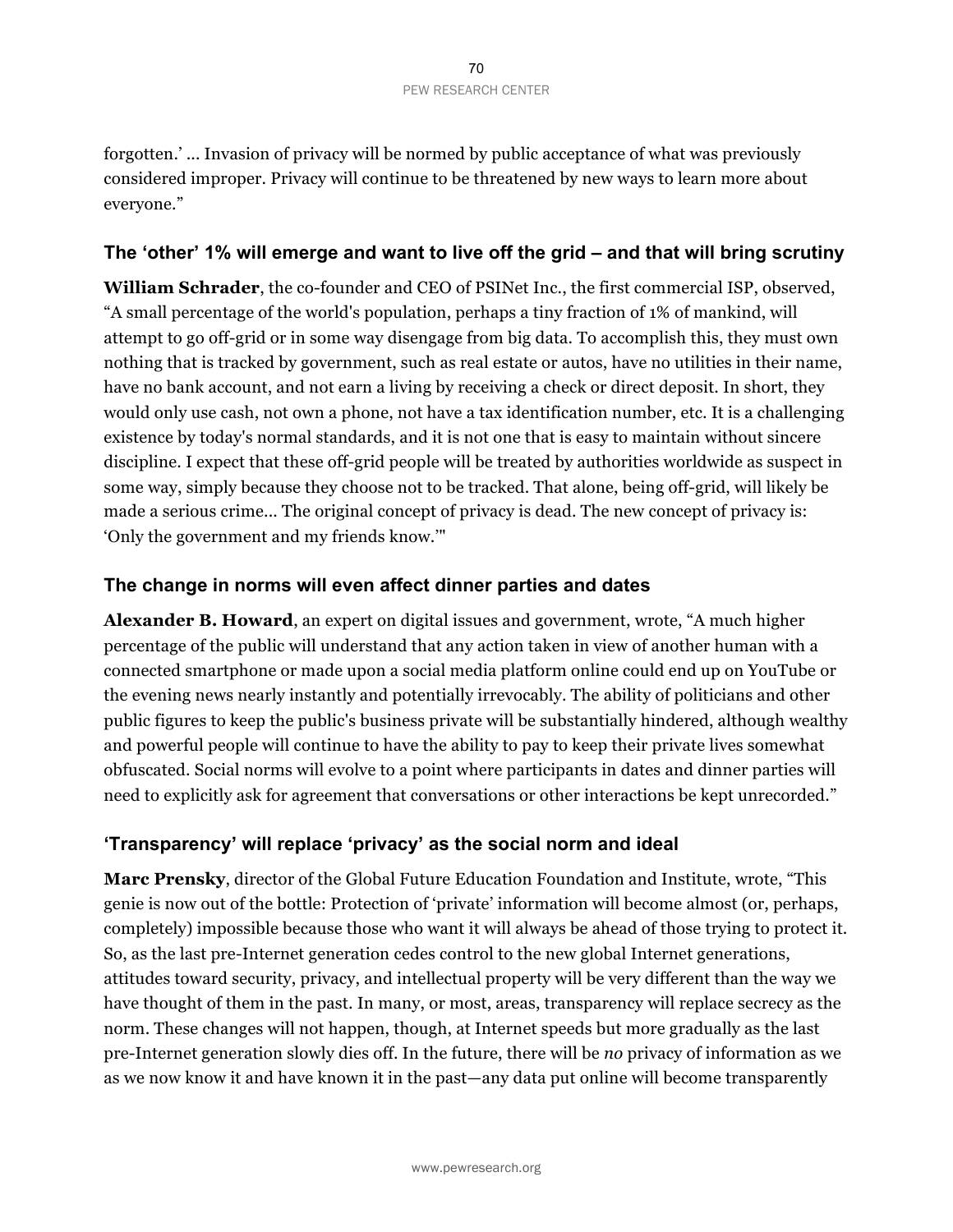forgotten.' … Invasion of privacy will be normed by public acceptance of what was previously considered improper. Privacy will continue to be threatened by new ways to learn more about everyone."

### The 'other' 1% will emerge and want to live off the grid – and that will bring scrutiny

**William Schrader**, the co-founder and CEO of PSINet Inc., the first commercial ISP, observed, "A small percentage of the world's population, perhaps a tiny fraction of 1% of mankind, will attempt to go off-grid or in some way disengage from big data. To accomplish this, they must own nothing that is tracked by government, such as real estate or autos, have no utilities in their name, have no bank account, and not earn a living by receiving a check or direct deposit. In short, they would only use cash, not own a phone, not have a tax identification number, etc. It is a challenging existence by today's normal standards, and it is not one that is easy to maintain without sincere discipline. I expect that these off-grid people will be treated by authorities worldwide as suspect in some way, simply because they choose not to be tracked. That alone, being off-grid, will likely be made a serious crime… The original concept of privacy is dead. The new concept of privacy is: 'Only the government and my friends know.'"

### The change in norms will even affect dinner parties and dates

**Alexander B. Howard**, an expert on digital issues and government, wrote, "A much higher percentage of the public will understand that any action taken in view of another human with a connected smartphone or made upon a social media platform online could end up on YouTube or the evening news nearly instantly and potentially irrevocably. The ability of politicians and other public figures to keep the public's business private will be substantially hindered, although wealthy and powerful people will continue to have the ability to pay to keep their private lives somewhat obfuscated. Social norms will evolve to a point where participants in dates and dinner parties will need to explicitly ask for agreement that conversations or other interactions be kept unrecorded."

### 'Transparency' will replace 'privacy' as the social norm and ideal

**Marc Prensky**, director of the Global Future Education Foundation and Institute, wrote, "This genie is now out of the bottle: Protection of 'private' information will become almost (or, perhaps, completely) impossible because those who want it will always be ahead of those trying to protect it. So, as the last pre-Internet generation cedes control to the new global Internet generations, attitudes toward security, privacy, and intellectual property will be very different than the way we have thought of them in the past. In many, or most, areas, transparency will replace secrecy as the norm. These changes will not happen, though, at Internet speeds but more gradually as the last pre-Internet generation slowly dies off. In the future, there will be *no* privacy of information as we as we now know it and have known it in the past—any data put online will become transparently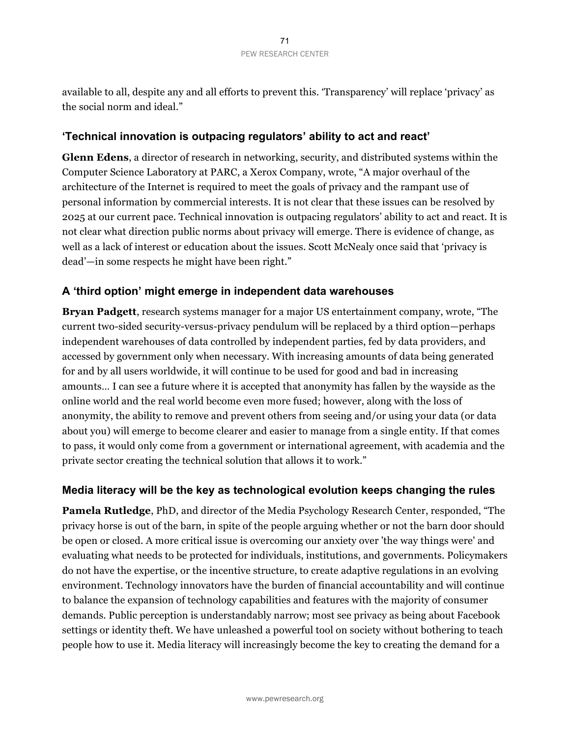available to all, despite any and all efforts to prevent this. 'Transparency' will replace 'privacy' as the social norm and ideal."

### 'Technical innovation is outpacing regulators' ability to act and react'

**Glenn Edens**, a director of research in networking, security, and distributed systems within the Computer Science Laboratory at PARC, a Xerox Company, wrote, "A major overhaul of the architecture of the Internet is required to meet the goals of privacy and the rampant use of personal information by commercial interests. It is not clear that these issues can be resolved by 2025 at our current pace. Technical innovation is outpacing regulators' ability to act and react. It is not clear what direction public norms about privacy will emerge. There is evidence of change, as well as a lack of interest or education about the issues. Scott McNealy once said that 'privacy is dead'—in some respects he might have been right."

### A 'third option' might emerge in independent data warehouses

**Bryan Padgett**, research systems manager for a major US entertainment company, wrote, "The current two-sided security-versus-privacy pendulum will be replaced by a third option—perhaps independent warehouses of data controlled by independent parties, fed by data providers, and accessed by government only when necessary. With increasing amounts of data being generated for and by all users worldwide, it will continue to be used for good and bad in increasing amounts... I can see a future where it is accepted that anonymity has fallen by the wayside as the online world and the real world become even more fused; however, along with the loss of anonymity, the ability to remove and prevent others from seeing and/or using your data (or data about you) will emerge to become clearer and easier to manage from a single entity. If that comes to pass, it would only come from a government or international agreement, with academia and the private sector creating the technical solution that allows it to work."

### Media literacy will be the key as technological evolution keeps changing the rules

**Pamela Rutledge**, PhD, and director of the Media Psychology Research Center, responded, "The privacy horse is out of the barn, in spite of the people arguing whether or not the barn door should be open or closed. A more critical issue is overcoming our anxiety over 'the way things were' and evaluating what needs to be protected for individuals, institutions, and governments. Policymakers do not have the expertise, or the incentive structure, to create adaptive regulations in an evolving environment. Technology innovators have the burden of financial accountability and will continue to balance the expansion of technology capabilities and features with the majority of consumer demands. Public perception is understandably narrow; most see privacy as being about Facebook settings or identity theft. We have unleashed a powerful tool on society without bothering to teach people how to use it. Media literacy will increasingly become the key to creating the demand for a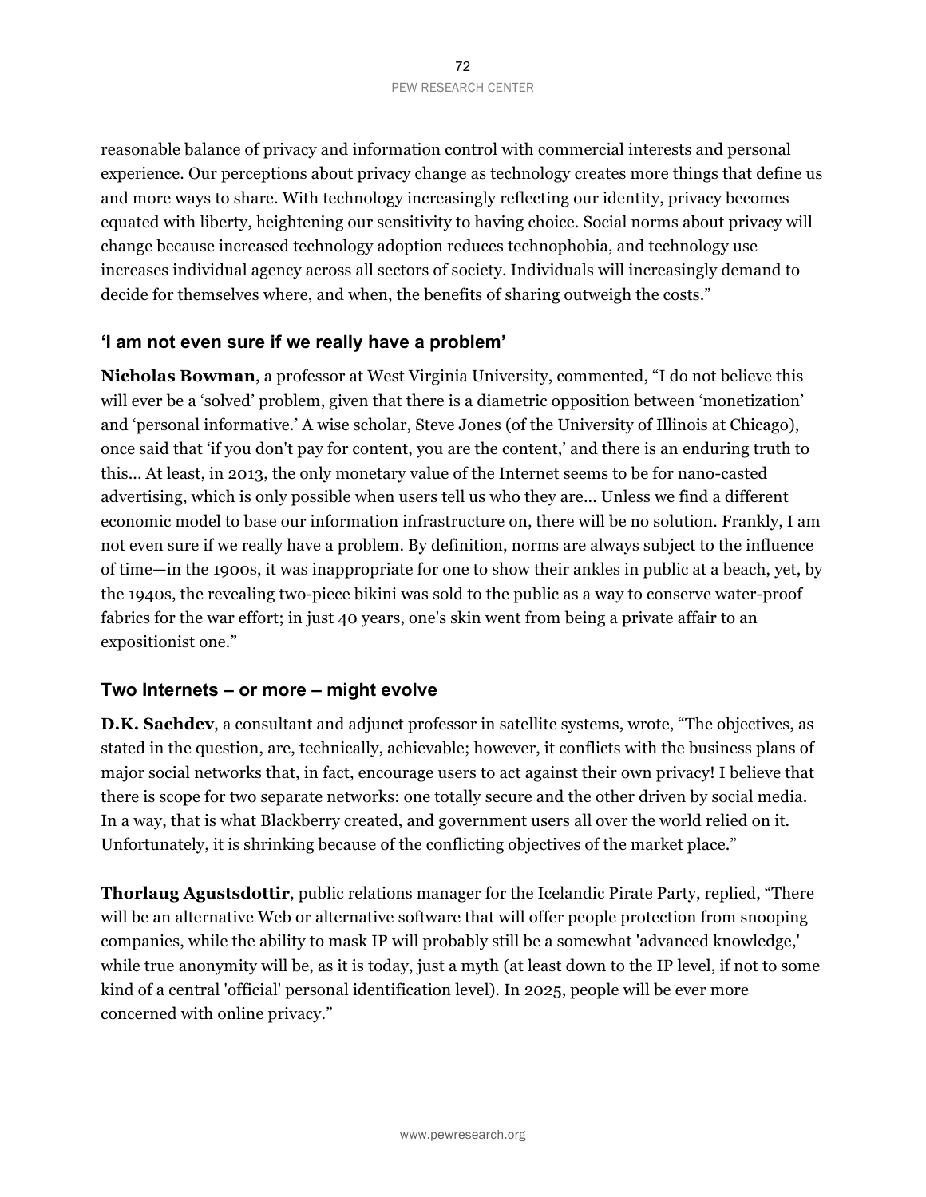reasonable balance of privacy and information control with commercial interests and personal experience. Our perceptions about privacy change as technology creates more things that define us and more ways to share. With technology increasingly reflecting our identity, privacy becomes equated with liberty, heightening our sensitivity to having choice. Social norms about privacy will change because increased technology adoption reduces technophobia, and technology use increases individual agency across all sectors of society. Individuals will increasingly demand to decide for themselves where, and when, the benefits of sharing outweigh the costs."

### 'I am not even sure if we really have a problem'

**Nicholas Bowman**, a professor at West Virginia University, commented, "I do not believe this will ever be a 'solved' problem, given that there is a diametric opposition between 'monetization' and 'personal informative.' A wise scholar, Steve Jones (of the University of Illinois at Chicago), once said that 'if you don't pay for content, you are the content,' and there is an enduring truth to this… At least, in 2013, the only monetary value of the Internet seems to be for nano-casted advertising, which is only possible when users tell us who they are… Unless we find a different economic model to base our information infrastructure on, there will be no solution. Frankly, I am not even sure if we really have a problem. By definition, norms are always subject to the influence of time—in the 1900s, it was inappropriate for one to show their ankles in public at a beach, yet, by the 1940s, the revealing two-piece bikini was sold to the public as a way to conserve water-proof fabrics for the war effort; in just 40 years, one's skin went from being a private affair to an expositionist one."

### Two Internets – or more – might evolve

**D.K. Sachdev**, a consultant and adjunct professor in satellite systems, wrote, "The objectives, as stated in the question, are, technically, achievable; however, it conflicts with the business plans of major social networks that, in fact, encourage users to act against their own privacy! I believe that there is scope for two separate networks: one totally secure and the other driven by social media. In a way, that is what Blackberry created, and government users all over the world relied on it. Unfortunately, it is shrinking because of the conflicting objectives of the market place."

**Thorlaug Agustsdottir**, public relations manager for the Icelandic Pirate Party, replied, "There will be an alternative Web or alternative software that will offer people protection from snooping companies, while the ability to mask IP will probably still be a somewhat 'advanced knowledge,' while true anonymity will be, as it is today, just a myth (at least down to the IP level, if not to some kind of a central 'official' personal identification level). In 2025, people will be ever more concerned with online privacy."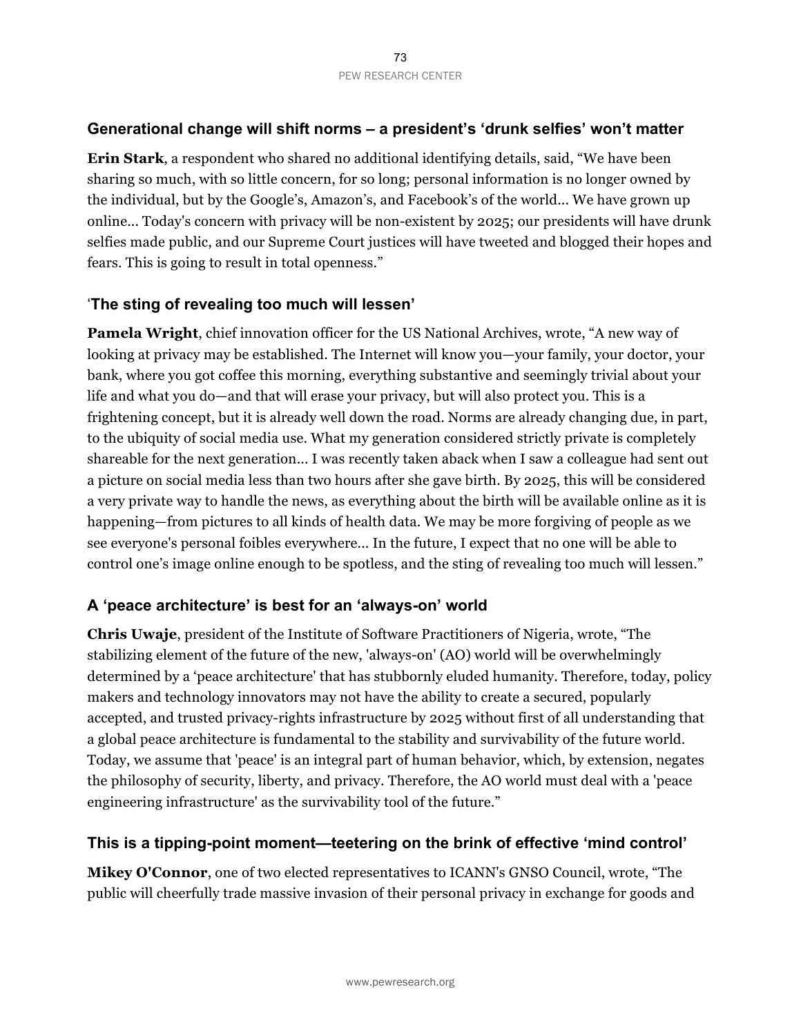## Generational change will shift norms – a president's 'drunk selfies' won't matter

**Erin Stark**, a respondent who shared no additional identifying details, said, "We have been sharing so much, with so little concern, for so long; personal information is no longer owned by the individual, but by the Google's, Amazon's, and Facebook's of the world... We have grown up online... Today's concern with privacy will be non-existent by 2025; our presidents will have drunk selfies made public, and our Supreme Court justices will have tweeted and blogged their hopes and fears. This is going to result in total openness."

## 'The sting of revealing too much will lessen'

**Pamela Wright**, chief innovation officer for the US National Archives, wrote, "A new way of looking at privacy may be established. The Internet will know you—your family, your doctor, your bank, where you got coffee this morning, everything substantive and seemingly trivial about your life and what you do—and that will erase your privacy, but will also protect you. This is a frightening concept, but it is already well down the road. Norms are already changing due, in part, to the ubiquity of social media use. What my generation considered strictly private is completely shareable for the next generation... I was recently taken aback when I saw a colleague had sent out a picture on social media less than two hours after she gave birth. By 2025, this will be considered a very private way to handle the news, as everything about the birth will be available online as it is happening—from pictures to all kinds of health data. We may be more forgiving of people as we see everyone's personal foibles everywhere... In the future, I expect that no one will be able to control one's image online enough to be spotless, and the sting of revealing too much will lessen."

## A 'peace architecture' is best for an 'always-on' world

**Chris Uwaje**, president of the Institute of Software Practitioners of Nigeria, wrote, "The stabilizing element of the future of the new, 'always-on' (AO) world will be overwhelmingly determined by a 'peace architecture' that has stubbornly eluded humanity. Therefore, today, policy makers and technology innovators may not have the ability to create a secured, popularly accepted, and trusted privacy-rights infrastructure by 2025 without first of all understanding that a global peace architecture is fundamental to the stability and survivability of the future world. Today, we assume that 'peace' is an integral part of human behavior, which, by extension, negates the philosophy of security, liberty, and privacy. Therefore, the AO world must deal with a 'peace engineering infrastructure' as the survivability tool of the future."

## This is a tipping-point moment—teetering on the brink of effective 'mind control'

**Mikey O'Connor**, one of two elected representatives to ICANN's GNSO Council, wrote, "The public will cheerfully trade massive invasion of their personal privacy in exchange for goods and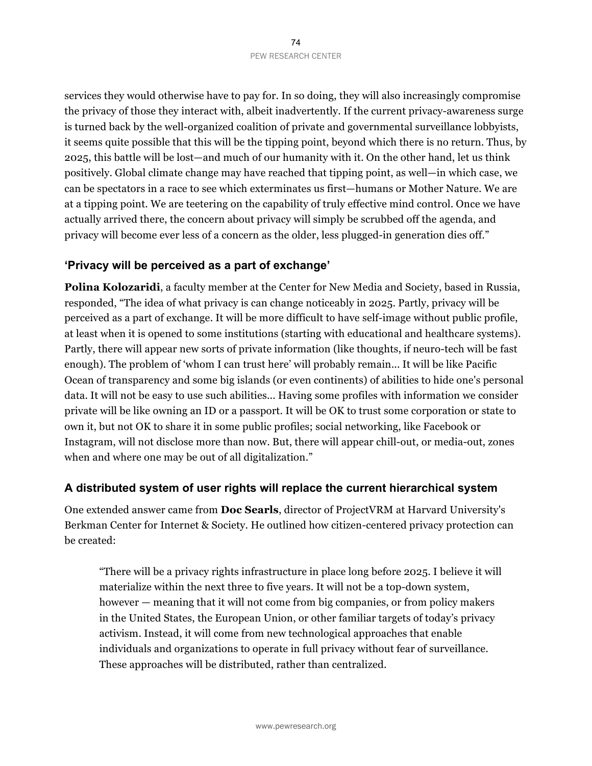services they would otherwise have to pay for. In so doing, they will also increasingly compromise the privacy of those they interact with, albeit inadvertently. If the current privacy-awareness surge is turned back by the well-organized coalition of private and governmental surveillance lobbyists, it seems quite possible that this will be the tipping point, beyond which there is no return. Thus, by 2025, this battle will be lost—and much of our humanity with it. On the other hand, let us think positively. Global climate change may have reached that tipping point, as well—in which case, we can be spectators in a race to see which exterminates us first—humans or Mother Nature. We are at a tipping point. We are teetering on the capability of truly effective mind control. Once we have actually arrived there, the concern about privacy will simply be scrubbed off the agenda, and privacy will become ever less of a concern as the older, less plugged-in generation dies off."

### 'Privacy will be perceived as a part of exchange'

**Polina Kolozaridi**, a faculty member at the Center for New Media and Society, based in Russia, responded, "The idea of what privacy is can change noticeably in 2025. Partly, privacy will be perceived as a part of exchange. It will be more difficult to have self-image without public profile, at least when it is opened to some institutions (starting with educational and healthcare systems). Partly, there will appear new sorts of private information (like thoughts, if neuro-tech will be fast enough). The problem of 'whom I can trust here' will probably remain... It will be like Pacific Ocean of transparency and some big islands (or even continents) of abilities to hide one's personal data. It will not be easy to use such abilities... Having some profiles with information we consider private will be like owning an ID or a passport. It will be OK to trust some corporation or state to own it, but not OK to share it in some public profiles; social networking, like Facebook or Instagram, will not disclose more than now. But, there will appear chill-out, or media-out, zones when and where one may be out of all digitalization."

### A distributed system of user rights will replace the current hierarchical system

One extended answer came from **Doc Searls**, director of ProjectVRM at Harvard University's Berkman Center for Internet & Society. He outlined how citizen-centered privacy protection can be created:

> "There will be a privacy rights infrastructure in place long before 2025. I believe it will materialize within the next three to five years. It will not be a top-down system, however — meaning that it will not come from big companies, or from policy makers in the United States, the European Union, or other familiar targets of today's privacy activism. Instead, it will come from new technological approaches that enable individuals and organizations to operate in full privacy without fear of surveillance. These approaches will be distributed, rather than centralized.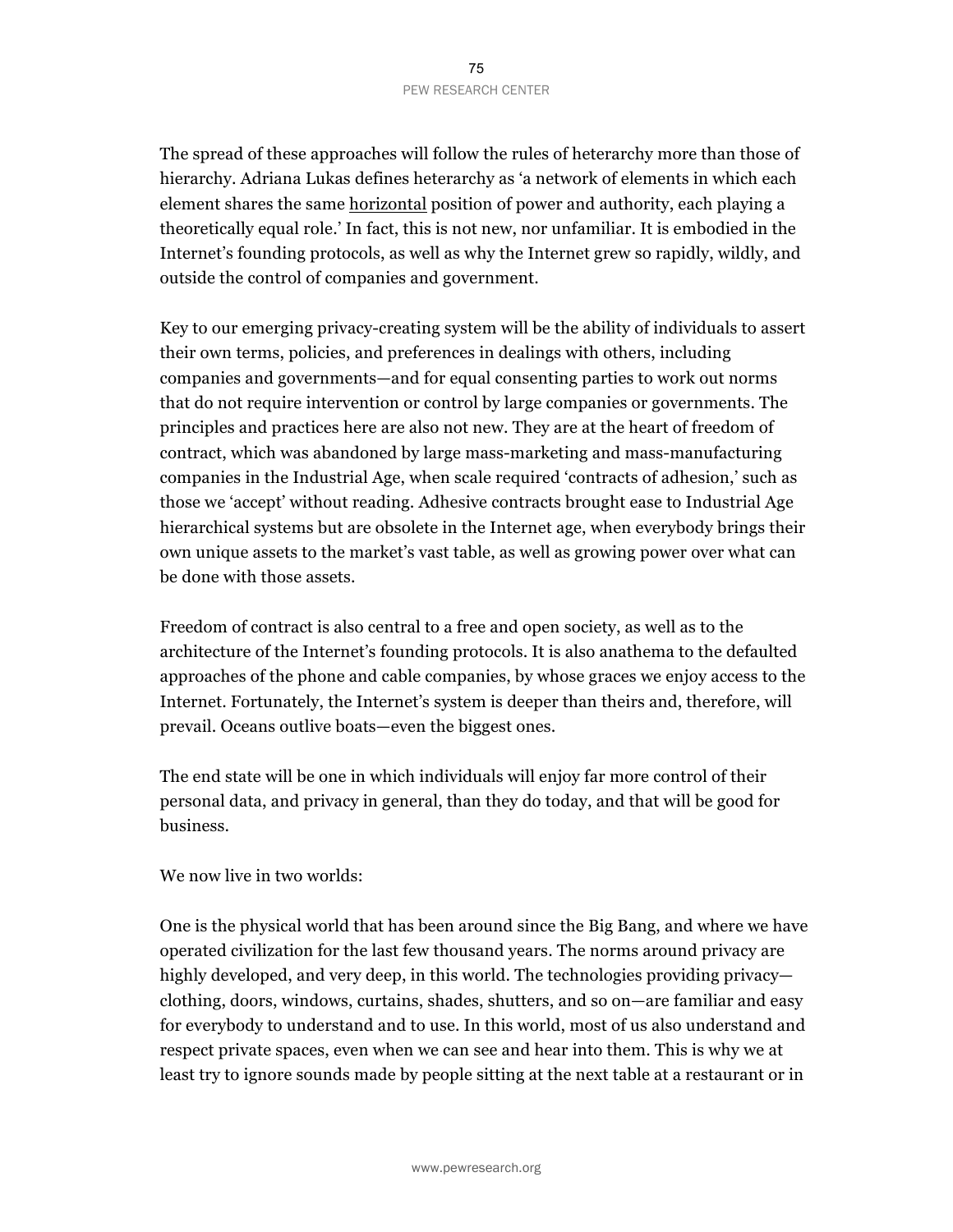The spread of these approaches will follow the rules of heterarchy more than those of hierarchy. Adriana Lukas defines heterarchy as 'a network of elements in which each element shares the same horizontal position of power and authority, each playing a theoretically equal role.' In fact, this is not new, nor unfamiliar. It is embodied in the Internet's founding protocols, as well as why the Internet grew so rapidly, wildly, and outside the control of companies and government.

Key to our emerging privacy-creating system will be the ability of individuals to assert their own terms, policies, and preferences in dealings with others, including companies and governments—and for equal consenting parties to work out norms that do not require intervention or control by large companies or governments. The principles and practices here are also not new. They are at the heart of freedom of contract, which was abandoned by large mass-marketing and mass-manufacturing companies in the Industrial Age, when scale required 'contracts of adhesion,' such as those we 'accept' without reading. Adhesive contracts brought ease to Industrial Age hierarchical systems but are obsolete in the Internet age, when everybody brings their own unique assets to the market's vast table, as well as growing power over what can be done with those assets.

Freedom of contract is also central to a free and open society, as well as to the architecture of the Internet's founding protocols. It is also anathema to the defaulted approaches of the phone and cable companies, by whose graces we enjoy access to the Internet. Fortunately, the Internet's system is deeper than theirs and, therefore, will prevail. Oceans outlive boats—even the biggest ones.

The end state will be one in which individuals will enjoy far more control of their personal data, and privacy in general, than they do today, and that will be good for business.

We now live in two worlds:

One is the physical world that has been around since the Big Bang, and where we have operated civilization for the last few thousand years. The norms around privacy are highly developed, and very deep, in this world. The technologies providing privacy—clothing, doors, windows, curtains, shades, shutters, and so on—are familiar and easy for everybody to understand and to use. In this world, most of us also understand and respect private spaces, even when we can see and hear into them. This is why we at least try to ignore sounds made by people sitting at the next table at a restaurant or in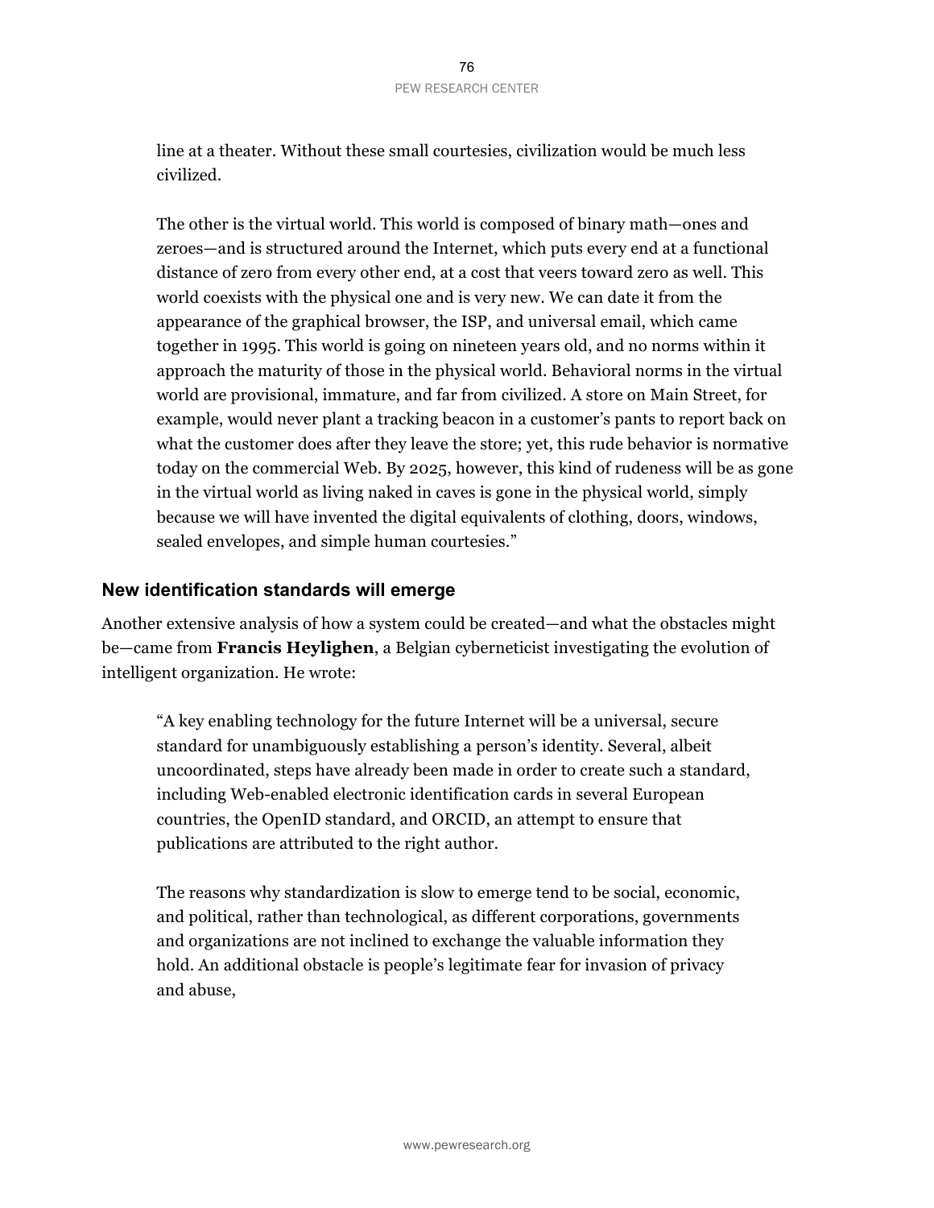line at a theater. Without these small courtesies, civilization would be much less civilized.

The other is the virtual world. This world is composed of binary math—ones and zeroes—and is structured around the Internet, which puts every end at a functional distance of zero from every other end, at a cost that veers toward zero as well. This world coexists with the physical one and is very new. We can date it from the appearance of the graphical browser, the ISP, and universal email, which came together in 1995. This world is going on nineteen years old, and no norms within it approach the maturity of those in the physical world. Behavioral norms in the virtual world are provisional, immature, and far from civilized. A store on Main Street, for example, would never plant a tracking beacon in a customer's pants to report back on what the customer does after they leave the store; yet, this rude behavior is normative today on the commercial Web. By 2025, however, this kind of rudeness will be as gone in the virtual world as living naked in caves is gone in the physical world, simply because we will have invented the digital equivalents of clothing, doors, windows, sealed envelopes, and simple human courtesies."

## New identification standards will emerge

Another extensive analysis of how a system could be created—and what the obstacles might be—came from **Francis Heylighen**, a Belgian cyberneticist investigating the evolution of intelligent organization. He wrote:

"A key enabling technology for the future Internet will be a universal, secure standard for unambiguously establishing a person's identity. Several, albeit uncoordinated, steps have already been made in order to create such a standard, including Web-enabled electronic identification cards in several European countries, the OpenID standard, and ORCID, an attempt to ensure that publications are attributed to the right author.

The reasons why standardization is slow to emerge tend to be social, economic, and political, rather than technological, as different corporations, governments and organizations are not inclined to exchange the valuable information they hold. An additional obstacle is people's legitimate fear for invasion of privacy and abuse,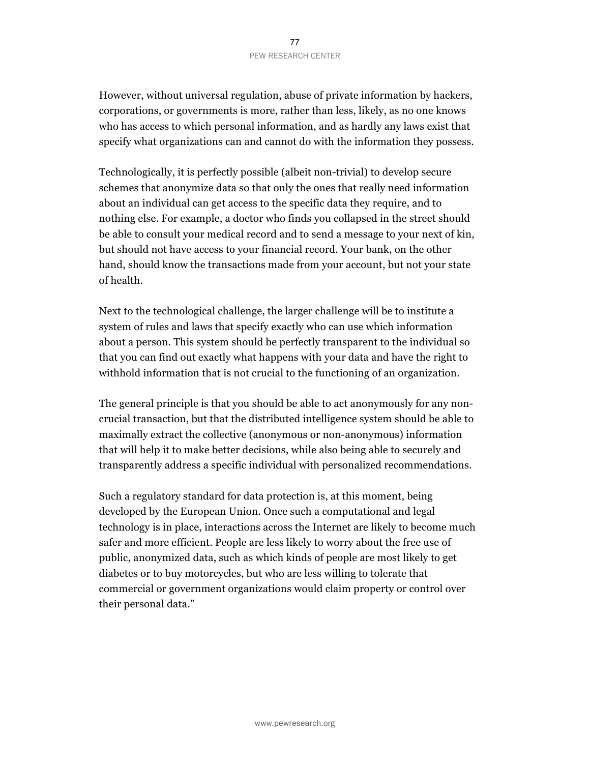However, without universal regulation, abuse of private information by hackers, corporations, or governments is more, rather than less, likely, as no one knows who has access to which personal information, and as hardly any laws exist that specify what organizations can and cannot do with the information they possess.

Technologically, it is perfectly possible (albeit non-trivial) to develop secure schemes that anonymize data so that only the ones that really need information about an individual can get access to the specific data they require, and to nothing else. For example, a doctor who finds you collapsed in the street should be able to consult your medical record and to send a message to your next of kin, but should not have access to your financial record. Your bank, on the other hand, should know the transactions made from your account, but not your state of health.

Next to the technological challenge, the larger challenge will be to institute a system of rules and laws that specify exactly who can use which information about a person. This system should be perfectly transparent to the individual so that you can find out exactly what happens with your data and have the right to withhold information that is not crucial to the functioning of an organization.

The general principle is that you should be able to act anonymously for any non-crucial transaction, but that the distributed intelligence system should be able to maximally extract the collective (anonymous or non-anonymous) information that will help it to make better decisions, while also being able to securely and transparently address a specific individual with personalized recommendations.

Such a regulatory standard for data protection is, at this moment, being developed by the European Union. Once such a computational and legal technology is in place, interactions across the Internet are likely to become much safer and more efficient. People are less likely to worry about the free use of public, anonymized data, such as which kinds of people are most likely to get diabetes or to buy motorcycles, but who are less willing to tolerate that commercial or government organizations would claim property or control over their personal data."